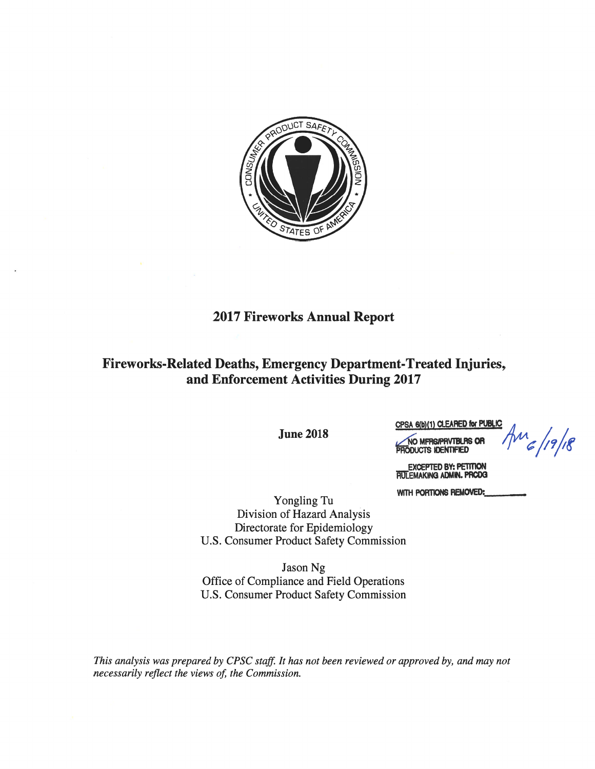# 2017 Fireworks Annual Report

## Fireworks-Related Deaths, Emergency Department-Treated Injuries, and Enforcement Activities During 2017

**June 2018**

CPSA 6(b)(1) CLEARED for PUBLIC

✓ NO MFRS/PRVTBLRS OR PRODUCTS IDENTIFIED

\_\_\_EXCEPTED BY: PETITION RULEMAKING ADMIN. PRCDG

WITH PORTIONS REMOVED:\_\_\_\_\_\_

AM 6/19/18

Yongling Tu
Division of Hazard Analysis
Directorate for Epidemiology
U.S. Consumer Product Safety Commission

Jason Ng
Office of Compliance and Field Operations
U.S. Consumer Product Safety Commission

*This analysis was prepared by CPSC staff. It has not been reviewed or approved by, and may not necessarily reflect the views of, the Commission.*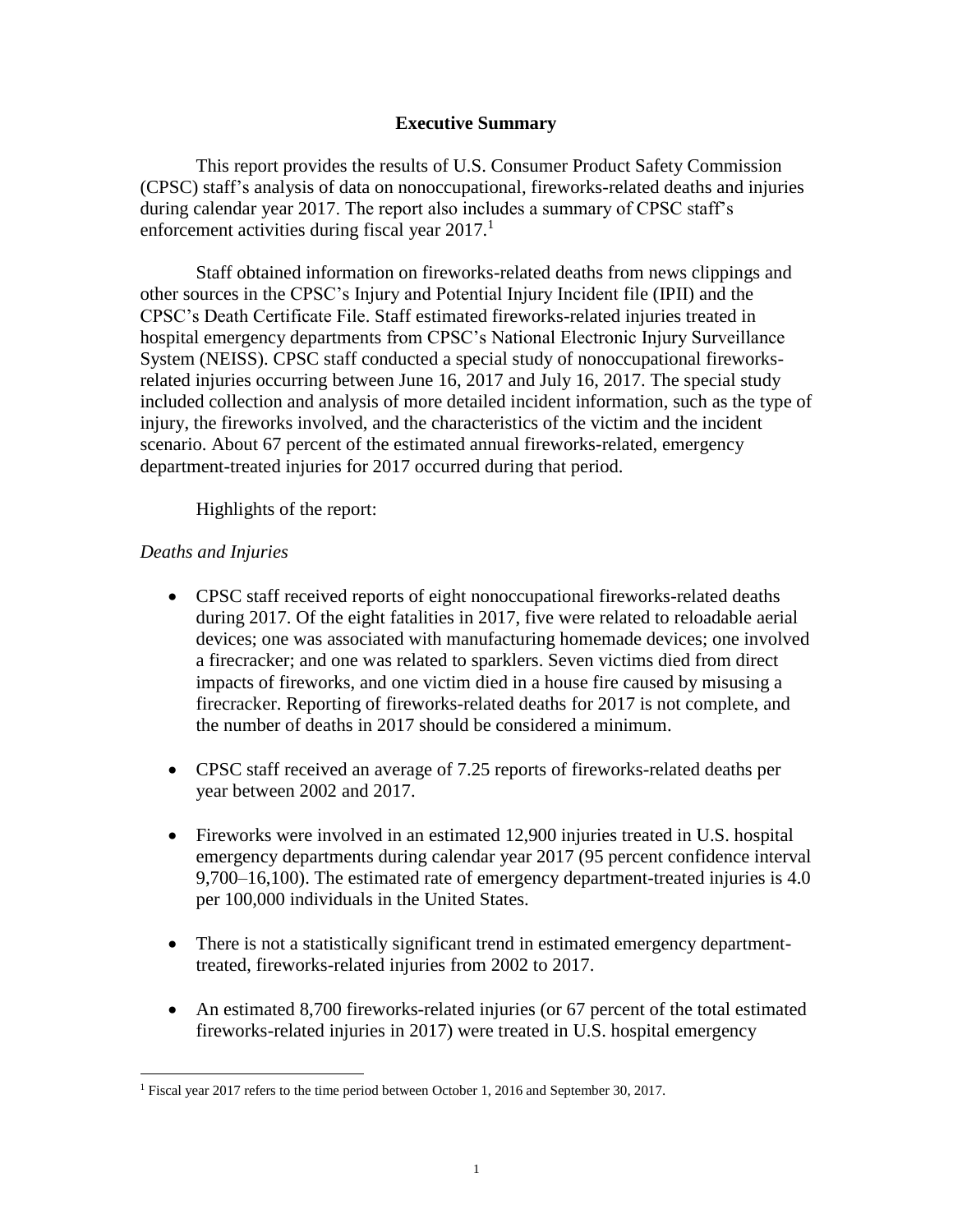## Executive Summary

This report provides the results of U.S. Consumer Product Safety Commission (CPSC) staff's analysis of data on nonoccupational, fireworks-related deaths and injuries during calendar year 2017. The report also includes a summary of CPSC staff's enforcement activities during fiscal year 2017.[1]

Staff obtained information on fireworks-related deaths from news clippings and other sources in the CPSC's Injury and Potential Injury Incident file (IPII) and the CPSC's Death Certificate File. Staff estimated fireworks-related injuries treated in hospital emergency departments from CPSC's National Electronic Injury Surveillance System (NEISS). CPSC staff conducted a special study of nonoccupational fireworks-related injuries occurring between June 16, 2017 and July 16, 2017. The special study included collection and analysis of more detailed incident information, such as the type of injury, the fireworks involved, and the characteristics of the victim and the incident scenario. About 67 percent of the estimated annual fireworks-related, emergency department-treated injuries for 2017 occurred during that period.

Highlights of the report:

*Deaths and Injuries*

- CPSC staff received reports of eight nonoccupational fireworks-related deaths during 2017. Of the eight fatalities in 2017, five were related to reloadable aerial devices; one was associated with manufacturing homemade devices; one involved a firecracker; and one was related to sparklers. Seven victims died from direct impacts of fireworks, and one victim died in a house fire caused by misusing a firecracker. Reporting of fireworks-related deaths for 2017 is not complete, and the number of deaths in 2017 should be considered a minimum.

- CPSC staff received an average of 7.25 reports of fireworks-related deaths per year between 2002 and 2017.

- Fireworks were involved in an estimated 12,900 injuries treated in U.S. hospital emergency departments during calendar year 2017 (95 percent confidence interval 9,700–16,100). The estimated rate of emergency department-treated injuries is 4.0 per 100,000 individuals in the United States.

- There is not a statistically significant trend in estimated emergency department-treated, fireworks-related injuries from 2002 to 2017.

- An estimated 8,700 fireworks-related injuries (or 67 percent of the total estimated fireworks-related injuries in 2017) were treated in U.S. hospital emergency

[1] Fiscal year 2017 refers to the time period between October 1, 2016 and September 30, 2017.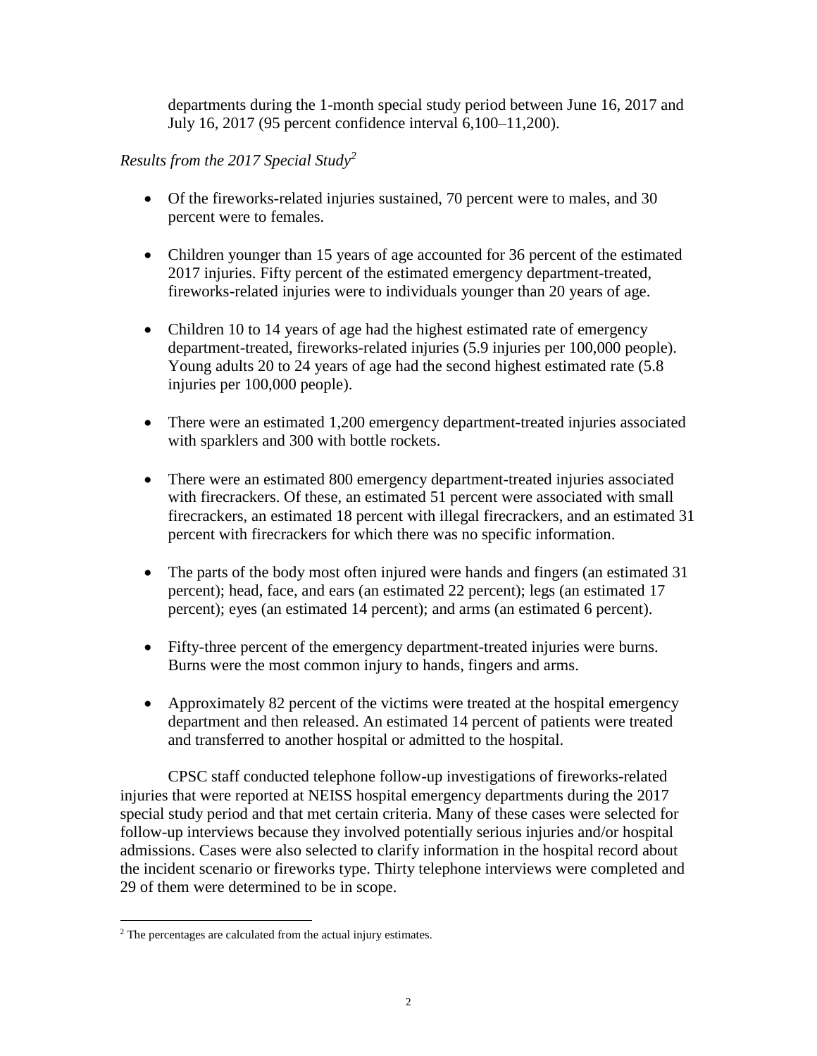departments during the 1-month special study period between June 16, 2017 and July 16, 2017 (95 percent confidence interval 6,100–11,200).

*Results from the 2017 Special Study*[2]

- Of the fireworks-related injuries sustained, 70 percent were to males, and 30 percent were to females.

- Children younger than 15 years of age accounted for 36 percent of the estimated 2017 injuries. Fifty percent of the estimated emergency department-treated, fireworks-related injuries were to individuals younger than 20 years of age.

- Children 10 to 14 years of age had the highest estimated rate of emergency department-treated, fireworks-related injuries (5.9 injuries per 100,000 people). Young adults 20 to 24 years of age had the second highest estimated rate (5.8 injuries per 100,000 people).

- There were an estimated 1,200 emergency department-treated injuries associated with sparklers and 300 with bottle rockets.

- There were an estimated 800 emergency department-treated injuries associated with firecrackers. Of these, an estimated 51 percent were associated with small firecrackers, an estimated 18 percent with illegal firecrackers, and an estimated 31 percent with firecrackers for which there was no specific information.

- The parts of the body most often injured were hands and fingers (an estimated 31 percent); head, face, and ears (an estimated 22 percent); legs (an estimated 17 percent); eyes (an estimated 14 percent); and arms (an estimated 6 percent).

- Fifty-three percent of the emergency department-treated injuries were burns. Burns were the most common injury to hands, fingers and arms.

- Approximately 82 percent of the victims were treated at the hospital emergency department and then released. An estimated 14 percent of patients were treated and transferred to another hospital or admitted to the hospital.

CPSC staff conducted telephone follow-up investigations of fireworks-related injuries that were reported at NEISS hospital emergency departments during the 2017 special study period and that met certain criteria. Many of these cases were selected for follow-up interviews because they involved potentially serious injuries and/or hospital admissions. Cases were also selected to clarify information in the hospital record about the incident scenario or fireworks type. Thirty telephone interviews were completed and 29 of them were determined to be in scope.

---

[2] The percentages are calculated from the actual injury estimates.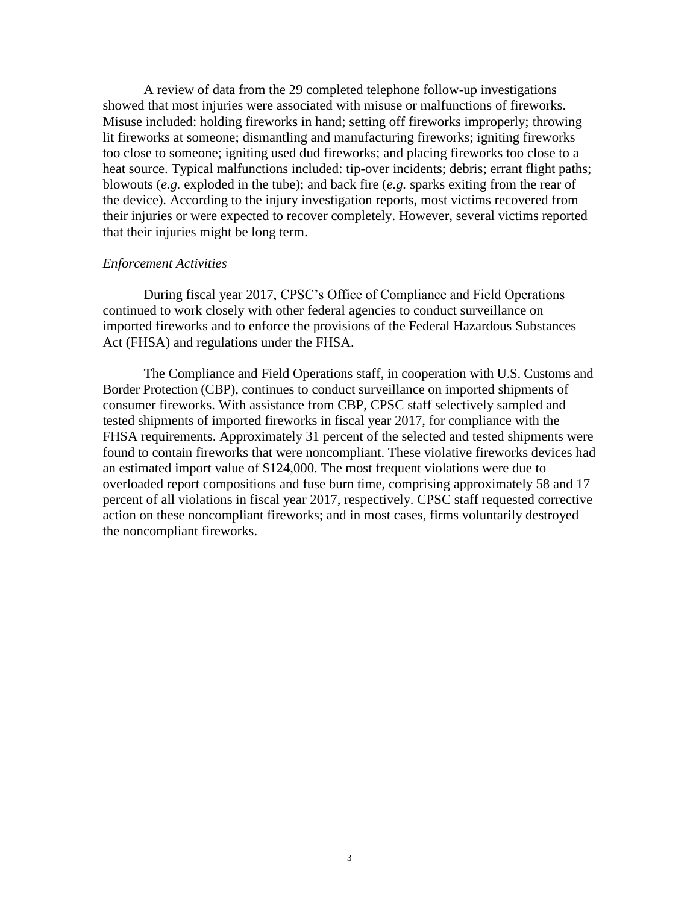A review of data from the 29 completed telephone follow-up investigations showed that most injuries were associated with misuse or malfunctions of fireworks. Misuse included: holding fireworks in hand; setting off fireworks improperly; throwing lit fireworks at someone; dismantling and manufacturing fireworks; igniting fireworks too close to someone; igniting used dud fireworks; and placing fireworks too close to a heat source. Typical malfunctions included: tip-over incidents; debris; errant flight paths; blowouts (*e.g.* exploded in the tube); and back fire (*e.g.* sparks exiting from the rear of the device). According to the injury investigation reports, most victims recovered from their injuries or were expected to recover completely. However, several victims reported that their injuries might be long term.

*Enforcement Activities*

During fiscal year 2017, CPSC's Office of Compliance and Field Operations continued to work closely with other federal agencies to conduct surveillance on imported fireworks and to enforce the provisions of the Federal Hazardous Substances Act (FHSA) and regulations under the FHSA.

The Compliance and Field Operations staff, in cooperation with U.S. Customs and Border Protection (CBP), continues to conduct surveillance on imported shipments of consumer fireworks. With assistance from CBP, CPSC staff selectively sampled and tested shipments of imported fireworks in fiscal year 2017, for compliance with the FHSA requirements. Approximately 31 percent of the selected and tested shipments were found to contain fireworks that were noncompliant. These violative fireworks devices had an estimated import value of $124,000. The most frequent violations were due to overloaded report compositions and fuse burn time, comprising approximately 58 and 17 percent of all violations in fiscal year 2017, respectively. CPSC staff requested corrective action on these noncompliant fireworks; and in most cases, firms voluntarily destroyed the noncompliant fireworks.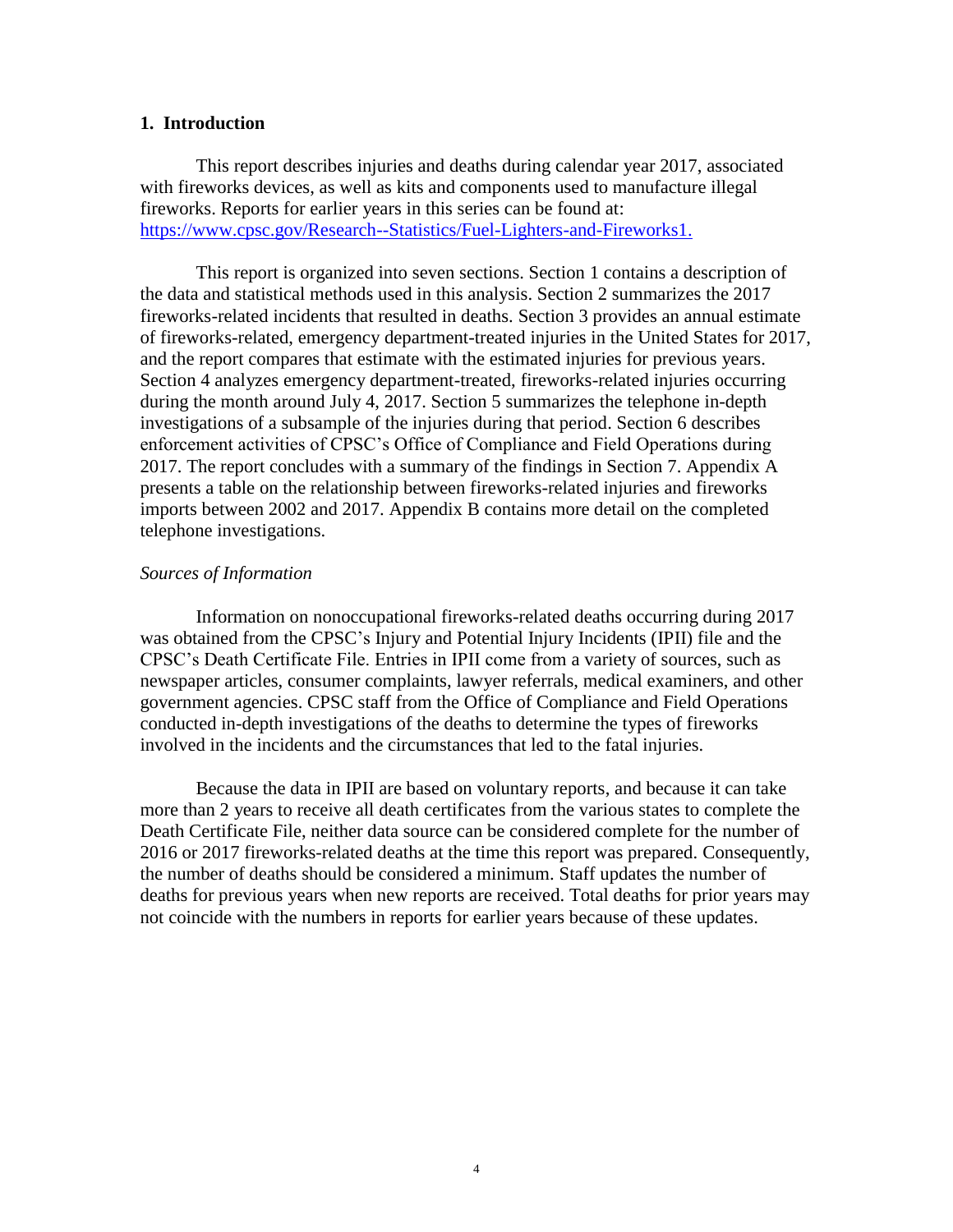## 1. Introduction

This report describes injuries and deaths during calendar year 2017, associated with fireworks devices, as well as kits and components used to manufacture illegal fireworks. Reports for earlier years in this series can be found at: [https://www.cpsc.gov/Research--Statistics/Fuel-Lighters-and-Fireworks1.](https://www.cpsc.gov/Research--Statistics/Fuel-Lighters-and-Fireworks1)

This report is organized into seven sections. Section 1 contains a description of the data and statistical methods used in this analysis. Section 2 summarizes the 2017 fireworks-related incidents that resulted in deaths. Section 3 provides an annual estimate of fireworks-related, emergency department-treated injuries in the United States for 2017, and the report compares that estimate with the estimated injuries for previous years. Section 4 analyzes emergency department-treated, fireworks-related injuries occurring during the month around July 4, 2017. Section 5 summarizes the telephone in-depth investigations of a subsample of the injuries during that period. Section 6 describes enforcement activities of CPSC's Office of Compliance and Field Operations during 2017. The report concludes with a summary of the findings in Section 7. Appendix A presents a table on the relationship between fireworks-related injuries and fireworks imports between 2002 and 2017. Appendix B contains more detail on the completed telephone investigations.

*Sources of Information*

Information on nonoccupational fireworks-related deaths occurring during 2017 was obtained from the CPSC's Injury and Potential Injury Incidents (IPII) file and the CPSC's Death Certificate File. Entries in IPII come from a variety of sources, such as newspaper articles, consumer complaints, lawyer referrals, medical examiners, and other government agencies. CPSC staff from the Office of Compliance and Field Operations conducted in-depth investigations of the deaths to determine the types of fireworks involved in the incidents and the circumstances that led to the fatal injuries.

Because the data in IPII are based on voluntary reports, and because it can take more than 2 years to receive all death certificates from the various states to complete the Death Certificate File, neither data source can be considered complete for the number of 2016 or 2017 fireworks-related deaths at the time this report was prepared. Consequently, the number of deaths should be considered a minimum. Staff updates the number of deaths for previous years when new reports are received. Total deaths for prior years may not coincide with the numbers in reports for earlier years because of these updates.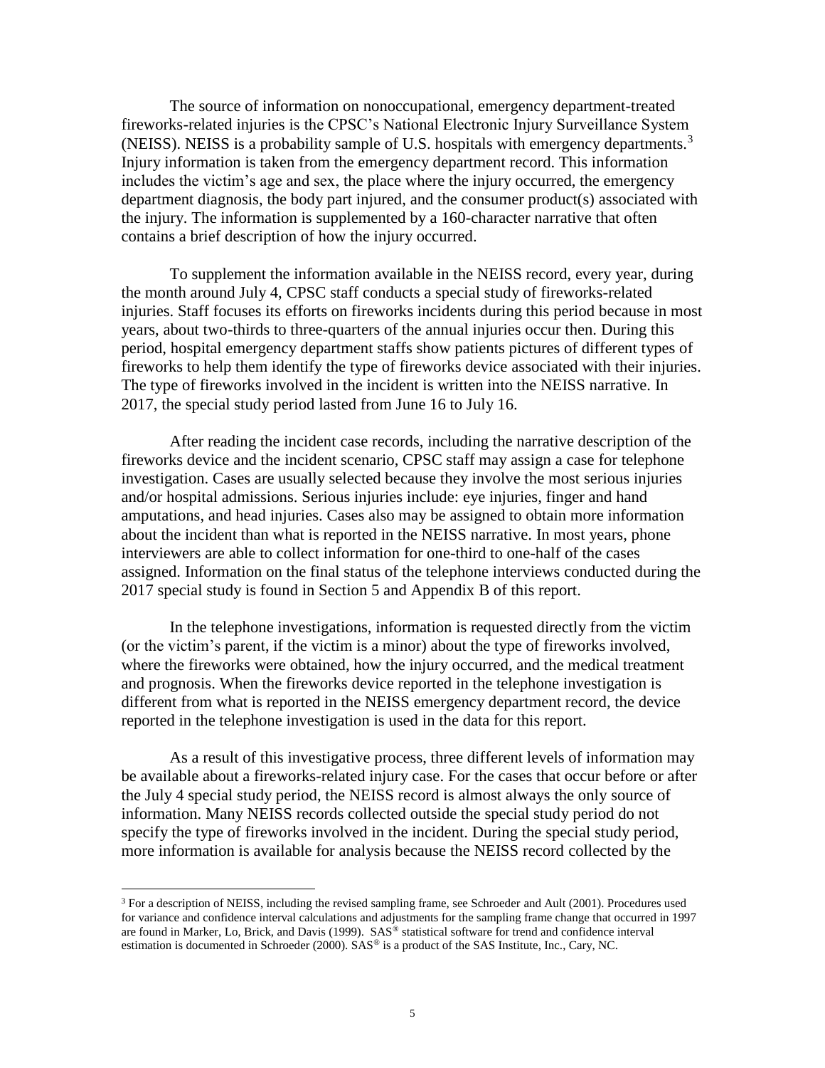The source of information on nonoccupational, emergency department-treated fireworks-related injuries is the CPSC's National Electronic Injury Surveillance System (NEISS). NEISS is a probability sample of U.S. hospitals with emergency departments.[3] Injury information is taken from the emergency department record. This information includes the victim's age and sex, the place where the injury occurred, the emergency department diagnosis, the body part injured, and the consumer product(s) associated with the injury. The information is supplemented by a 160-character narrative that often contains a brief description of how the injury occurred.

To supplement the information available in the NEISS record, every year, during the month around July 4, CPSC staff conducts a special study of fireworks-related injuries. Staff focuses its efforts on fireworks incidents during this period because in most years, about two-thirds to three-quarters of the annual injuries occur then. During this period, hospital emergency department staffs show patients pictures of different types of fireworks to help them identify the type of fireworks device associated with their injuries. The type of fireworks involved in the incident is written into the NEISS narrative. In 2017, the special study period lasted from June 16 to July 16.

After reading the incident case records, including the narrative description of the fireworks device and the incident scenario, CPSC staff may assign a case for telephone investigation. Cases are usually selected because they involve the most serious injuries and/or hospital admissions. Serious injuries include: eye injuries, finger and hand amputations, and head injuries. Cases also may be assigned to obtain more information about the incident than what is reported in the NEISS narrative. In most years, phone interviewers are able to collect information for one-third to one-half of the cases assigned. Information on the final status of the telephone interviews conducted during the 2017 special study is found in Section 5 and Appendix B of this report.

In the telephone investigations, information is requested directly from the victim (or the victim's parent, if the victim is a minor) about the type of fireworks involved, where the fireworks were obtained, how the injury occurred, and the medical treatment and prognosis. When the fireworks device reported in the telephone investigation is different from what is reported in the NEISS emergency department record, the device reported in the telephone investigation is used in the data for this report.

As a result of this investigative process, three different levels of information may be available about a fireworks-related injury case. For the cases that occur before or after the July 4 special study period, the NEISS record is almost always the only source of information. Many NEISS records collected outside the special study period do not specify the type of fireworks involved in the incident. During the special study period, more information is available for analysis because the NEISS record collected by the

[3] For a description of NEISS, including the revised sampling frame, see Schroeder and Ault (2001). Procedures used for variance and confidence interval calculations and adjustments for the sampling frame change that occurred in 1997 are found in Marker, Lo, Brick, and Davis (1999). SAS® statistical software for trend and confidence interval estimation is documented in Schroeder (2000). SAS® is a product of the SAS Institute, Inc., Cary, NC.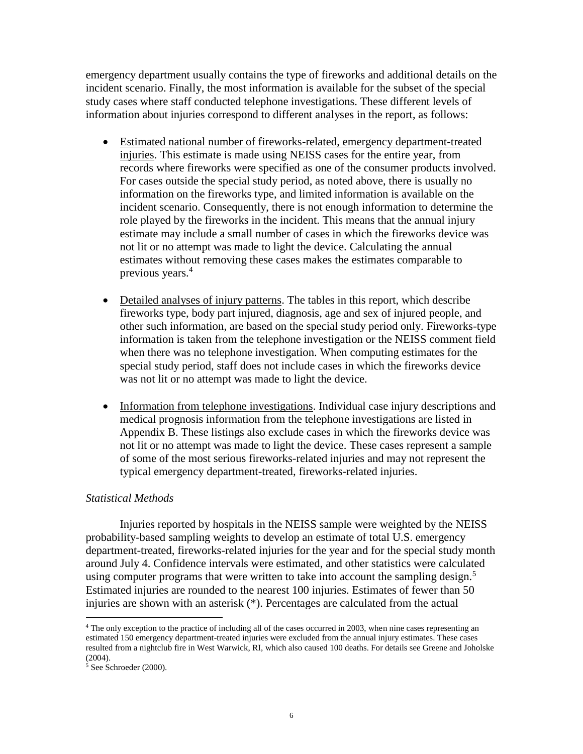emergency department usually contains the type of fireworks and additional details on the incident scenario. Finally, the most information is available for the subset of the special study cases where staff conducted telephone investigations. These different levels of information about injuries correspond to different analyses in the report, as follows:

- Estimated national number of fireworks-related, emergency department-treated injuries. This estimate is made using NEISS cases for the entire year, from records where fireworks were specified as one of the consumer products involved. For cases outside the special study period, as noted above, there is usually no information on the fireworks type, and limited information is available on the incident scenario. Consequently, there is not enough information to determine the role played by the fireworks in the incident. This means that the annual injury estimate may include a small number of cases in which the fireworks device was not lit or no attempt was made to light the device. Calculating the annual estimates without removing these cases makes the estimates comparable to previous years.[4]

- Detailed analyses of injury patterns. The tables in this report, which describe fireworks type, body part injured, diagnosis, age and sex of injured people, and other such information, are based on the special study period only. Fireworks-type information is taken from the telephone investigation or the NEISS comment field when there was no telephone investigation. When computing estimates for the special study period, staff does not include cases in which the fireworks device was not lit or no attempt was made to light the device.

- Information from telephone investigations. Individual case injury descriptions and medical prognosis information from the telephone investigations are listed in Appendix B. These listings also exclude cases in which the fireworks device was not lit or no attempt was made to light the device. These cases represent a sample of some of the most serious fireworks-related injuries and may not represent the typical emergency department-treated, fireworks-related injuries.

*Statistical Methods*

Injuries reported by hospitals in the NEISS sample were weighted by the NEISS probability-based sampling weights to develop an estimate of total U.S. emergency department-treated, fireworks-related injuries for the year and for the special study month around July 4. Confidence intervals were estimated, and other statistics were calculated using computer programs that were written to take into account the sampling design.[5] Estimated injuries are rounded to the nearest 100 injuries. Estimates of fewer than 50 injuries are shown with an asterisk (*). Percentages are calculated from the actual

---

[4] The only exception to the practice of including all of the cases occurred in 2003, when nine cases representing an estimated 150 emergency department-treated injuries were excluded from the annual injury estimates. These cases resulted from a nightclub fire in West Warwick, RI, which also caused 100 deaths. For details see Greene and Joholske (2004).

[5] See Schroeder (2000).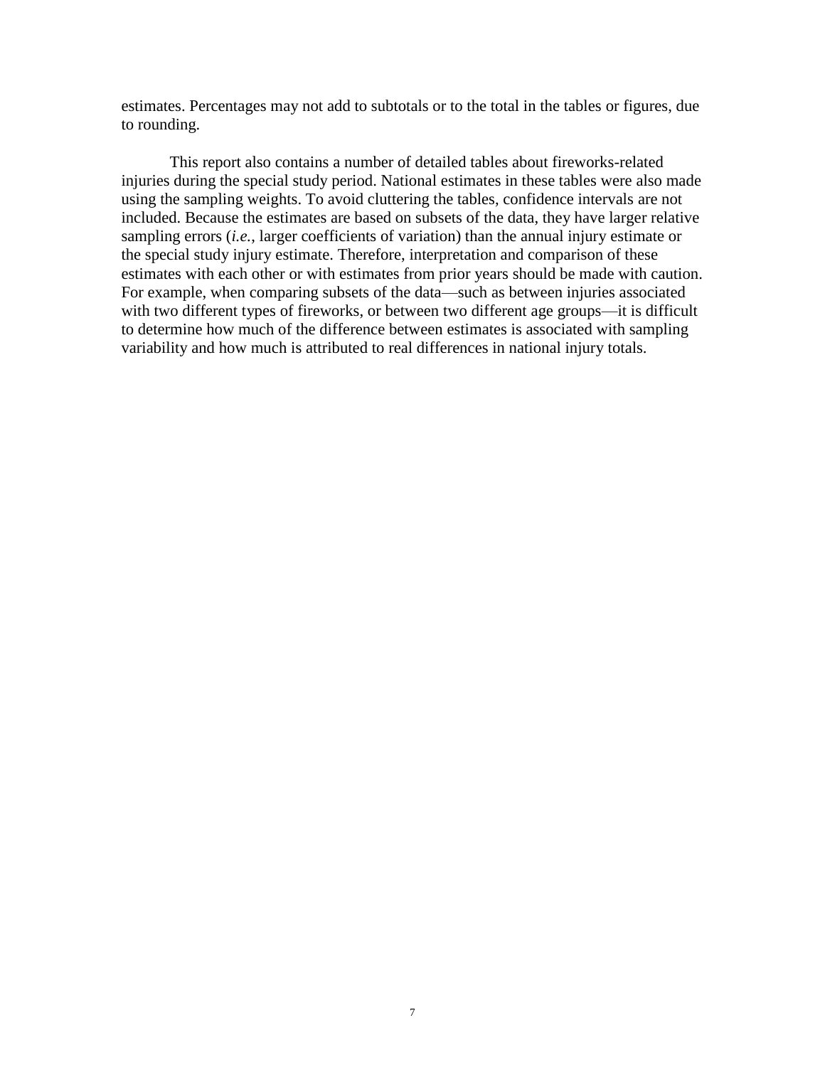estimates. Percentages may not add to subtotals or to the total in the tables or figures, due to rounding.

This report also contains a number of detailed tables about fireworks-related injuries during the special study period. National estimates in these tables were also made using the sampling weights. To avoid cluttering the tables, confidence intervals are not included. Because the estimates are based on subsets of the data, they have larger relative sampling errors (*i.e.*, larger coefficients of variation) than the annual injury estimate or the special study injury estimate. Therefore, interpretation and comparison of these estimates with each other or with estimates from prior years should be made with caution. For example, when comparing subsets of the data—such as between injuries associated with two different types of fireworks, or between two different age groups—it is difficult to determine how much of the difference between estimates is associated with sampling variability and how much is attributed to real differences in national injury totals.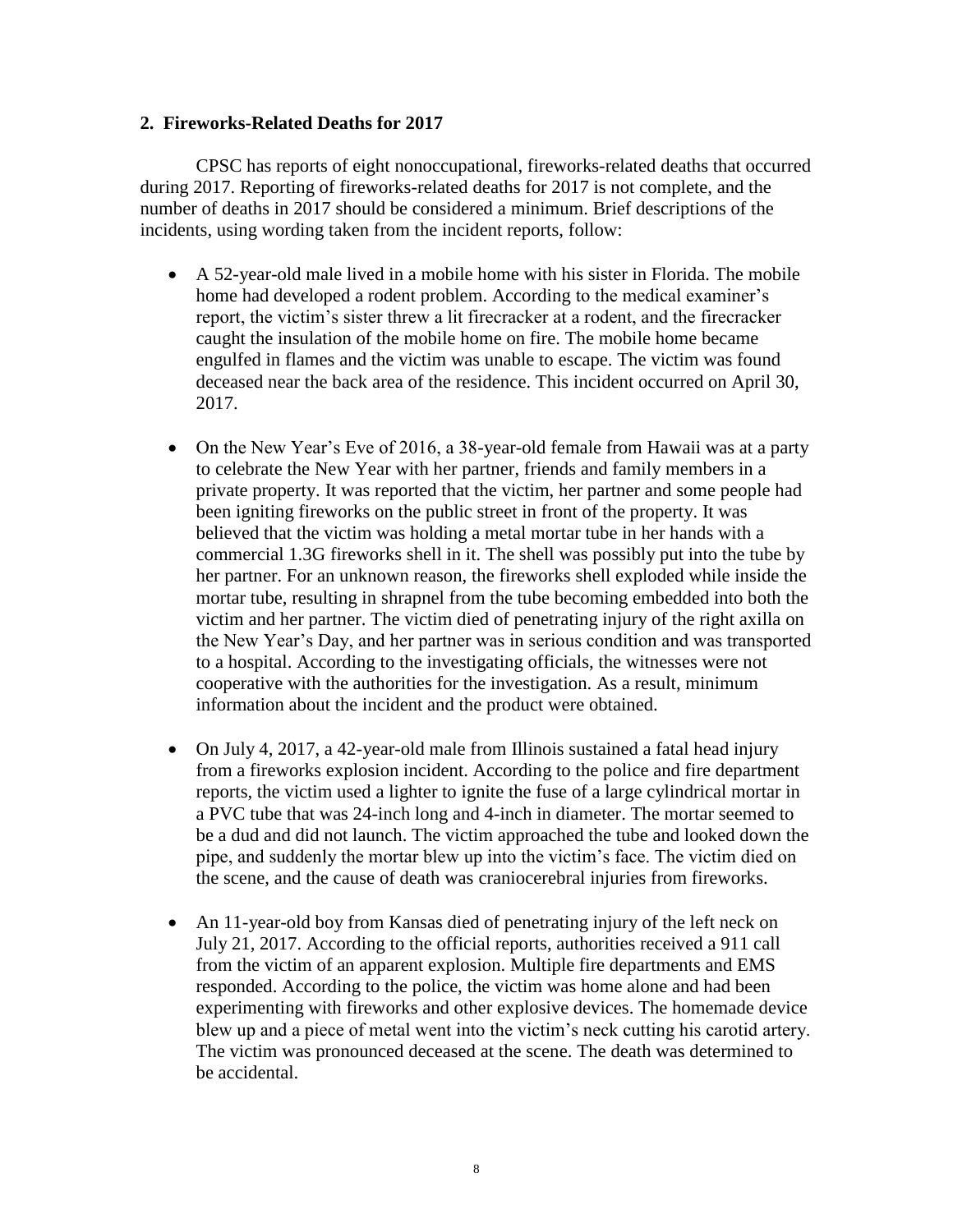## 2. Fireworks-Related Deaths for 2017

CPSC has reports of eight nonoccupational, fireworks-related deaths that occurred during 2017. Reporting of fireworks-related deaths for 2017 is not complete, and the number of deaths in 2017 should be considered a minimum. Brief descriptions of the incidents, using wording taken from the incident reports, follow:

- A 52-year-old male lived in a mobile home with his sister in Florida. The mobile home had developed a rodent problem. According to the medical examiner's report, the victim's sister threw a lit firecracker at a rodent, and the firecracker caught the insulation of the mobile home on fire. The mobile home became engulfed in flames and the victim was unable to escape. The victim was found deceased near the back area of the residence. This incident occurred on April 30, 2017.

- On the New Year's Eve of 2016, a 38-year-old female from Hawaii was at a party to celebrate the New Year with her partner, friends and family members in a private property. It was reported that the victim, her partner and some people had been igniting fireworks on the public street in front of the property. It was believed that the victim was holding a metal mortar tube in her hands with a commercial 1.3G fireworks shell in it. The shell was possibly put into the tube by her partner. For an unknown reason, the fireworks shell exploded while inside the mortar tube, resulting in shrapnel from the tube becoming embedded into both the victim and her partner. The victim died of penetrating injury of the right axilla on the New Year's Day, and her partner was in serious condition and was transported to a hospital. According to the investigating officials, the witnesses were not cooperative with the authorities for the investigation. As a result, minimum information about the incident and the product were obtained.

- On July 4, 2017, a 42-year-old male from Illinois sustained a fatal head injury from a fireworks explosion incident. According to the police and fire department reports, the victim used a lighter to ignite the fuse of a large cylindrical mortar in a PVC tube that was 24-inch long and 4-inch in diameter. The mortar seemed to be a dud and did not launch. The victim approached the tube and looked down the pipe, and suddenly the mortar blew up into the victim's face. The victim died on the scene, and the cause of death was craniocerebral injuries from fireworks.

- An 11-year-old boy from Kansas died of penetrating injury of the left neck on July 21, 2017. According to the official reports, authorities received a 911 call from the victim of an apparent explosion. Multiple fire departments and EMS responded. According to the police, the victim was home alone and had been experimenting with fireworks and other explosive devices. The homemade device blew up and a piece of metal went into the victim's neck cutting his carotid artery. The victim was pronounced deceased at the scene. The death was determined to be accidental.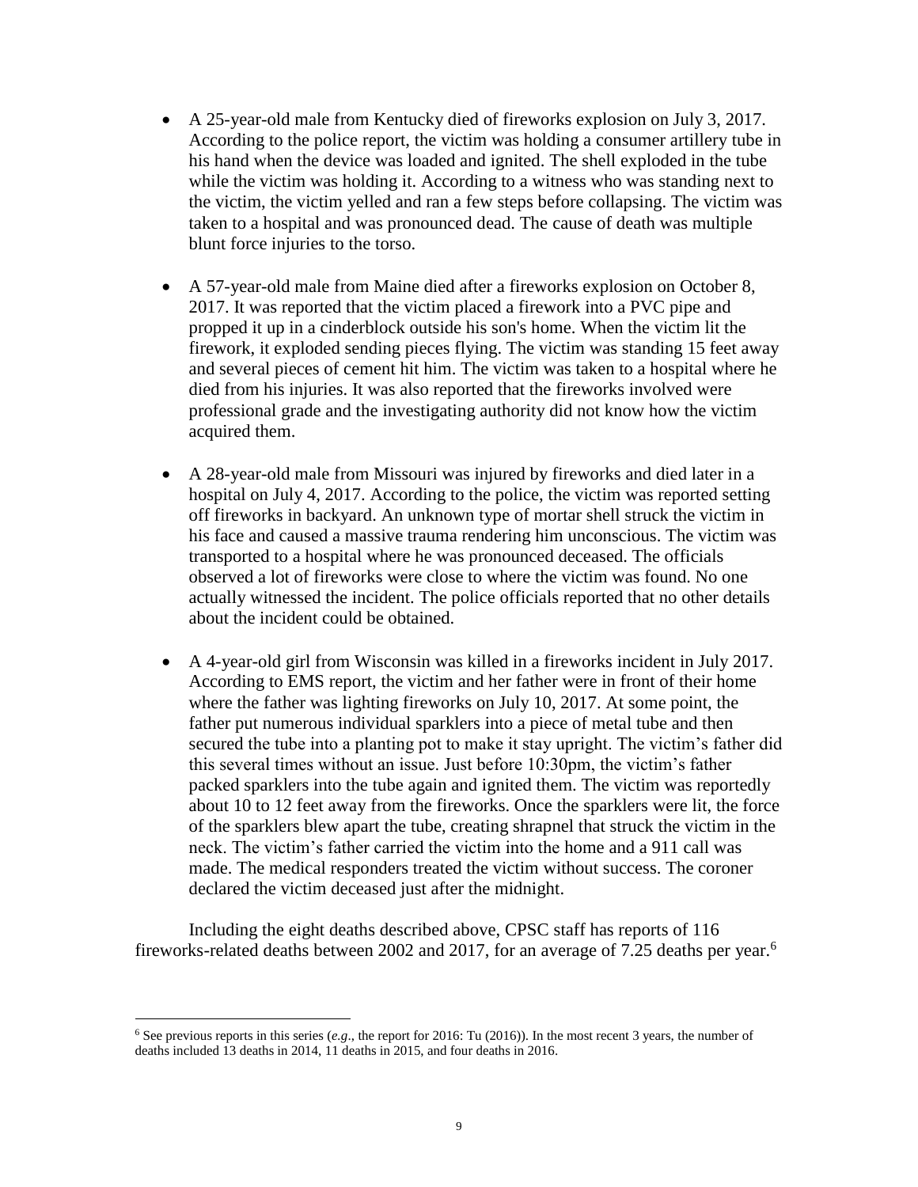- A 25-year-old male from Kentucky died of fireworks explosion on July 3, 2017. According to the police report, the victim was holding a consumer artillery tube in his hand when the device was loaded and ignited. The shell exploded in the tube while the victim was holding it. According to a witness who was standing next to the victim, the victim yelled and ran a few steps before collapsing. The victim was taken to a hospital and was pronounced dead. The cause of death was multiple blunt force injuries to the torso.

- A 57-year-old male from Maine died after a fireworks explosion on October 8, 2017. It was reported that the victim placed a firework into a PVC pipe and propped it up in a cinderblock outside his son's home. When the victim lit the firework, it exploded sending pieces flying. The victim was standing 15 feet away and several pieces of cement hit him. The victim was taken to a hospital where he died from his injuries. It was also reported that the fireworks involved were professional grade and the investigating authority did not know how the victim acquired them.

- A 28-year-old male from Missouri was injured by fireworks and died later in a hospital on July 4, 2017. According to the police, the victim was reported setting off fireworks in backyard. An unknown type of mortar shell struck the victim in his face and caused a massive trauma rendering him unconscious. The victim was transported to a hospital where he was pronounced deceased. The officials observed a lot of fireworks were close to where the victim was found. No one actually witnessed the incident. The police officials reported that no other details about the incident could be obtained.

- A 4-year-old girl from Wisconsin was killed in a fireworks incident in July 2017. According to EMS report, the victim and her father were in front of their home where the father was lighting fireworks on July 10, 2017. At some point, the father put numerous individual sparklers into a piece of metal tube and then secured the tube into a planting pot to make it stay upright. The victim's father did this several times without an issue. Just before 10:30pm, the victim's father packed sparklers into the tube again and ignited them. The victim was reportedly about 10 to 12 feet away from the fireworks. Once the sparklers were lit, the force of the sparklers blew apart the tube, creating shrapnel that struck the victim in the neck. The victim's father carried the victim into the home and a 911 call was made. The medical responders treated the victim without success. The coroner declared the victim deceased just after the midnight.

Including the eight deaths described above, CPSC staff has reports of 116 fireworks-related deaths between 2002 and 2017, for an average of 7.25 deaths per year.[6]

[6] See previous reports in this series (*e.g*., the report for 2016: Tu (2016)). In the most recent 3 years, the number of deaths included 13 deaths in 2014, 11 deaths in 2015, and four deaths in 2016.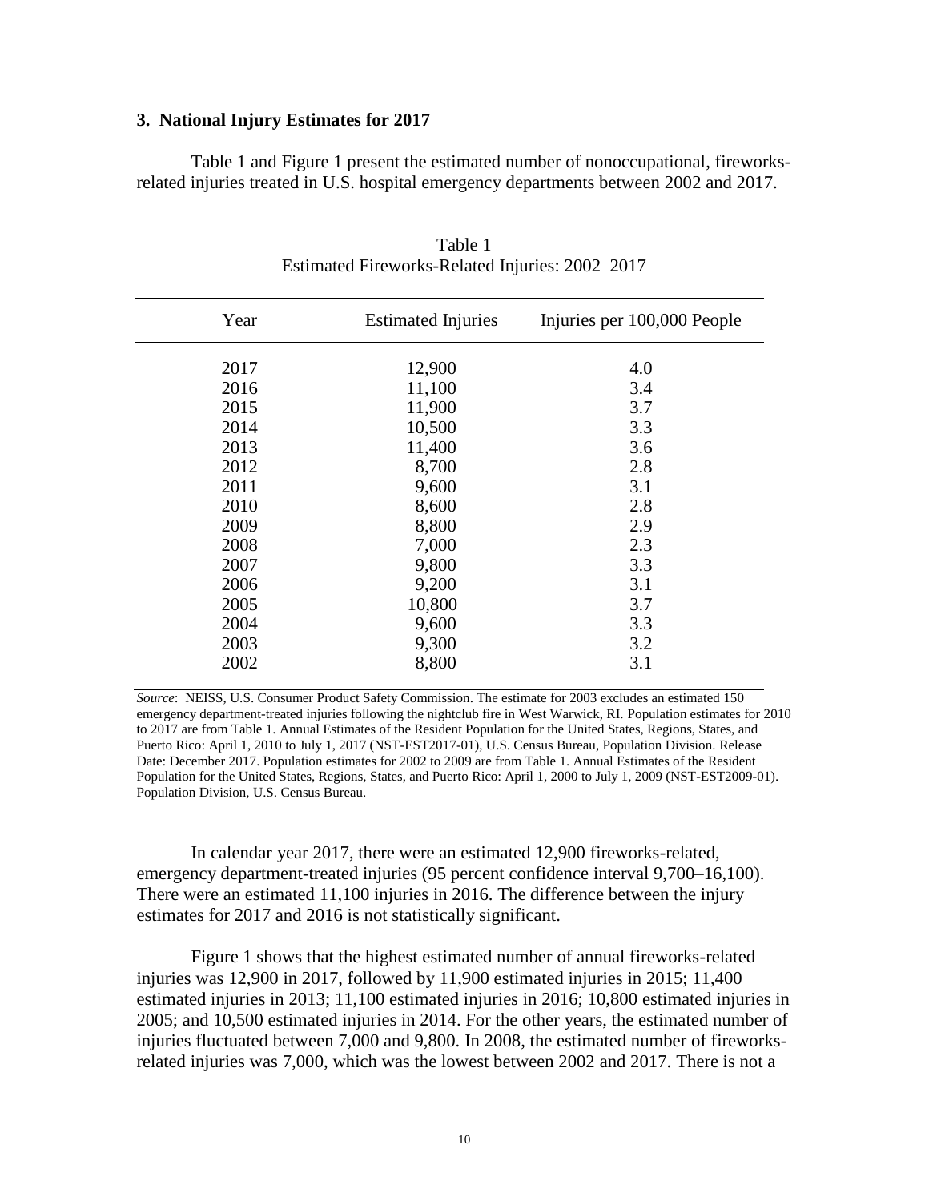### 3. National Injury Estimates for 2017

Table 1 and Figure 1 present the estimated number of nonoccupational, fireworks-related injuries treated in U.S. hospital emergency departments between 2002 and 2017.

Table 1
Estimated Fireworks-Related Injuries: 2002–2017

| Year | Estimated Injuries | Injuries per 100,000 People |
|---|---|---|
| 2017 | 12,900 | 4.0 |
| 2016 | 11,100 | 3.4 |
| 2015 | 11,900 | 3.7 |
| 2014 | 10,500 | 3.3 |
| 2013 | 11,400 | 3.6 |
| 2012 | 8,700 | 2.8 |
| 2011 | 9,600 | 3.1 |
| 2010 | 8,600 | 2.8 |
| 2009 | 8,800 | 2.9 |
| 2008 | 7,000 | 2.3 |
| 2007 | 9,800 | 3.3 |
| 2006 | 9,200 | 3.1 |
| 2005 | 10,800 | 3.7 |
| 2004 | 9,600 | 3.3 |
| 2003 | 9,300 | 3.2 |
| 2002 | 8,800 | 3.1 |

*Source*: NEISS, U.S. Consumer Product Safety Commission. The estimate for 2003 excludes an estimated 150 emergency department-treated injuries following the nightclub fire in West Warwick, RI. Population estimates for 2010 to 2017 are from Table 1. Annual Estimates of the Resident Population for the United States, Regions, States, and Puerto Rico: April 1, 2010 to July 1, 2017 (NST-EST2017-01), U.S. Census Bureau, Population Division. Release Date: December 2017. Population estimates for 2002 to 2009 are from Table 1. Annual Estimates of the Resident Population for the United States, Regions, States, and Puerto Rico: April 1, 2000 to July 1, 2009 (NST-EST2009-01). Population Division, U.S. Census Bureau.

In calendar year 2017, there were an estimated 12,900 fireworks-related, emergency department-treated injuries (95 percent confidence interval 9,700–16,100). There were an estimated 11,100 injuries in 2016. The difference between the injury estimates for 2017 and 2016 is not statistically significant.

Figure 1 shows that the highest estimated number of annual fireworks-related injuries was 12,900 in 2017, followed by 11,900 estimated injuries in 2015; 11,400 estimated injuries in 2013; 11,100 estimated injuries in 2016; 10,800 estimated injuries in 2005; and 10,500 estimated injuries in 2014. For the other years, the estimated number of injuries fluctuated between 7,000 and 9,800. In 2008, the estimated number of fireworks-related injuries was 7,000, which was the lowest between 2002 and 2017. There is not a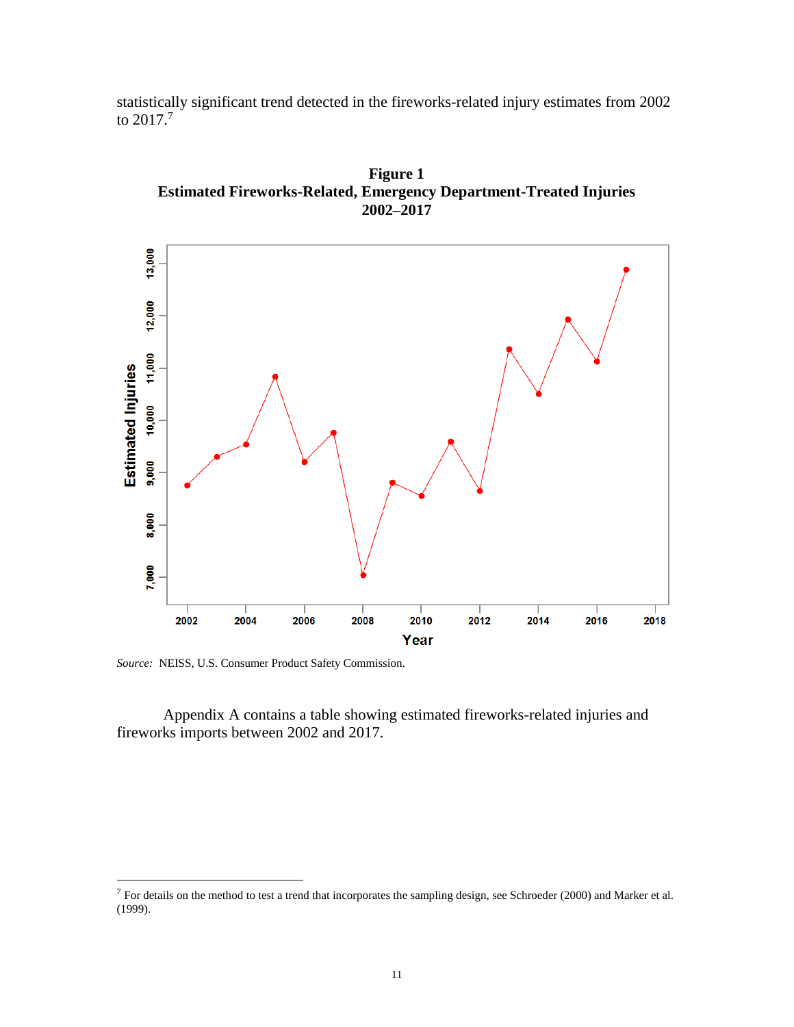statistically significant trend detected in the fireworks-related injury estimates from 2002 to 2017.[7]

**Figure 1**
**Estimated Fireworks-Related, Emergency Department-Treated Injuries**
**2002–2017**

*Source:* NEISS, U.S. Consumer Product Safety Commission.

Appendix A contains a table showing estimated fireworks-related injuries and fireworks imports between 2002 and 2017.

---

[7] For details on the method to test a trend that incorporates the sampling design, see Schroeder (2000) and Marker et al. (1999).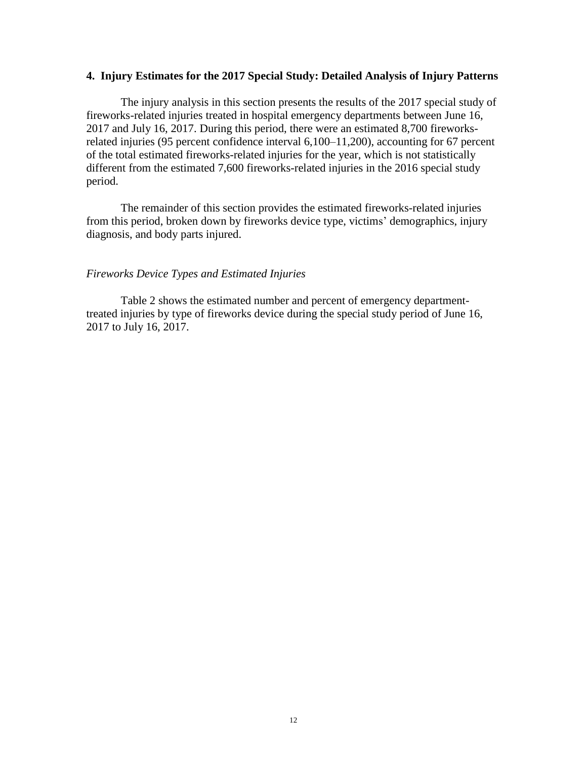## 4. Injury Estimates for the 2017 Special Study: Detailed Analysis of Injury Patterns

The injury analysis in this section presents the results of the 2017 special study of fireworks-related injuries treated in hospital emergency departments between June 16, 2017 and July 16, 2017. During this period, there were an estimated 8,700 fireworks-related injuries (95 percent confidence interval 6,100–11,200), accounting for 67 percent of the total estimated fireworks-related injuries for the year, which is not statistically different from the estimated 7,600 fireworks-related injuries in the 2016 special study period.

The remainder of this section provides the estimated fireworks-related injuries from this period, broken down by fireworks device type, victims' demographics, injury diagnosis, and body parts injured.

### *Fireworks Device Types and Estimated Injuries*

Table 2 shows the estimated number and percent of emergency department-treated injuries by type of fireworks device during the special study period of June 16, 2017 to July 16, 2017.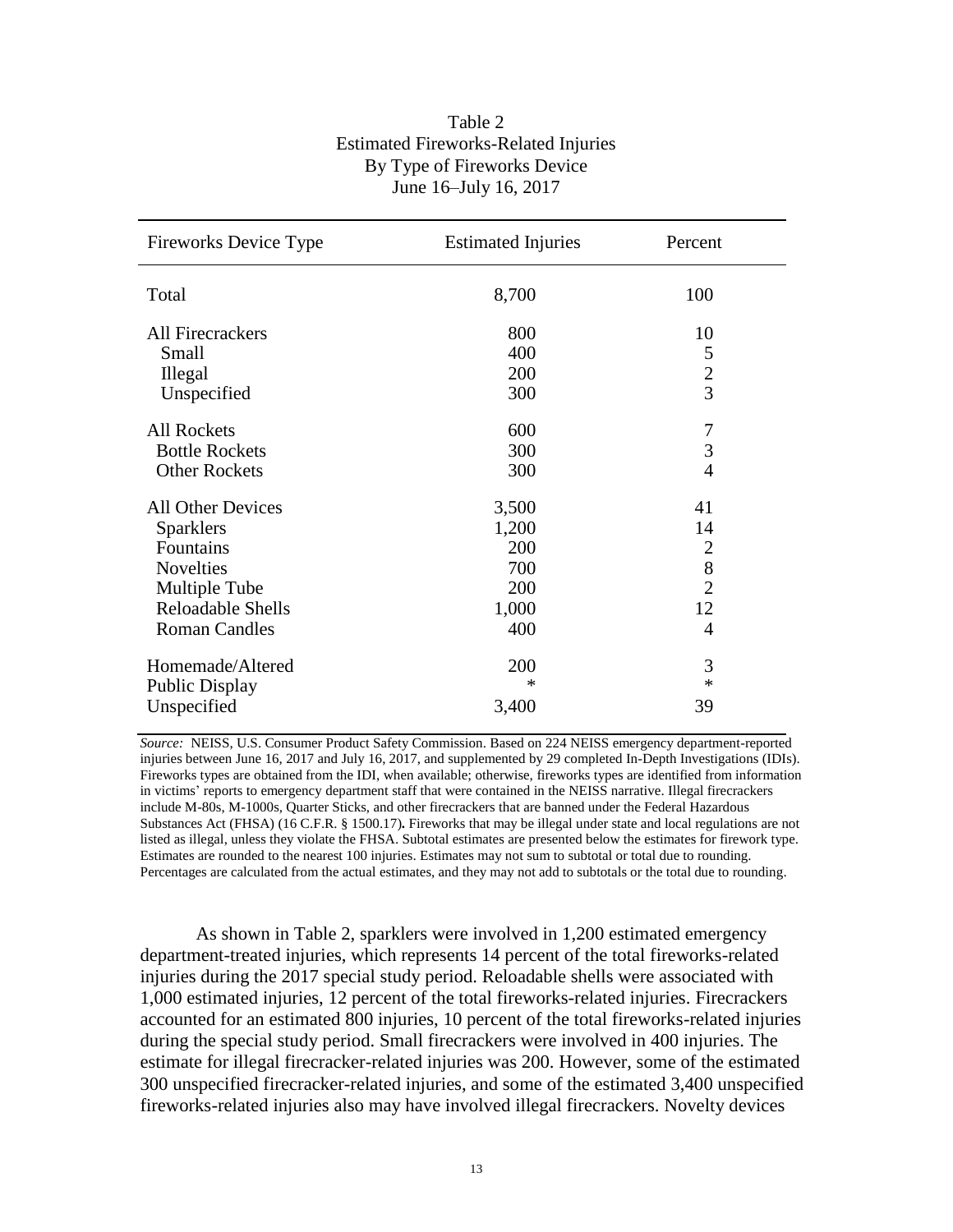Table 2
Estimated Fireworks-Related Injuries
By Type of Fireworks Device
June 16–July 16, 2017

| Fireworks Device Type | Estimated Injuries | Percent |
|---|---|---|
| Total | 8,700 | 100 |
| All Firecrackers | 800 | 10 |
| Small | 400 | 5 |
| Illegal | 200 | 2 |
| Unspecified | 300 | 3 |
| All Rockets | 600 | 7 |
| Bottle Rockets | 300 | 3 |
| Other Rockets | 300 | 4 |
| All Other Devices | 3,500 | 41 |
| Sparklers | 1,200 | 14 |
| Fountains | 200 | 2 |
| Novelties | 700 | 8 |
| Multiple Tube | 200 | 2 |
| Reloadable Shells | 1,000 | 12 |
| Roman Candles | 400 | 4 |
| Homemade/Altered | 200 | 3 |
| Public Display | * | * |
| Unspecified | 3,400 | 39 |

*Source:* NEISS, U.S. Consumer Product Safety Commission. Based on 224 NEISS emergency department-reported injuries between June 16, 2017 and July 16, 2017, and supplemented by 29 completed In-Depth Investigations (IDIs). Fireworks types are obtained from the IDI, when available; otherwise, fireworks types are identified from information in victims' reports to emergency department staff that were contained in the NEISS narrative. Illegal firecrackers include M-80s, M-1000s, Quarter Sticks, and other firecrackers that are banned under the Federal Hazardous Substances Act (FHSA) (16 C.F.R. § 1500.17)**.** Fireworks that may be illegal under state and local regulations are not listed as illegal, unless they violate the FHSA. Subtotal estimates are presented below the estimates for firework type. Estimates are rounded to the nearest 100 injuries. Estimates may not sum to subtotal or total due to rounding. Percentages are calculated from the actual estimates, and they may not add to subtotals or the total due to rounding.

As shown in Table 2, sparklers were involved in 1,200 estimated emergency department-treated injuries, which represents 14 percent of the total fireworks-related injuries during the 2017 special study period. Reloadable shells were associated with 1,000 estimated injuries, 12 percent of the total fireworks-related injuries. Firecrackers accounted for an estimated 800 injuries, 10 percent of the total fireworks-related injuries during the special study period. Small firecrackers were involved in 400 injuries. The estimate for illegal firecracker-related injuries was 200. However, some of the estimated 300 unspecified firecracker-related injuries, and some of the estimated 3,400 unspecified fireworks-related injuries also may have involved illegal firecrackers. Novelty devices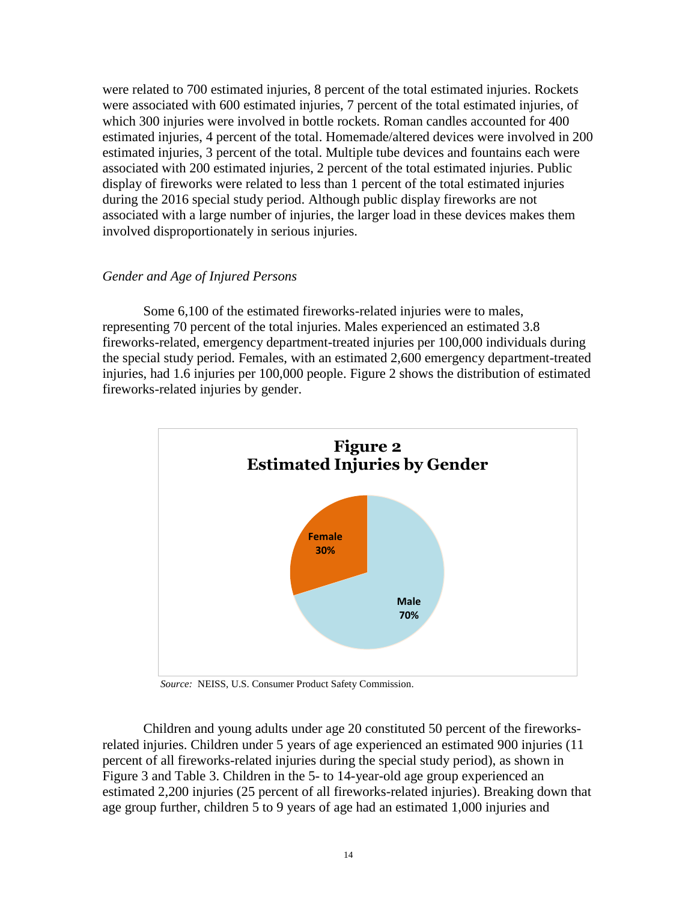were related to 700 estimated injuries, 8 percent of the total estimated injuries. Rockets were associated with 600 estimated injuries, 7 percent of the total estimated injuries, of which 300 injuries were involved in bottle rockets. Roman candles accounted for 400 estimated injuries, 4 percent of the total. Homemade/altered devices were involved in 200 estimated injuries, 3 percent of the total. Multiple tube devices and fountains each were associated with 200 estimated injuries, 2 percent of the total estimated injuries. Public display of fireworks were related to less than 1 percent of the total estimated injuries during the 2016 special study period. Although public display fireworks are not associated with a large number of injuries, the larger load in these devices makes them involved disproportionately in serious injuries.

*Gender and Age of Injured Persons*

Some 6,100 of the estimated fireworks-related injuries were to males, representing 70 percent of the total injuries. Males experienced an estimated 3.8 fireworks-related, emergency department-treated injuries per 100,000 individuals during the special study period. Females, with an estimated 2,600 emergency department-treated injuries, had 1.6 injuries per 100,000 people. Figure 2 shows the distribution of estimated fireworks-related injuries by gender.

**Figure 2**
**Estimated Injuries by Gender**

Female 30%

Male 70%

*Source:* NEISS, U.S. Consumer Product Safety Commission.

Children and young adults under age 20 constituted 50 percent of the fireworks-related injuries. Children under 5 years of age experienced an estimated 900 injuries (11 percent of all fireworks-related injuries during the special study period), as shown in Figure 3 and Table 3. Children in the 5- to 14-year-old age group experienced an estimated 2,200 injuries (25 percent of all fireworks-related injuries). Breaking down that age group further, children 5 to 9 years of age had an estimated 1,000 injuries and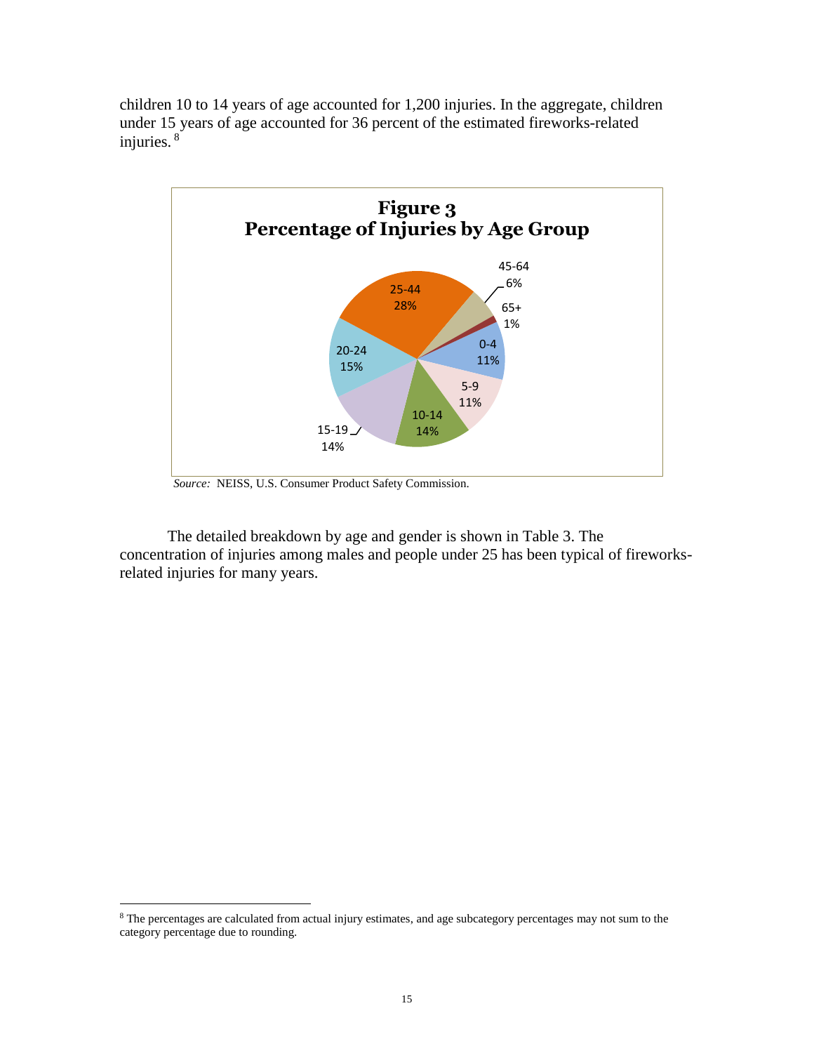children 10 to 14 years of age accounted for 1,200 injuries. In the aggregate, children under 15 years of age accounted for 36 percent of the estimated fireworks-related injuries.[8]

**Figure 3**
**Percentage of Injuries by Age Group**

| Age Group | Percentage |
|---|---|
| 0-4 | 11% |
| 5-9 | 11% |
| 10-14 | 14% |
| 15-19 | 14% |
| 20-24 | 15% |
| 25-44 | 28% |
| 45-64 | 6% |
| 65+ | 1% |

*Source:* NEISS, U.S. Consumer Product Safety Commission.

The detailed breakdown by age and gender is shown in Table 3. The concentration of injuries among males and people under 25 has been typical of fireworks-related injuries for many years.

[8] The percentages are calculated from actual injury estimates, and age subcategory percentages may not sum to the category percentage due to rounding.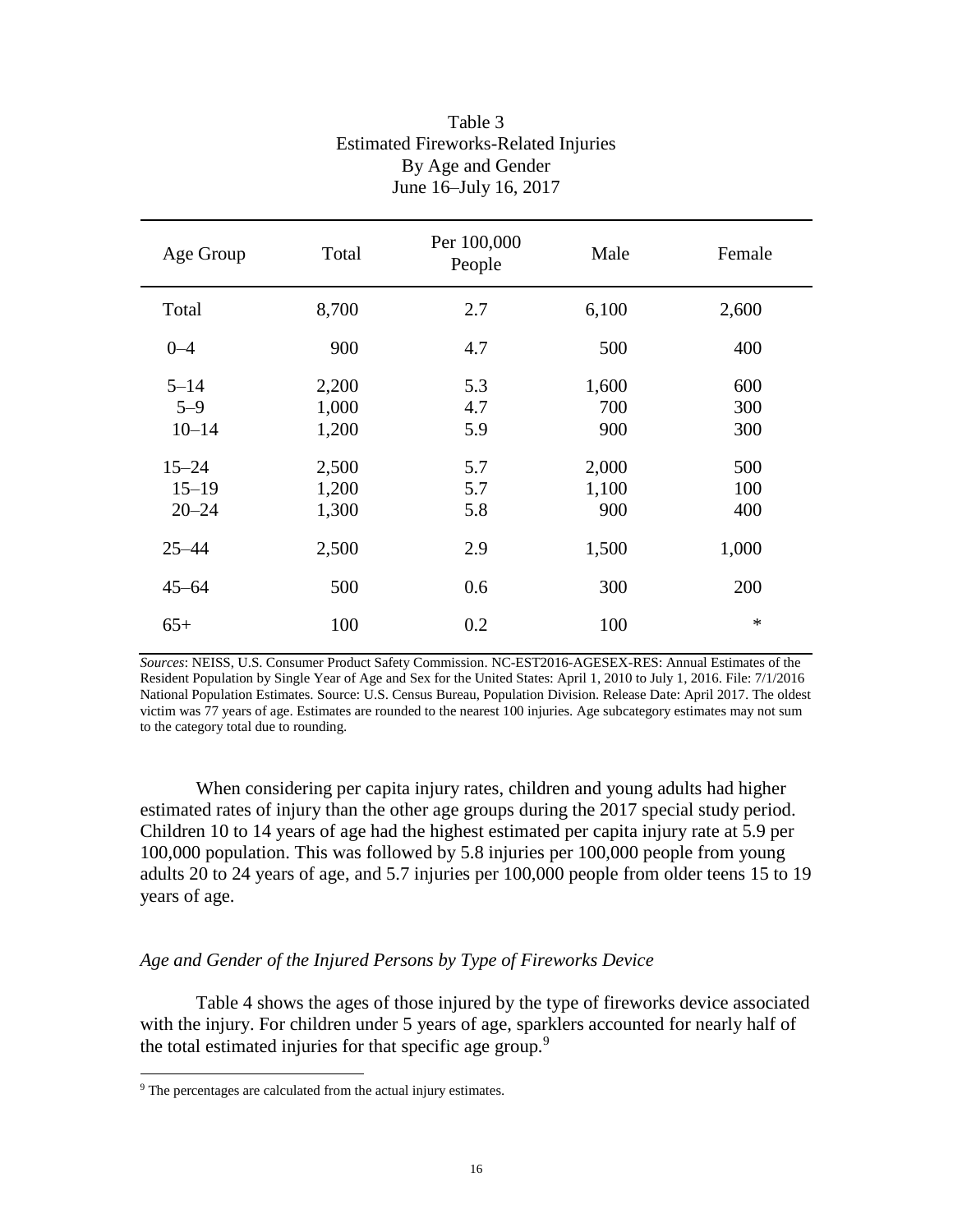Table 3
Estimated Fireworks-Related Injuries
By Age and Gender
June 16–July 16, 2017

| Age Group | Total | Per 100,000 People | Male | Female |
|---|---|---|---|---|
| Total | 8,700 | 2.7 | 6,100 | 2,600 |
| 0–4 | 900 | 4.7 | 500 | 400 |
| 5–14 | 2,200 | 5.3 | 1,600 | 600 |
| 5–9 | 1,000 | 4.7 | 700 | 300 |
| 10–14 | 1,200 | 5.9 | 900 | 300 |
| 15–24 | 2,500 | 5.7 | 2,000 | 500 |
| 15–19 | 1,200 | 5.7 | 1,100 | 100 |
| 20–24 | 1,300 | 5.8 | 900 | 400 |
| 25–44 | 2,500 | 2.9 | 1,500 | 1,000 |
| 45–64 | 500 | 0.6 | 300 | 200 |
| 65+ | 100 | 0.2 | 100 | * |

*Sources*: NEISS, U.S. Consumer Product Safety Commission. NC-EST2016-AGESEX-RES: Annual Estimates of the Resident Population by Single Year of Age and Sex for the United States: April 1, 2010 to July 1, 2016. File: 7/1/2016 National Population Estimates. Source: U.S. Census Bureau, Population Division. Release Date: April 2017. The oldest victim was 77 years of age. Estimates are rounded to the nearest 100 injuries. Age subcategory estimates may not sum to the category total due to rounding.

When considering per capita injury rates, children and young adults had higher estimated rates of injury than the other age groups during the 2017 special study period. Children 10 to 14 years of age had the highest estimated per capita injury rate at 5.9 per 100,000 population. This was followed by 5.8 injuries per 100,000 people from young adults 20 to 24 years of age, and 5.7 injuries per 100,000 people from older teens 15 to 19 years of age.

*Age and Gender of the Injured Persons by Type of Fireworks Device*

Table 4 shows the ages of those injured by the type of fireworks device associated with the injury. For children under 5 years of age, sparklers accounted for nearly half of the total estimated injuries for that specific age group.[9]

[9] The percentages are calculated from the actual injury estimates.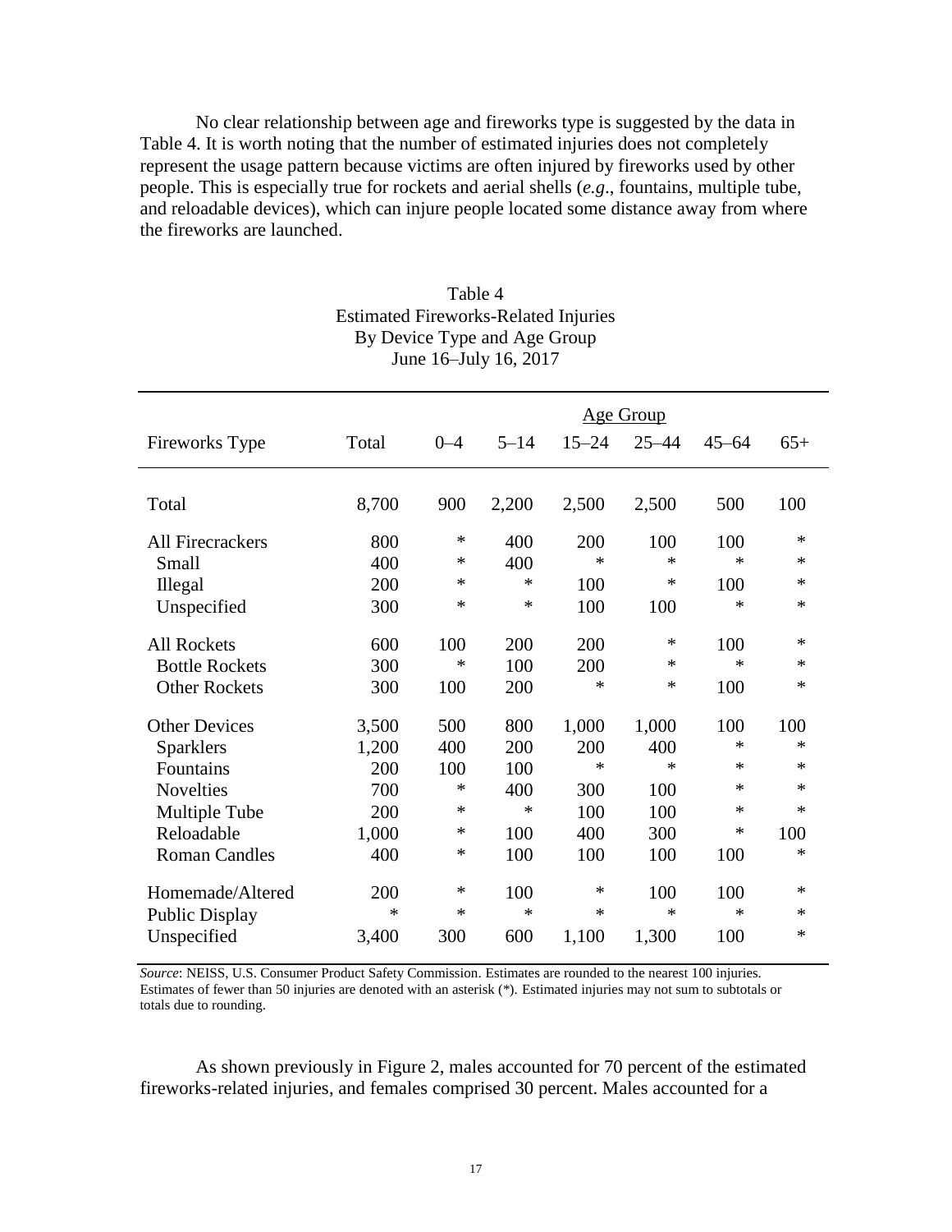No clear relationship between age and fireworks type is suggested by the data in Table 4. It is worth noting that the number of estimated injuries does not completely represent the usage pattern because victims are often injured by fireworks used by other people. This is especially true for rockets and aerial shells (*e.g*., fountains, multiple tube, and reloadable devices), which can injure people located some distance away from where the fireworks are launched.

Table 4
Estimated Fireworks-Related Injuries
By Device Type and Age Group
June 16–July 16, 2017

| | | Age Group | | | | | |
|---|---|---|---|---|---|---|---|
| Fireworks Type | Total | 0–4 | 5–14 | 15–24 | 25–44 | 45–64 | 65+ |
| Total | 8,700 | 900 | 2,200 | 2,500 | 2,500 | 500 | 100 |
| All Firecrackers | 800 | * | 400 | 200 | 100 | 100 | * |
| Small | 400 | * | 400 | * | * | * | * |
| Illegal | 200 | * | * | 100 | * | 100 | * |
| Unspecified | 300 | * | * | 100 | 100 | * | * |
| All Rockets | 600 | 100 | 200 | 200 | * | 100 | * |
| Bottle Rockets | 300 | * | 100 | 200 | * | * | * |
| Other Rockets | 300 | 100 | 200 | * | * | 100 | * |
| Other Devices | 3,500 | 500 | 800 | 1,000 | 1,000 | 100 | 100 |
| Sparklers | 1,200 | 400 | 200 | 200 | 400 | * | * |
| Fountains | 200 | 100 | 100 | * | * | * | * |
| Novelties | 700 | * | 400 | 300 | 100 | * | * |
| Multiple Tube | 200 | * | * | 100 | 100 | * | * |
| Reloadable | 1,000 | * | 100 | 400 | 300 | * | 100 |
| Roman Candles | 400 | * | 100 | 100 | 100 | 100 | * |
| Homemade/Altered | 200 | * | 100 | * | 100 | 100 | * |
| Public Display | * | * | * | * | * | * | * |
| Unspecified | 3,400 | 300 | 600 | 1,100 | 1,300 | 100 | * |

*Source*: NEISS, U.S. Consumer Product Safety Commission. Estimates are rounded to the nearest 100 injuries. Estimates of fewer than 50 injuries are denoted with an asterisk (*). Estimated injuries may not sum to subtotals or totals due to rounding.

As shown previously in Figure 2, males accounted for 70 percent of the estimated fireworks-related injuries, and females comprised 30 percent. Males accounted for a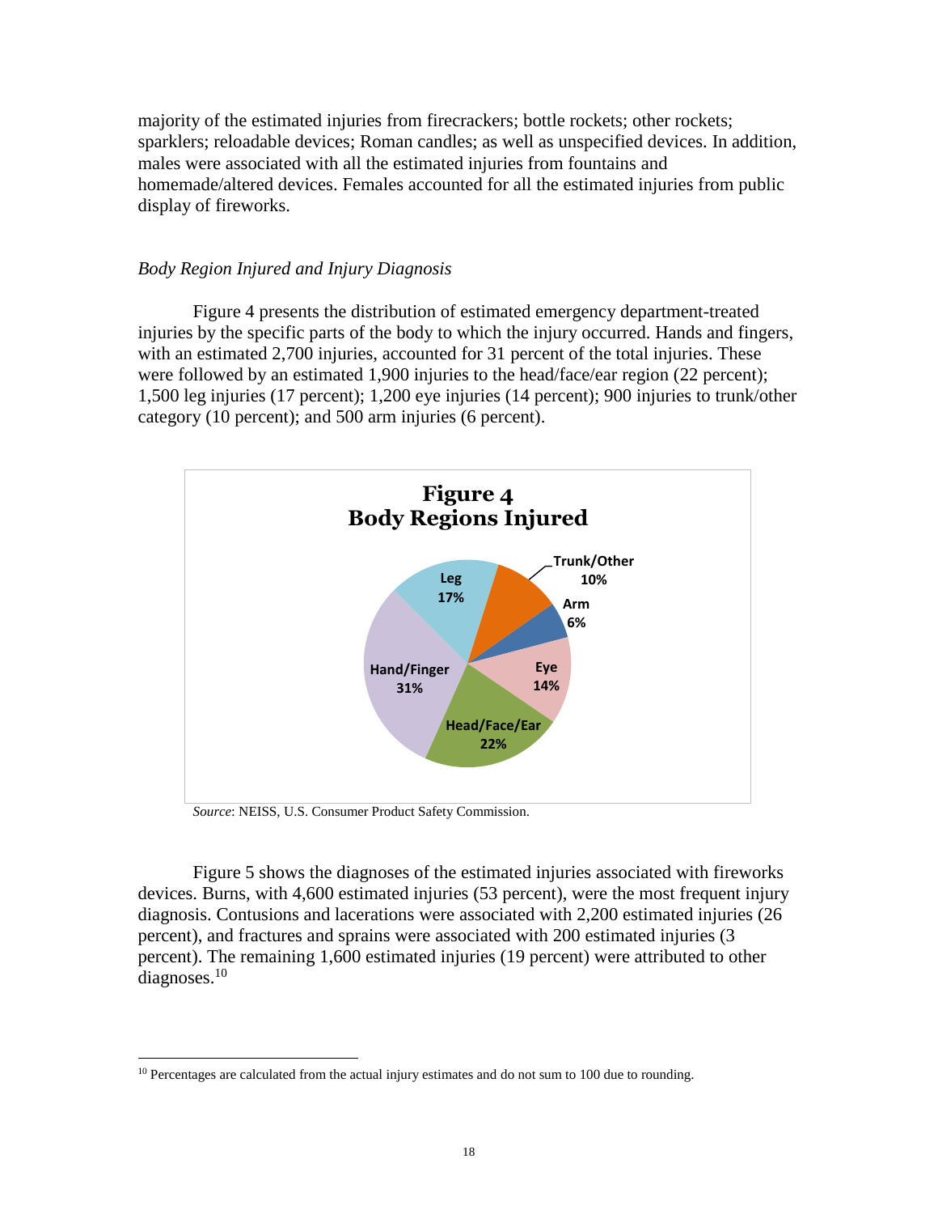majority of the estimated injuries from firecrackers; bottle rockets; other rockets; sparklers; reloadable devices; Roman candles; as well as unspecified devices. In addition, males were associated with all the estimated injuries from fountains and homemade/altered devices. Females accounted for all the estimated injuries from public display of fireworks.

### *Body Region Injured and Injury Diagnosis*

Figure 4 presents the distribution of estimated emergency department-treated injuries by the specific parts of the body to which the injury occurred. Hands and fingers, with an estimated 2,700 injuries, accounted for 31 percent of the total injuries. These were followed by an estimated 1,900 injuries to the head/face/ear region (22 percent); 1,500 leg injuries (17 percent); 1,200 eye injuries (14 percent); 900 injuries to trunk/other category (10 percent); and 500 arm injuries (6 percent).

**Figure 4**
**Body Regions Injured**

| Body Region | Percent |
| --- | --- |
| Hand/Finger | 31% |
| Head/Face/Ear | 22% |
| Leg | 17% |
| Eye | 14% |
| Trunk/Other | 10% |
| Arm | 6% |

*Source*: NEISS, U.S. Consumer Product Safety Commission.

Figure 5 shows the diagnoses of the estimated injuries associated with fireworks devices. Burns, with 4,600 estimated injuries (53 percent), were the most frequent injury diagnosis. Contusions and lacerations were associated with 2,200 estimated injuries (26 percent), and fractures and sprains were associated with 200 estimated injuries (3 percent). The remaining 1,600 estimated injuries (19 percent) were attributed to other diagnoses.[10]

---

[10] Percentages are calculated from the actual injury estimates and do not sum to 100 due to rounding.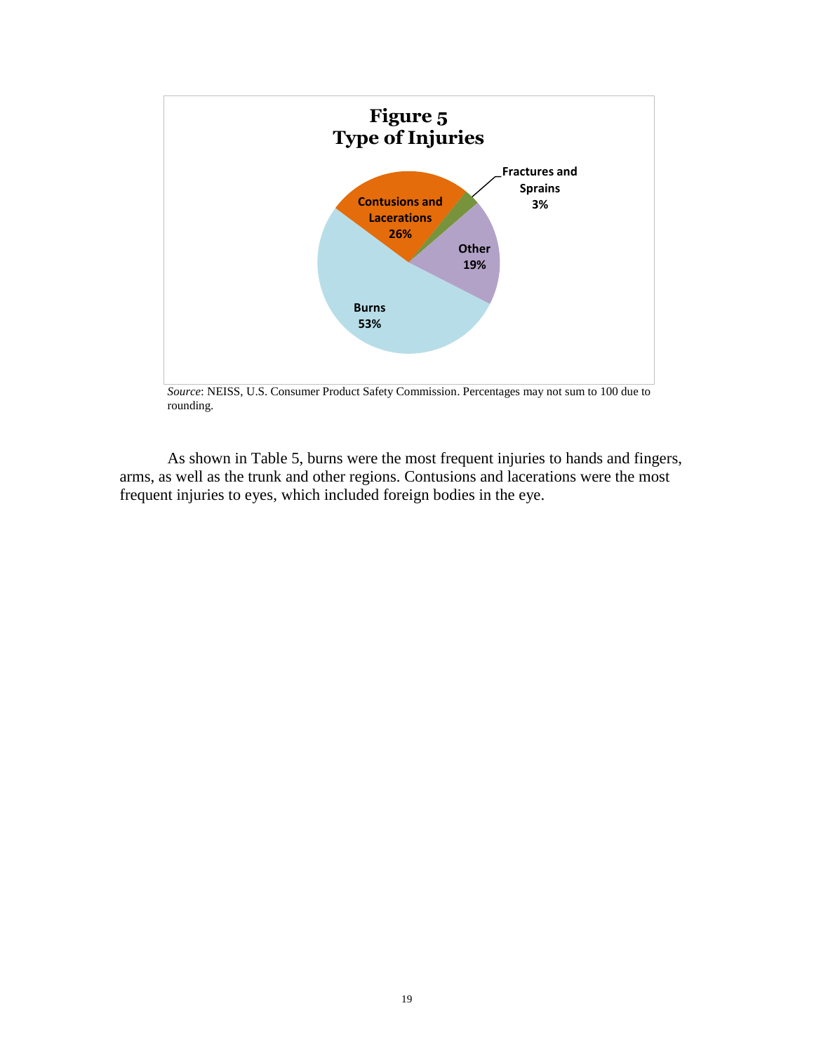**Figure 5**
**Type of Injuries**

| Type of Injury | Percent |
|---|---|
| Burns | 53% |
| Contusions and Lacerations | 26% |
| Other | 19% |
| Fractures and Sprains | 3% |

*Source*: NEISS, U.S. Consumer Product Safety Commission. Percentages may not sum to 100 due to rounding.

As shown in Table 5, burns were the most frequent injuries to hands and fingers, arms, as well as the trunk and other regions. Contusions and lacerations were the most frequent injuries to eyes, which included foreign bodies in the eye.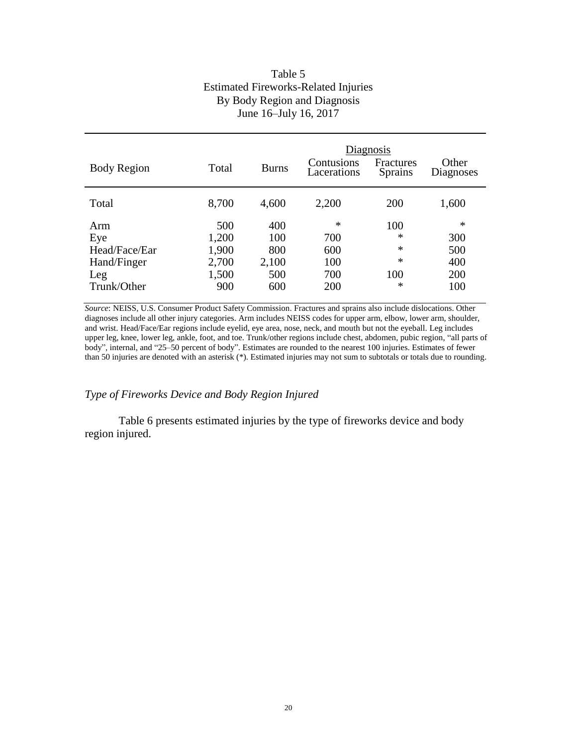Table 5
Estimated Fireworks-Related Injuries
By Body Region and Diagnosis
June 16–July 16, 2017

| Body Region | Total | Burns | Diagnosis Contusions Lacerations | Fractures Sprains | Other Diagnoses |
|---|---|---|---|---|---|
| Total | 8,700 | 4,600 | 2,200 | 200 | 1,600 |
| Arm | 500 | 400 | * | 100 | * |
| Eye | 1,200 | 100 | 700 | * | 300 |
| Head/Face/Ear | 1,900 | 800 | 600 | * | 500 |
| Hand/Finger | 2,700 | 2,100 | 100 | * | 400 |
| Leg | 1,500 | 500 | 700 | 100 | 200 |
| Trunk/Other | 900 | 600 | 200 | * | 100 |

*Source*: NEISS, U.S. Consumer Product Safety Commission. Fractures and sprains also include dislocations. Other diagnoses include all other injury categories. Arm includes NEISS codes for upper arm, elbow, lower arm, shoulder, and wrist. Head/Face/Ear regions include eyelid, eye area, nose, neck, and mouth but not the eyeball. Leg includes upper leg, knee, lower leg, ankle, foot, and toe. Trunk/other regions include chest, abdomen, pubic region, "all parts of body", internal, and "25–50 percent of body". Estimates are rounded to the nearest 100 injuries. Estimates of fewer than 50 injuries are denoted with an asterisk (*). Estimated injuries may not sum to subtotals or totals due to rounding.

### *Type of Fireworks Device and Body Region Injured*

Table 6 presents estimated injuries by the type of fireworks device and body region injured.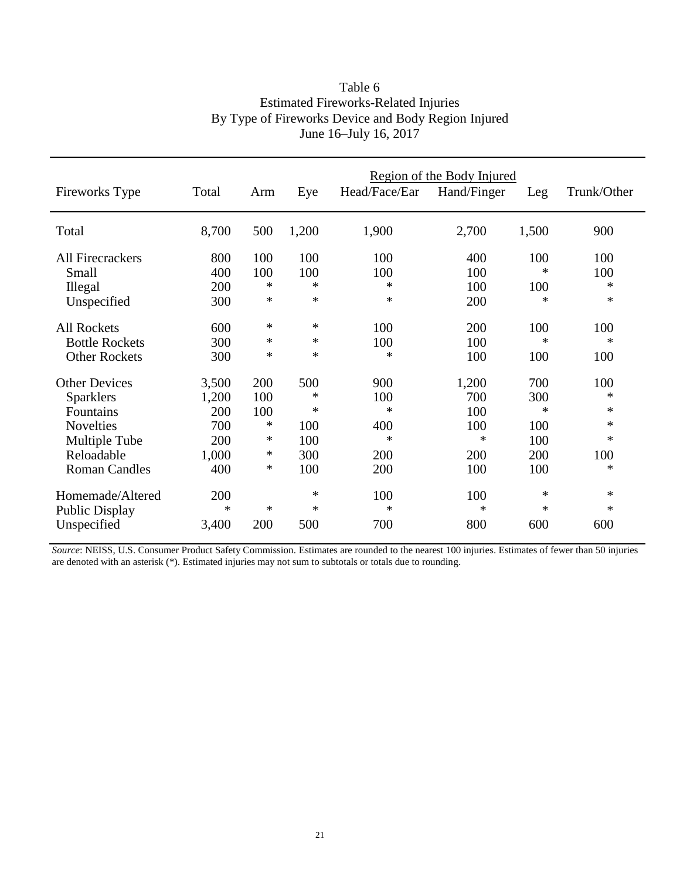Table 6
Estimated Fireworks-Related Injuries
By Type of Fireworks Device and Body Region Injured
June 16–July 16, 2017

| | | Region of the Body Injured | | | | | |
|---|---|---|---|---|---|---|---|
| Fireworks Type | Total | Arm | Eye | Head/Face/Ear | Hand/Finger | Leg | Trunk/Other |
| Total | 8,700 | 500 | 1,200 | 1,900 | 2,700 | 1,500 | 900 |
| All Firecrackers | 800 | 100 | 100 | 100 | 400 | 100 | 100 |
| Small | 400 | 100 | 100 | 100 | 100 | * | 100 |
| Illegal | 200 | * | * | * | 100 | 100 | * |
| Unspecified | 300 | * | * | * | 200 | * | * |
| All Rockets | 600 | * | * | 100 | 200 | 100 | 100 |
| Bottle Rockets | 300 | * | * | 100 | 100 | * | * |
| Other Rockets | 300 | * | * | * | 100 | 100 | 100 |
| Other Devices | 3,500 | 200 | 500 | 900 | 1,200 | 700 | 100 |
| Sparklers | 1,200 | 100 | * | 100 | 700 | 300 | * |
| Fountains | 200 | 100 | * | * | 100 | * | * |
| Novelties | 700 | * | 100 | 400 | 100 | 100 | * |
| Multiple Tube | 200 | * | 100 | * | * | 100 | * |
| Reloadable | 1,000 | * | 300 | 200 | 200 | 200 | 100 |
| Roman Candles | 400 | * | 100 | 200 | 100 | 100 | * |
| Homemade/Altered | 200 | | * | 100 | 100 | * | * |
| Public Display | * | * | * | * | * | * | * |
| Unspecified | 3,400 | 200 | 500 | 700 | 800 | 600 | 600 |

*Source*: NEISS, U.S. Consumer Product Safety Commission. Estimates are rounded to the nearest 100 injuries. Estimates of fewer than 50 injuries are denoted with an asterisk (*). Estimated injuries may not sum to subtotals or totals due to rounding.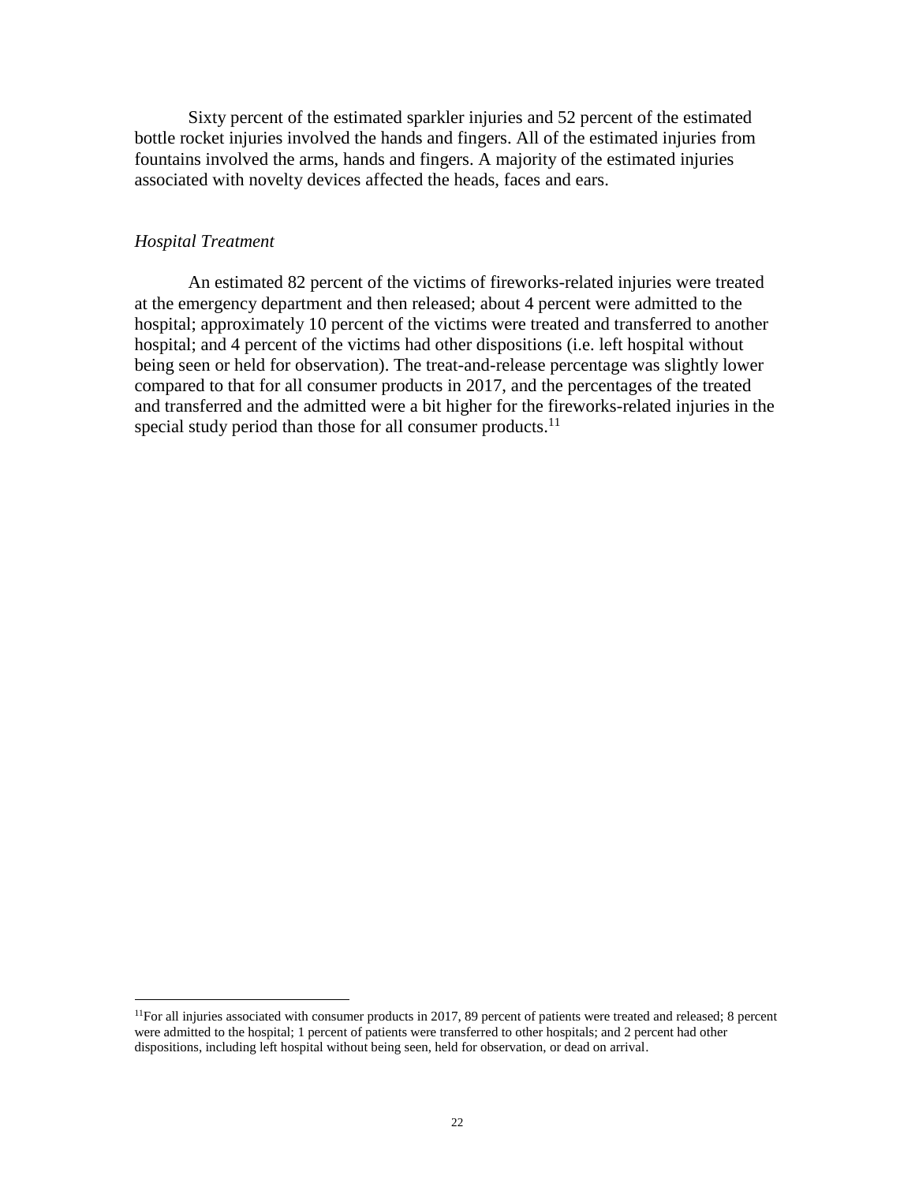Sixty percent of the estimated sparkler injuries and 52 percent of the estimated bottle rocket injuries involved the hands and fingers. All of the estimated injuries from fountains involved the arms, hands and fingers. A majority of the estimated injuries associated with novelty devices affected the heads, faces and ears.

*Hospital Treatment*

An estimated 82 percent of the victims of fireworks-related injuries were treated at the emergency department and then released; about 4 percent were admitted to the hospital; approximately 10 percent of the victims were treated and transferred to another hospital; and 4 percent of the victims had other dispositions (i.e. left hospital without being seen or held for observation). The treat-and-release percentage was slightly lower compared to that for all consumer products in 2017, and the percentages of the treated and transferred and the admitted were a bit higher for the fireworks-related injuries in the special study period than those for all consumer products.[11]

[11]For all injuries associated with consumer products in 2017, 89 percent of patients were treated and released; 8 percent were admitted to the hospital; 1 percent of patients were transferred to other hospitals; and 2 percent had other dispositions, including left hospital without being seen, held for observation, or dead on arrival.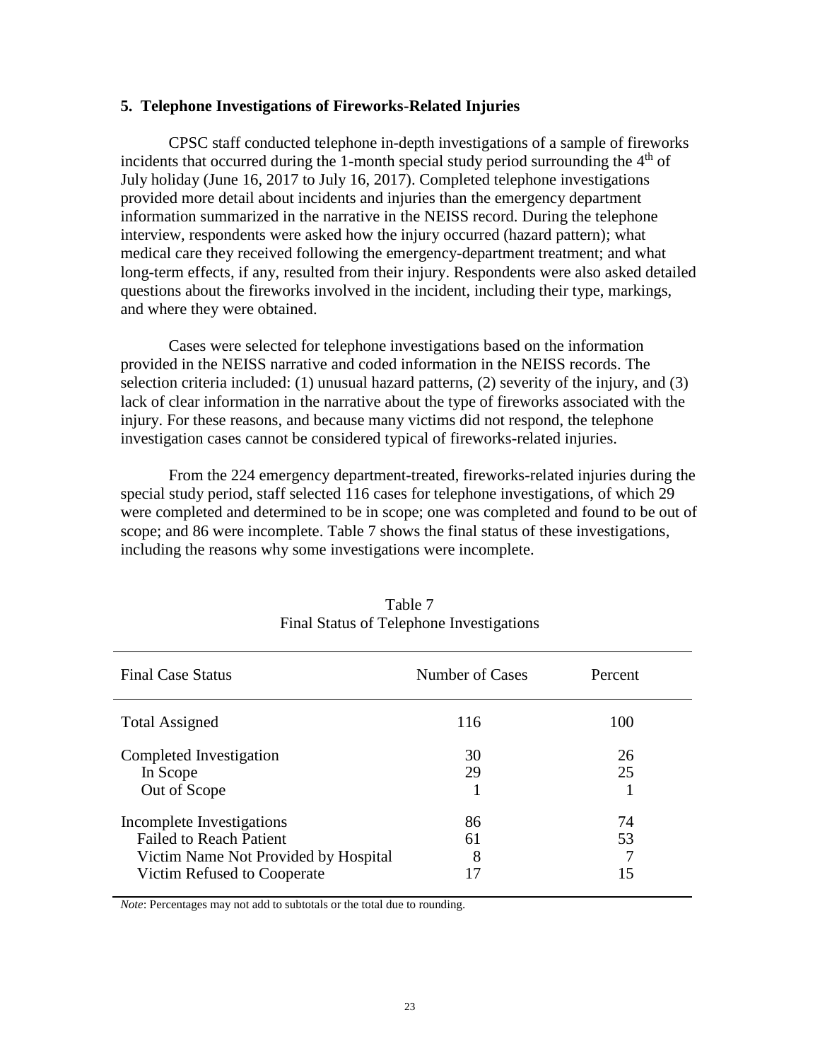## 5. Telephone Investigations of Fireworks-Related Injuries

CPSC staff conducted telephone in-depth investigations of a sample of fireworks incidents that occurred during the 1-month special study period surrounding the 4th of July holiday (June 16, 2017 to July 16, 2017). Completed telephone investigations provided more detail about incidents and injuries than the emergency department information summarized in the narrative in the NEISS record. During the telephone interview, respondents were asked how the injury occurred (hazard pattern); what medical care they received following the emergency-department treatment; and what long-term effects, if any, resulted from their injury. Respondents were also asked detailed questions about the fireworks involved in the incident, including their type, markings, and where they were obtained.

Cases were selected for telephone investigations based on the information provided in the NEISS narrative and coded information in the NEISS records. The selection criteria included: (1) unusual hazard patterns, (2) severity of the injury, and (3) lack of clear information in the narrative about the type of fireworks associated with the injury. For these reasons, and because many victims did not respond, the telephone investigation cases cannot be considered typical of fireworks-related injuries.

From the 224 emergency department-treated, fireworks-related injuries during the special study period, staff selected 116 cases for telephone investigations, of which 29 were completed and determined to be in scope; one was completed and found to be out of scope; and 86 were incomplete. Table 7 shows the final status of these investigations, including the reasons why some investigations were incomplete.

Table 7
Final Status of Telephone Investigations

| Final Case Status | Number of Cases | Percent |
|---|---|---|
| Total Assigned | 116 | 100 |
| Completed Investigation | 30 | 26 |
| In Scope | 29 | 25 |
| Out of Scope | 1 | 1 |
| Incomplete Investigations | 86 | 74 |
| Failed to Reach Patient | 61 | 53 |
| Victim Name Not Provided by Hospital | 8 | 7 |
| Victim Refused to Cooperate | 17 | 15 |

*Note*: Percentages may not add to subtotals or the total due to rounding.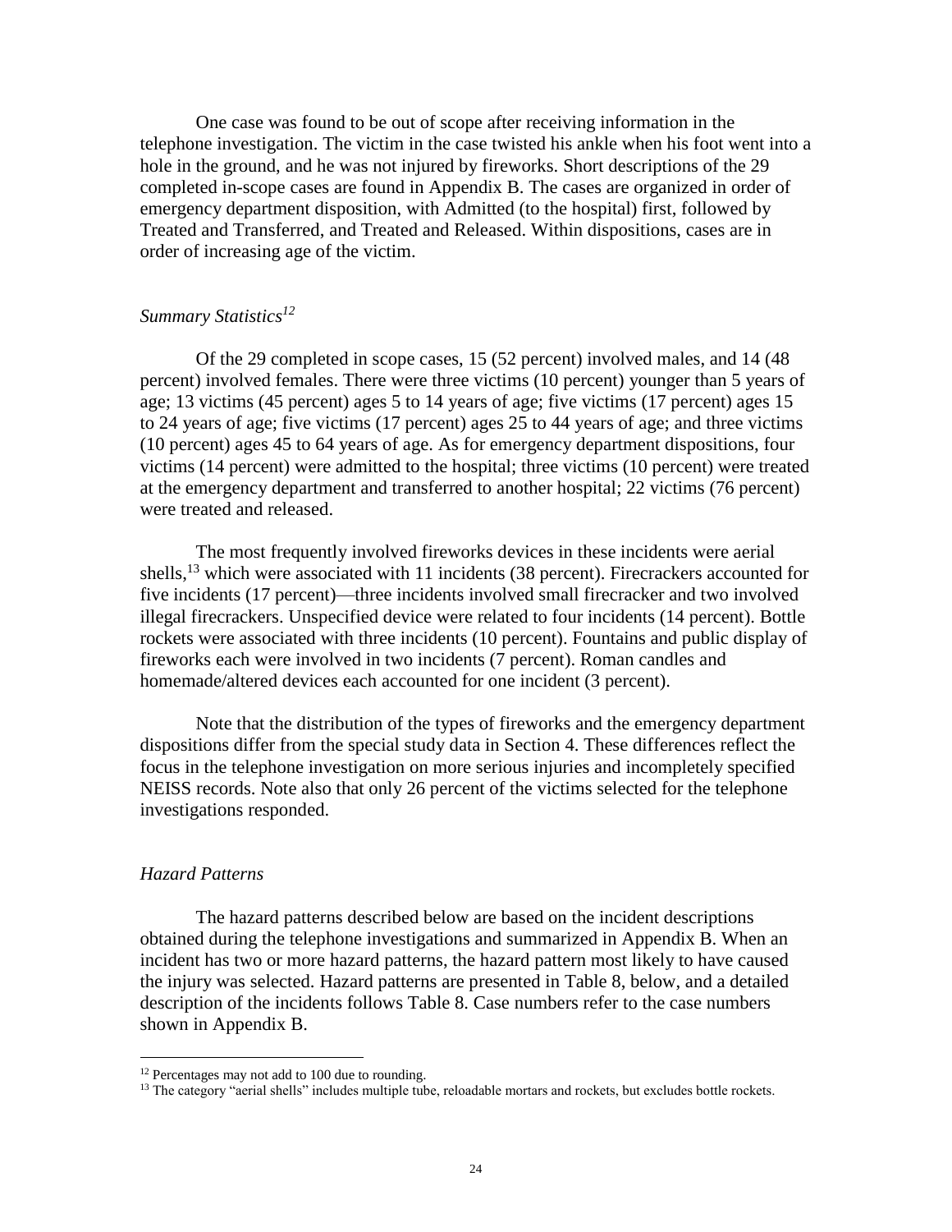One case was found to be out of scope after receiving information in the telephone investigation. The victim in the case twisted his ankle when his foot went into a hole in the ground, and he was not injured by fireworks. Short descriptions of the 29 completed in-scope cases are found in Appendix B. The cases are organized in order of emergency department disposition, with Admitted (to the hospital) first, followed by Treated and Transferred, and Treated and Released. Within dispositions, cases are in order of increasing age of the victim.

### *Summary Statistics*[12]

Of the 29 completed in scope cases, 15 (52 percent) involved males, and 14 (48 percent) involved females. There were three victims (10 percent) younger than 5 years of age; 13 victims (45 percent) ages 5 to 14 years of age; five victims (17 percent) ages 15 to 24 years of age; five victims (17 percent) ages 25 to 44 years of age; and three victims (10 percent) ages 45 to 64 years of age. As for emergency department dispositions, four victims (14 percent) were admitted to the hospital; three victims (10 percent) were treated at the emergency department and transferred to another hospital; 22 victims (76 percent) were treated and released.

The most frequently involved fireworks devices in these incidents were aerial shells,[13] which were associated with 11 incidents (38 percent). Firecrackers accounted for five incidents (17 percent)—three incidents involved small firecracker and two involved illegal firecrackers. Unspecified device were related to four incidents (14 percent). Bottle rockets were associated with three incidents (10 percent). Fountains and public display of fireworks each were involved in two incidents (7 percent). Roman candles and homemade/altered devices each accounted for one incident (3 percent).

Note that the distribution of the types of fireworks and the emergency department dispositions differ from the special study data in Section 4. These differences reflect the focus in the telephone investigation on more serious injuries and incompletely specified NEISS records. Note also that only 26 percent of the victims selected for the telephone investigations responded.

### *Hazard Patterns*

The hazard patterns described below are based on the incident descriptions obtained during the telephone investigations and summarized in Appendix B. When an incident has two or more hazard patterns, the hazard pattern most likely to have caused the injury was selected. Hazard patterns are presented in Table 8, below, and a detailed description of the incidents follows Table 8. Case numbers refer to the case numbers shown in Appendix B.

---

[12] Percentages may not add to 100 due to rounding.

[13] The category "aerial shells" includes multiple tube, reloadable mortars and rockets, but excludes bottle rockets.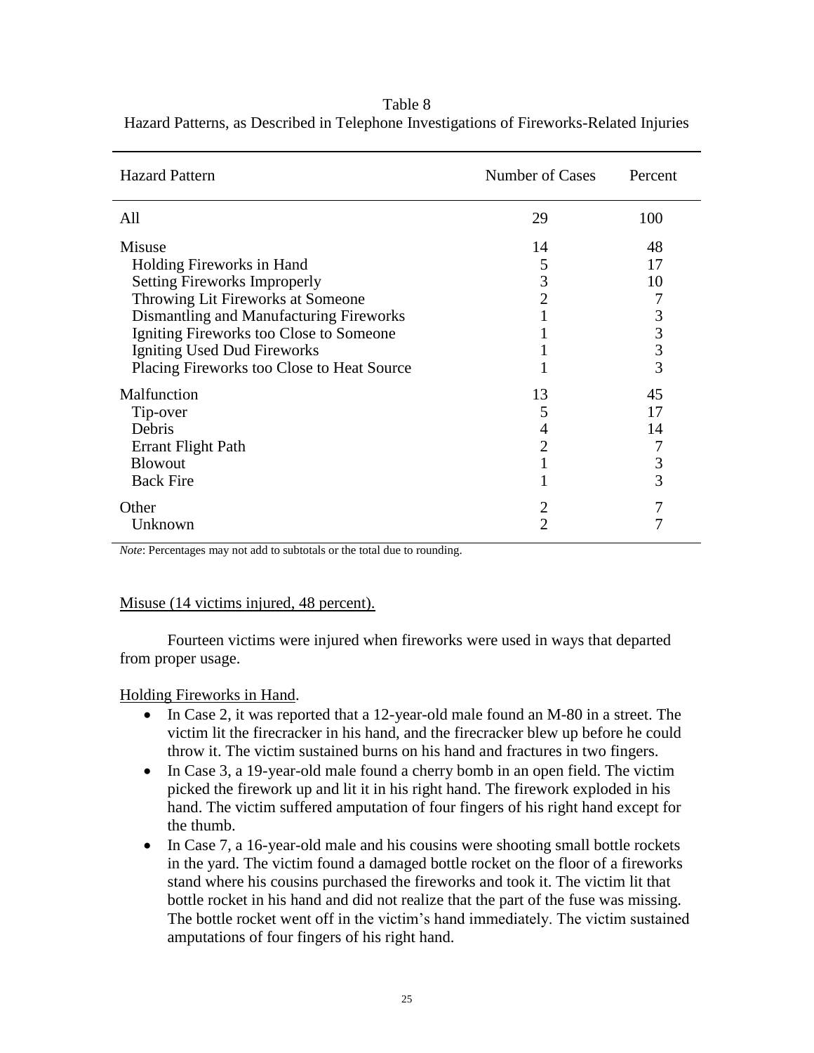Table 8
Hazard Patterns, as Described in Telephone Investigations of Fireworks-Related Injuries

| Hazard Pattern | Number of Cases | Percent |
|---|---|---|
| All | 29 | 100 |
| Misuse | 14 | 48 |
| Holding Fireworks in Hand | 5 | 17 |
| Setting Fireworks Improperly | 3 | 10 |
| Throwing Lit Fireworks at Someone | 2 | 7 |
| Dismantling and Manufacturing Fireworks | 1 | 3 |
| Igniting Fireworks too Close to Someone | 1 | 3 |
| Igniting Used Dud Fireworks | 1 | 3 |
| Placing Fireworks too Close to Heat Source | 1 | 3 |
| Malfunction | 13 | 45 |
| Tip-over | 5 | 17 |
| Debris | 4 | 14 |
| Errant Flight Path | 2 | 7 |
| Blowout | 1 | 3 |
| Back Fire | 1 | 3 |
| Other | 2 | 7 |
| Unknown | 2 | 7 |

*Note*: Percentages may not add to subtotals or the total due to rounding.

Misuse (14 victims injured, 48 percent).

Fourteen victims were injured when fireworks were used in ways that departed from proper usage.

Holding Fireworks in Hand.

- In Case 2, it was reported that a 12-year-old male found an M-80 in a street. The victim lit the firecracker in his hand, and the firecracker blew up before he could throw it. The victim sustained burns on his hand and fractures in two fingers.
- In Case 3, a 19-year-old male found a cherry bomb in an open field. The victim picked the firework up and lit it in his right hand. The firework exploded in his hand. The victim suffered amputation of four fingers of his right hand except for the thumb.
- In Case 7, a 16-year-old male and his cousins were shooting small bottle rockets in the yard. The victim found a damaged bottle rocket on the floor of a fireworks stand where his cousins purchased the fireworks and took it. The victim lit that bottle rocket in his hand and did not realize that the part of the fuse was missing. The bottle rocket went off in the victim's hand immediately. The victim sustained amputations of four fingers of his right hand.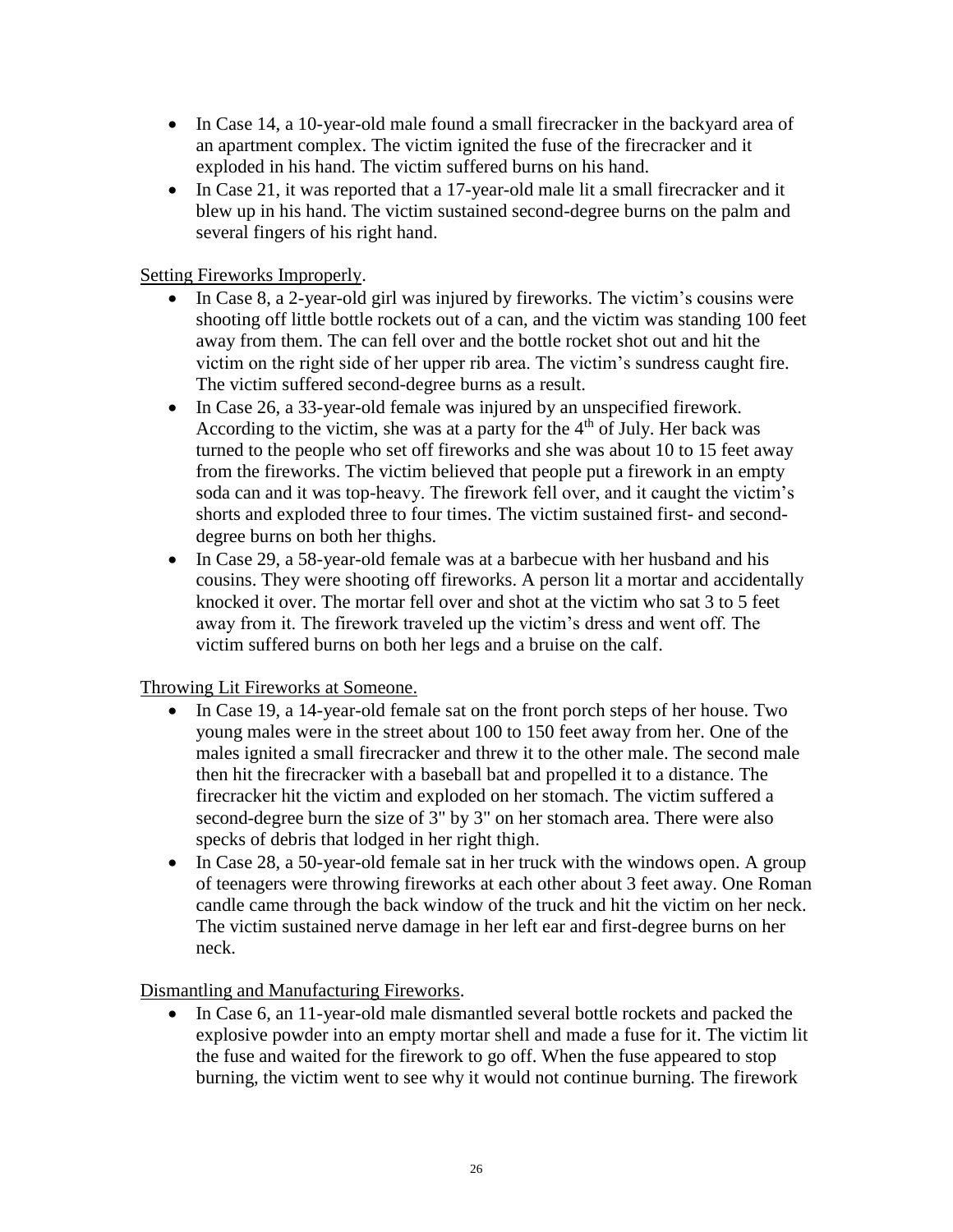- In Case 14, a 10-year-old male found a small firecracker in the backyard area of an apartment complex. The victim ignited the fuse of the firecracker and it exploded in his hand. The victim suffered burns on his hand.
- In Case 21, it was reported that a 17-year-old male lit a small firecracker and it blew up in his hand. The victim sustained second-degree burns on the palm and several fingers of his right hand.

<u>Setting Fireworks Improperly</u>.

- In Case 8, a 2-year-old girl was injured by fireworks. The victim's cousins were shooting off little bottle rockets out of a can, and the victim was standing 100 feet away from them. The can fell over and the bottle rocket shot out and hit the victim on the right side of her upper rib area. The victim's sundress caught fire. The victim suffered second-degree burns as a result.
- In Case 26, a 33-year-old female was injured by an unspecified firework. According to the victim, she was at a party for the 4th of July. Her back was turned to the people who set off fireworks and she was about 10 to 15 feet away from the fireworks. The victim believed that people put a firework in an empty soda can and it was top-heavy. The firework fell over, and it caught the victim's shorts and exploded three to four times. The victim sustained first- and second-degree burns on both her thighs.
- In Case 29, a 58-year-old female was at a barbecue with her husband and his cousins. They were shooting off fireworks. A person lit a mortar and accidentally knocked it over. The mortar fell over and shot at the victim who sat 3 to 5 feet away from it. The firework traveled up the victim's dress and went off. The victim suffered burns on both her legs and a bruise on the calf.

<u>Throwing Lit Fireworks at Someone.</u>

- In Case 19, a 14-year-old female sat on the front porch steps of her house. Two young males were in the street about 100 to 150 feet away from her. One of the males ignited a small firecracker and threw it to the other male. The second male then hit the firecracker with a baseball bat and propelled it to a distance. The firecracker hit the victim and exploded on her stomach. The victim suffered a second-degree burn the size of 3" by 3" on her stomach area. There were also specks of debris that lodged in her right thigh.
- In Case 28, a 50-year-old female sat in her truck with the windows open. A group of teenagers were throwing fireworks at each other about 3 feet away. One Roman candle came through the back window of the truck and hit the victim on her neck. The victim sustained nerve damage in her left ear and first-degree burns on her neck.

<u>Dismantling and Manufacturing Fireworks</u>.

- In Case 6, an 11-year-old male dismantled several bottle rockets and packed the explosive powder into an empty mortar shell and made a fuse for it. The victim lit the fuse and waited for the firework to go off. When the fuse appeared to stop burning, the victim went to see why it would not continue burning. The firework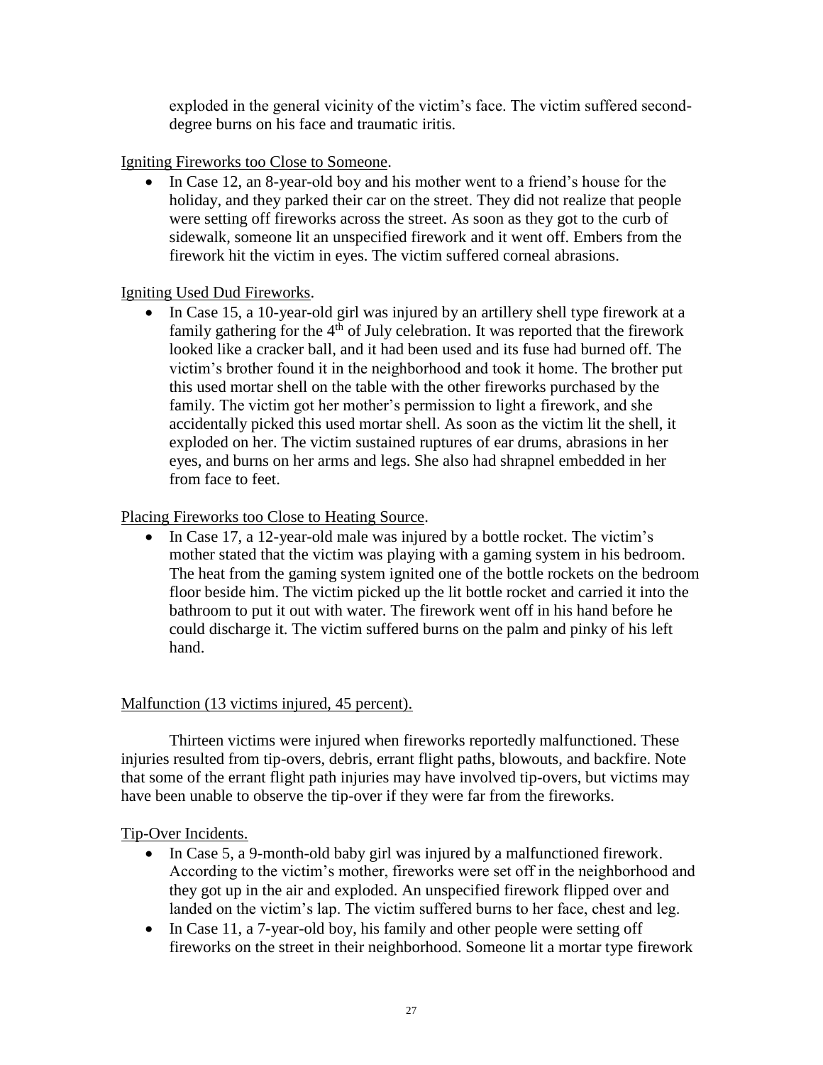exploded in the general vicinity of the victim's face. The victim suffered second-degree burns on his face and traumatic iritis.

Igniting Fireworks too Close to Someone.

- In Case 12, an 8-year-old boy and his mother went to a friend's house for the holiday, and they parked their car on the street. They did not realize that people were setting off fireworks across the street. As soon as they got to the curb of sidewalk, someone lit an unspecified firework and it went off. Embers from the firework hit the victim in eyes. The victim suffered corneal abrasions.

Igniting Used Dud Fireworks.

- In Case 15, a 10-year-old girl was injured by an artillery shell type firework at a family gathering for the 4th of July celebration. It was reported that the firework looked like a cracker ball, and it had been used and its fuse had burned off. The victim's brother found it in the neighborhood and took it home. The brother put this used mortar shell on the table with the other fireworks purchased by the family. The victim got her mother's permission to light a firework, and she accidentally picked this used mortar shell. As soon as the victim lit the shell, it exploded on her. The victim sustained ruptures of ear drums, abrasions in her eyes, and burns on her arms and legs. She also had shrapnel embedded in her from face to feet.

Placing Fireworks too Close to Heating Source.

- In Case 17, a 12-year-old male was injured by a bottle rocket. The victim's mother stated that the victim was playing with a gaming system in his bedroom. The heat from the gaming system ignited one of the bottle rockets on the bedroom floor beside him. The victim picked up the lit bottle rocket and carried it into the bathroom to put it out with water. The firework went off in his hand before he could discharge it. The victim suffered burns on the palm and pinky of his left hand.

Malfunction (13 victims injured, 45 percent).

Thirteen victims were injured when fireworks reportedly malfunctioned. These injuries resulted from tip-overs, debris, errant flight paths, blowouts, and backfire. Note that some of the errant flight path injuries may have involved tip-overs, but victims may have been unable to observe the tip-over if they were far from the fireworks.

Tip-Over Incidents.

- In Case 5, a 9-month-old baby girl was injured by a malfunctioned firework. According to the victim's mother, fireworks were set off in the neighborhood and they got up in the air and exploded. An unspecified firework flipped over and landed on the victim's lap. The victim suffered burns to her face, chest and leg.
- In Case 11, a 7-year-old boy, his family and other people were setting off fireworks on the street in their neighborhood. Someone lit a mortar type firework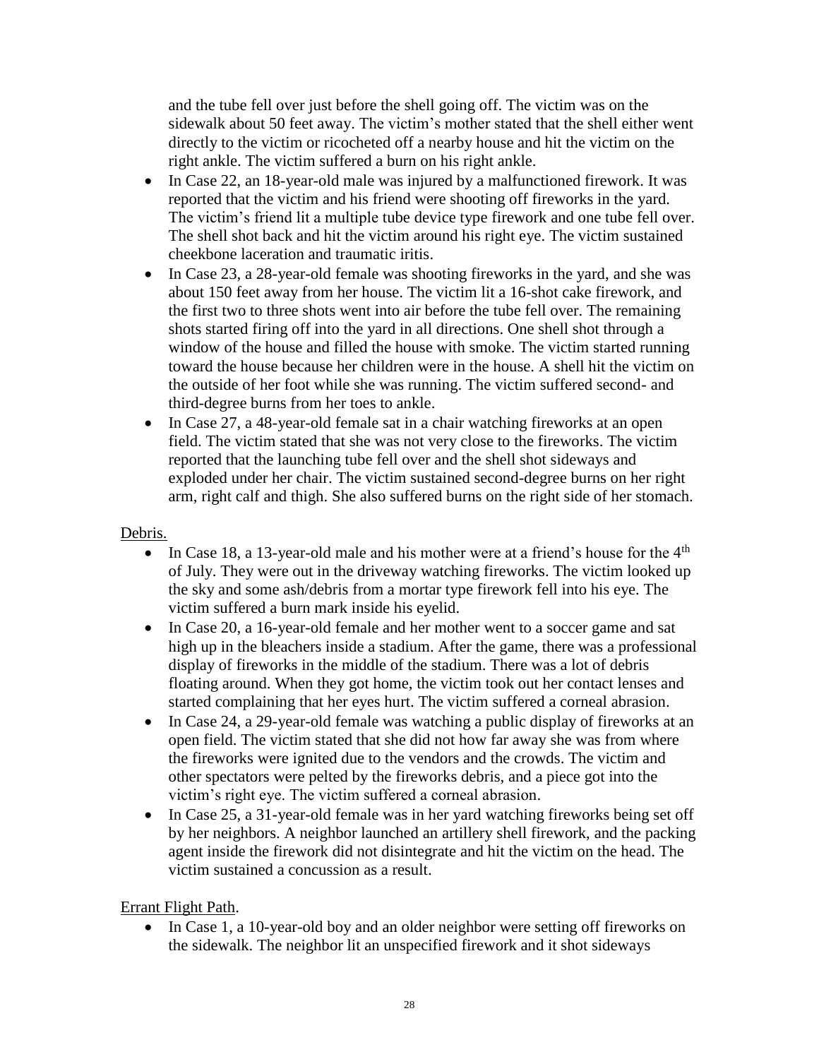and the tube fell over just before the shell going off. The victim was on the sidewalk about 50 feet away. The victim's mother stated that the shell either went directly to the victim or ricocheted off a nearby house and hit the victim on the right ankle. The victim suffered a burn on his right ankle.

- In Case 22, an 18-year-old male was injured by a malfunctioned firework. It was reported that the victim and his friend were shooting off fireworks in the yard. The victim's friend lit a multiple tube device type firework and one tube fell over. The shell shot back and hit the victim around his right eye. The victim sustained cheekbone laceration and traumatic iritis.
- In Case 23, a 28-year-old female was shooting fireworks in the yard, and she was about 150 feet away from her house. The victim lit a 16-shot cake firework, and the first two to three shots went into air before the tube fell over. The remaining shots started firing off into the yard in all directions. One shell shot through a window of the house and filled the house with smoke. The victim started running toward the house because her children were in the house. A shell hit the victim on the outside of her foot while she was running. The victim suffered second- and third-degree burns from her toes to ankle.
- In Case 27, a 48-year-old female sat in a chair watching fireworks at an open field. The victim stated that she was not very close to the fireworks. The victim reported that the launching tube fell over and the shell shot sideways and exploded under her chair. The victim sustained second-degree burns on her right arm, right calf and thigh. She also suffered burns on the right side of her stomach.

Debris.

- In Case 18, a 13-year-old male and his mother were at a friend's house for the 4th of July. They were out in the driveway watching fireworks. The victim looked up the sky and some ash/debris from a mortar type firework fell into his eye. The victim suffered a burn mark inside his eyelid.
- In Case 20, a 16-year-old female and her mother went to a soccer game and sat high up in the bleachers inside a stadium. After the game, there was a professional display of fireworks in the middle of the stadium. There was a lot of debris floating around. When they got home, the victim took out her contact lenses and started complaining that her eyes hurt. The victim suffered a corneal abrasion.
- In Case 24, a 29-year-old female was watching a public display of fireworks at an open field. The victim stated that she did not how far away she was from where the fireworks were ignited due to the vendors and the crowds. The victim and other spectators were pelted by the fireworks debris, and a piece got into the victim's right eye. The victim suffered a corneal abrasion.
- In Case 25, a 31-year-old female was in her yard watching fireworks being set off by her neighbors. A neighbor launched an artillery shell firework, and the packing agent inside the firework did not disintegrate and hit the victim on the head. The victim sustained a concussion as a result.

Errant Flight Path.

- In Case 1, a 10-year-old boy and an older neighbor were setting off fireworks on the sidewalk. The neighbor lit an unspecified firework and it shot sideways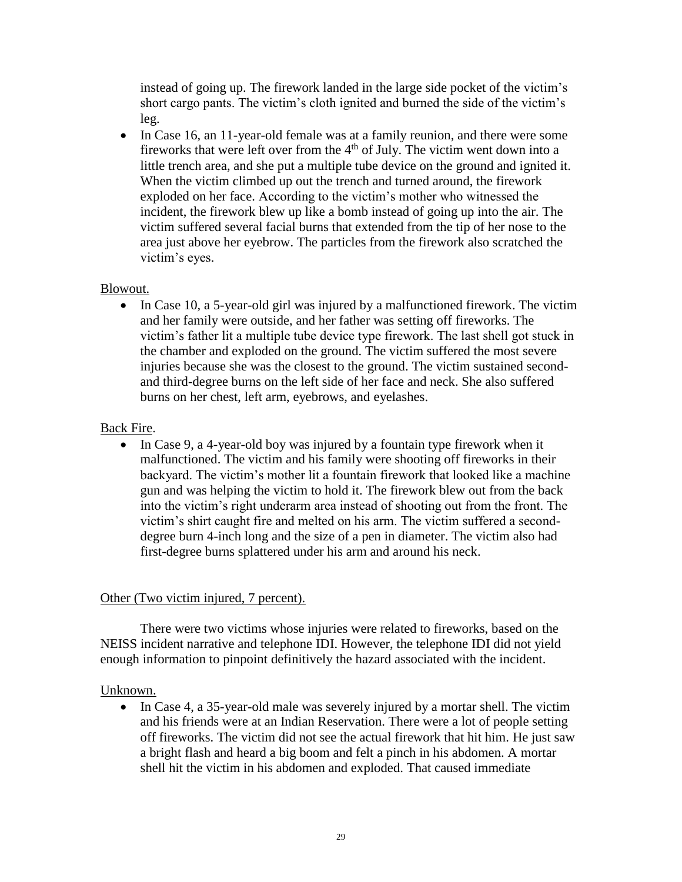instead of going up. The firework landed in the large side pocket of the victim's short cargo pants. The victim's cloth ignited and burned the side of the victim's leg.

- In Case 16, an 11-year-old female was at a family reunion, and there were some fireworks that were left over from the 4th of July. The victim went down into a little trench area, and she put a multiple tube device on the ground and ignited it. When the victim climbed up out the trench and turned around, the firework exploded on her face. According to the victim's mother who witnessed the incident, the firework blew up like a bomb instead of going up into the air. The victim suffered several facial burns that extended from the tip of her nose to the area just above her eyebrow. The particles from the firework also scratched the victim's eyes.

Blowout.

- In Case 10, a 5-year-old girl was injured by a malfunctioned firework. The victim and her family were outside, and her father was setting off fireworks. The victim's father lit a multiple tube device type firework. The last shell got stuck in the chamber and exploded on the ground. The victim suffered the most severe injuries because she was the closest to the ground. The victim sustained second- and third-degree burns on the left side of her face and neck. She also suffered burns on her chest, left arm, eyebrows, and eyelashes.

Back Fire.

- In Case 9, a 4-year-old boy was injured by a fountain type firework when it malfunctioned. The victim and his family were shooting off fireworks in their backyard. The victim's mother lit a fountain firework that looked like a machine gun and was helping the victim to hold it. The firework blew out from the back into the victim's right underarm area instead of shooting out from the front. The victim's shirt caught fire and melted on his arm. The victim suffered a second-degree burn 4-inch long and the size of a pen in diameter. The victim also had first-degree burns splattered under his arm and around his neck.

Other (Two victim injured, 7 percent).

There were two victims whose injuries were related to fireworks, based on the NEISS incident narrative and telephone IDI. However, the telephone IDI did not yield enough information to pinpoint definitively the hazard associated with the incident.

Unknown.

- In Case 4, a 35-year-old male was severely injured by a mortar shell. The victim and his friends were at an Indian Reservation. There were a lot of people setting off fireworks. The victim did not see the actual firework that hit him. He just saw a bright flash and heard a big boom and felt a pinch in his abdomen. A mortar shell hit the victim in his abdomen and exploded. That caused immediate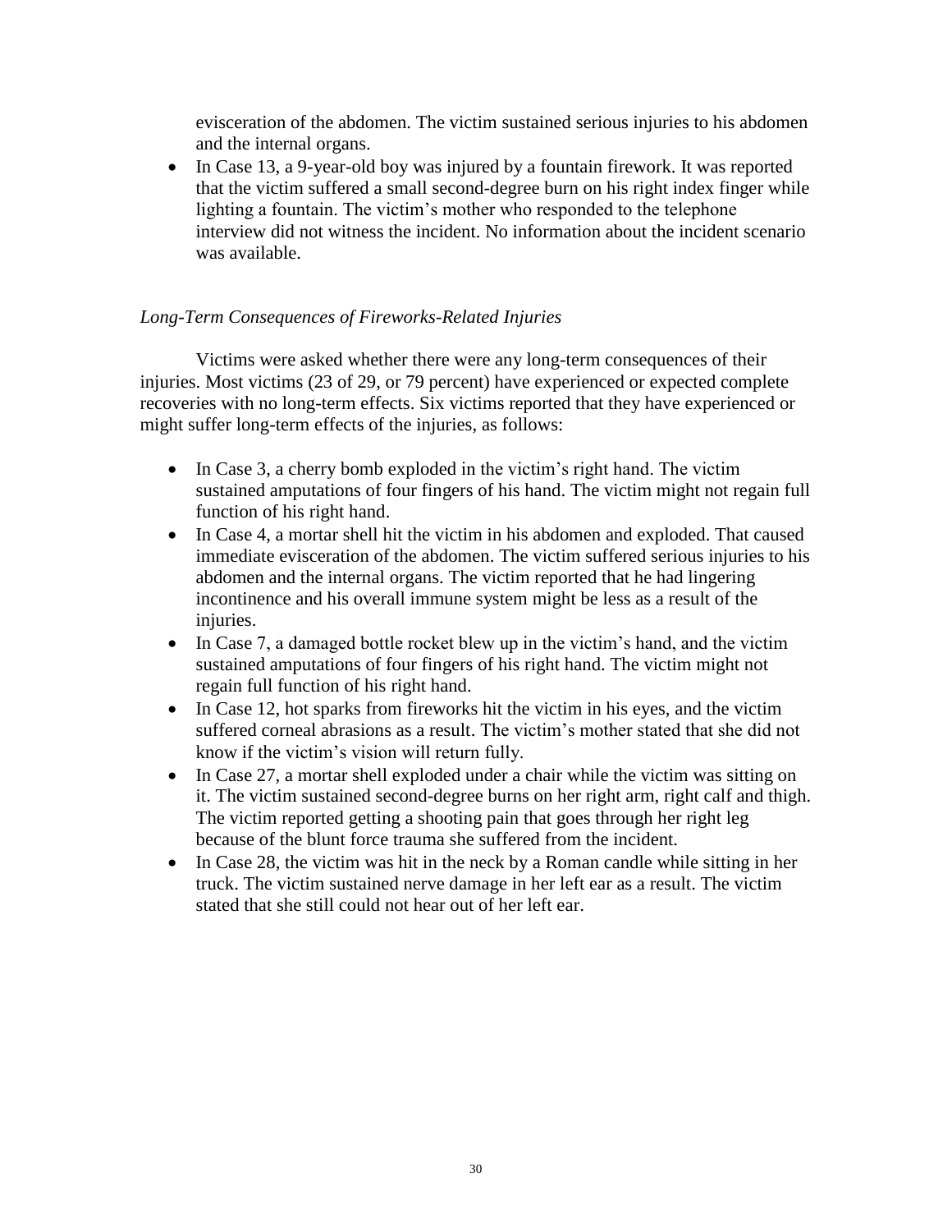evisceration of the abdomen. The victim sustained serious injuries to his abdomen and the internal organs.

- In Case 13, a 9-year-old boy was injured by a fountain firework. It was reported that the victim suffered a small second-degree burn on his right index finger while lighting a fountain. The victim's mother who responded to the telephone interview did not witness the incident. No information about the incident scenario was available.

*Long-Term Consequences of Fireworks-Related Injuries*

Victims were asked whether there were any long-term consequences of their injuries. Most victims (23 of 29, or 79 percent) have experienced or expected complete recoveries with no long-term effects. Six victims reported that they have experienced or might suffer long-term effects of the injuries, as follows:

- In Case 3, a cherry bomb exploded in the victim's right hand. The victim sustained amputations of four fingers of his hand. The victim might not regain full function of his right hand.
- In Case 4, a mortar shell hit the victim in his abdomen and exploded. That caused immediate evisceration of the abdomen. The victim suffered serious injuries to his abdomen and the internal organs. The victim reported that he had lingering incontinence and his overall immune system might be less as a result of the injuries.
- In Case 7, a damaged bottle rocket blew up in the victim's hand, and the victim sustained amputations of four fingers of his right hand. The victim might not regain full function of his right hand.
- In Case 12, hot sparks from fireworks hit the victim in his eyes, and the victim suffered corneal abrasions as a result. The victim's mother stated that she did not know if the victim's vision will return fully.
- In Case 27, a mortar shell exploded under a chair while the victim was sitting on it. The victim sustained second-degree burns on her right arm, right calf and thigh. The victim reported getting a shooting pain that goes through her right leg because of the blunt force trauma she suffered from the incident.
- In Case 28, the victim was hit in the neck by a Roman candle while sitting in her truck. The victim sustained nerve damage in her left ear as a result. The victim stated that she still could not hear out of her left ear.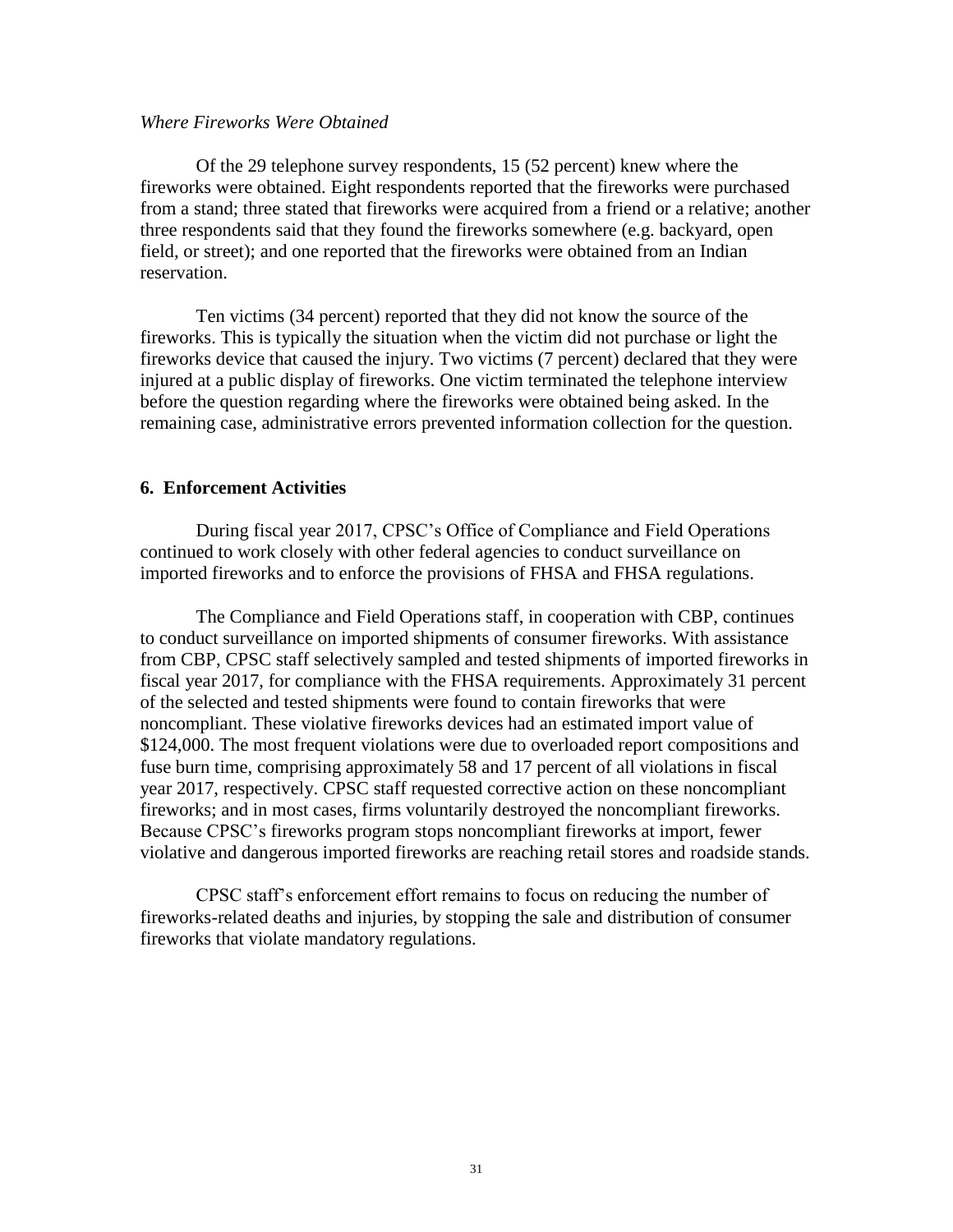*Where Fireworks Were Obtained*

Of the 29 telephone survey respondents, 15 (52 percent) knew where the fireworks were obtained. Eight respondents reported that the fireworks were purchased from a stand; three stated that fireworks were acquired from a friend or a relative; another three respondents said that they found the fireworks somewhere (e.g. backyard, open field, or street); and one reported that the fireworks were obtained from an Indian reservation.

Ten victims (34 percent) reported that they did not know the source of the fireworks. This is typically the situation when the victim did not purchase or light the fireworks device that caused the injury. Two victims (7 percent) declared that they were injured at a public display of fireworks. One victim terminated the telephone interview before the question regarding where the fireworks were obtained being asked. In the remaining case, administrative errors prevented information collection for the question.

## 6. Enforcement Activities

During fiscal year 2017, CPSC's Office of Compliance and Field Operations continued to work closely with other federal agencies to conduct surveillance on imported fireworks and to enforce the provisions of FHSA and FHSA regulations.

The Compliance and Field Operations staff, in cooperation with CBP, continues to conduct surveillance on imported shipments of consumer fireworks. With assistance from CBP, CPSC staff selectively sampled and tested shipments of imported fireworks in fiscal year 2017, for compliance with the FHSA requirements. Approximately 31 percent of the selected and tested shipments were found to contain fireworks that were noncompliant. These violative fireworks devices had an estimated import value of $124,000. The most frequent violations were due to overloaded report compositions and fuse burn time, comprising approximately 58 and 17 percent of all violations in fiscal year 2017, respectively. CPSC staff requested corrective action on these noncompliant fireworks; and in most cases, firms voluntarily destroyed the noncompliant fireworks. Because CPSC's fireworks program stops noncompliant fireworks at import, fewer violative and dangerous imported fireworks are reaching retail stores and roadside stands.

CPSC staff's enforcement effort remains to focus on reducing the number of fireworks-related deaths and injuries, by stopping the sale and distribution of consumer fireworks that violate mandatory regulations.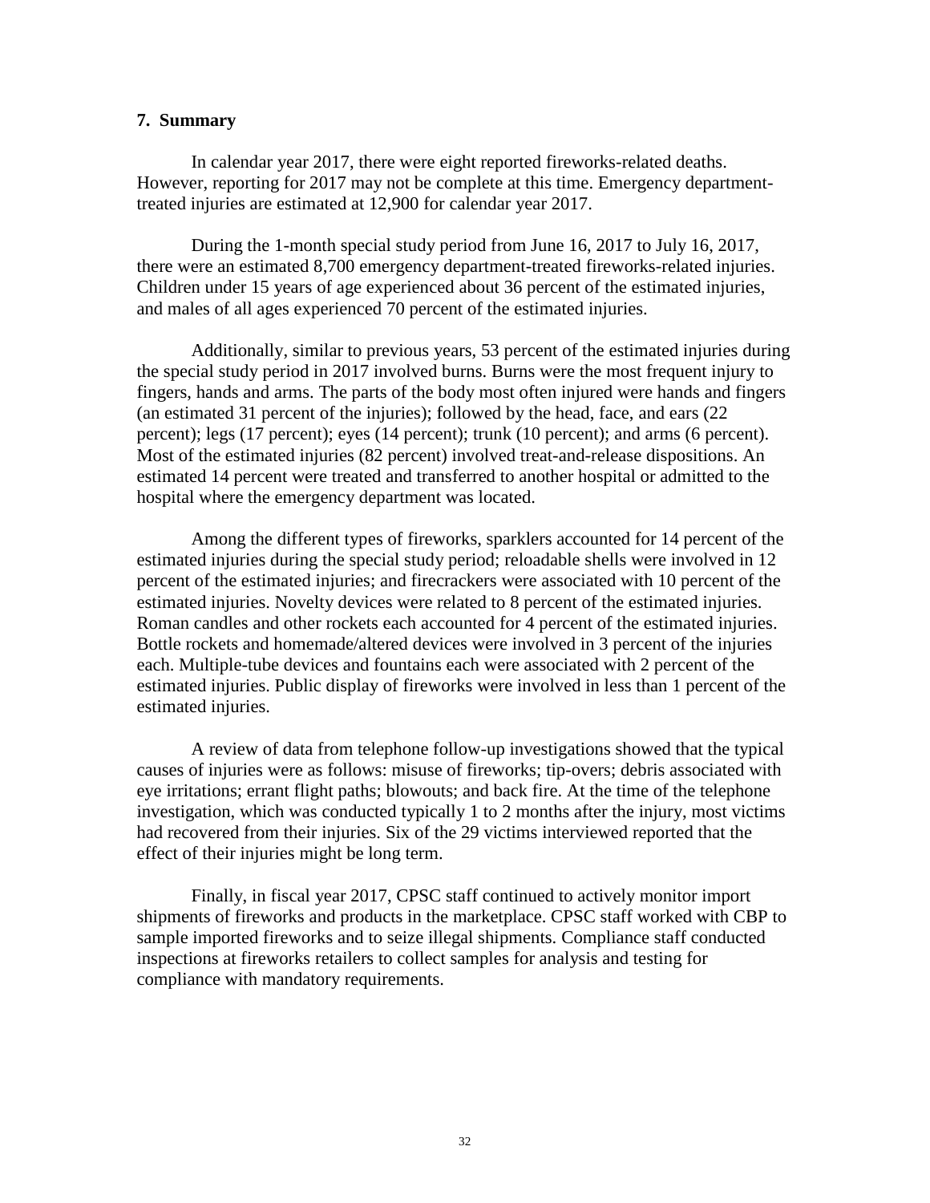## 7. Summary

In calendar year 2017, there were eight reported fireworks-related deaths. However, reporting for 2017 may not be complete at this time. Emergency department-treated injuries are estimated at 12,900 for calendar year 2017.

During the 1-month special study period from June 16, 2017 to July 16, 2017, there were an estimated 8,700 emergency department-treated fireworks-related injuries. Children under 15 years of age experienced about 36 percent of the estimated injuries, and males of all ages experienced 70 percent of the estimated injuries.

Additionally, similar to previous years, 53 percent of the estimated injuries during the special study period in 2017 involved burns. Burns were the most frequent injury to fingers, hands and arms. The parts of the body most often injured were hands and fingers (an estimated 31 percent of the injuries); followed by the head, face, and ears (22 percent); legs (17 percent); eyes (14 percent); trunk (10 percent); and arms (6 percent). Most of the estimated injuries (82 percent) involved treat-and-release dispositions. An estimated 14 percent were treated and transferred to another hospital or admitted to the hospital where the emergency department was located.

Among the different types of fireworks, sparklers accounted for 14 percent of the estimated injuries during the special study period; reloadable shells were involved in 12 percent of the estimated injuries; and firecrackers were associated with 10 percent of the estimated injuries. Novelty devices were related to 8 percent of the estimated injuries. Roman candles and other rockets each accounted for 4 percent of the estimated injuries. Bottle rockets and homemade/altered devices were involved in 3 percent of the injuries each. Multiple-tube devices and fountains each were associated with 2 percent of the estimated injuries. Public display of fireworks were involved in less than 1 percent of the estimated injuries.

A review of data from telephone follow-up investigations showed that the typical causes of injuries were as follows: misuse of fireworks; tip-overs; debris associated with eye irritations; errant flight paths; blowouts; and back fire. At the time of the telephone investigation, which was conducted typically 1 to 2 months after the injury, most victims had recovered from their injuries. Six of the 29 victims interviewed reported that the effect of their injuries might be long term.

Finally, in fiscal year 2017, CPSC staff continued to actively monitor import shipments of fireworks and products in the marketplace. CPSC staff worked with CBP to sample imported fireworks and to seize illegal shipments. Compliance staff conducted inspections at fireworks retailers to collect samples for analysis and testing for compliance with mandatory requirements.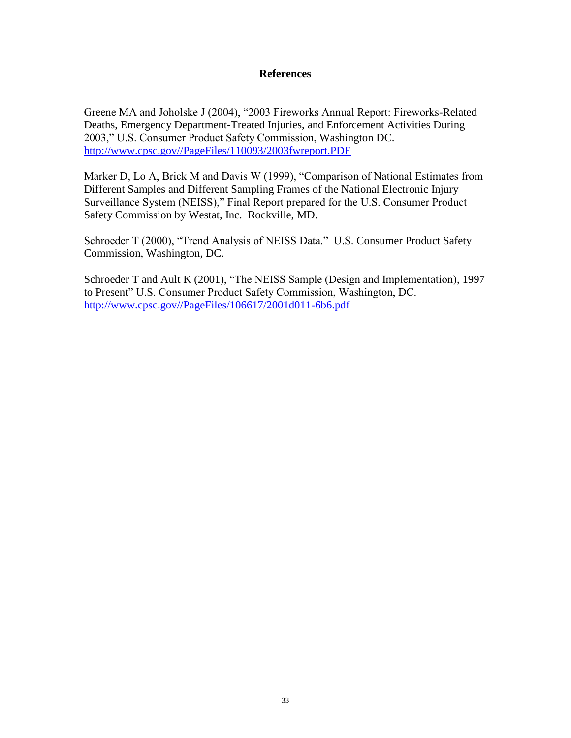## References

Greene MA and Joholske J (2004), "2003 Fireworks Annual Report: Fireworks-Related Deaths, Emergency Department-Treated Injuries, and Enforcement Activities During 2003," U.S. Consumer Product Safety Commission, Washington DC. http://www.cpsc.gov//PageFiles/110093/2003fwreport.PDF

Marker D, Lo A, Brick M and Davis W (1999), "Comparison of National Estimates from Different Samples and Different Sampling Frames of the National Electronic Injury Surveillance System (NEISS)," Final Report prepared for the U.S. Consumer Product Safety Commission by Westat, Inc. Rockville, MD.

Schroeder T (2000), "Trend Analysis of NEISS Data." U.S. Consumer Product Safety Commission, Washington, DC.

Schroeder T and Ault K (2001), "The NEISS Sample (Design and Implementation), 1997 to Present" U.S. Consumer Product Safety Commission, Washington, DC. http://www.cpsc.gov//PageFiles/106617/2001d011-6b6.pdf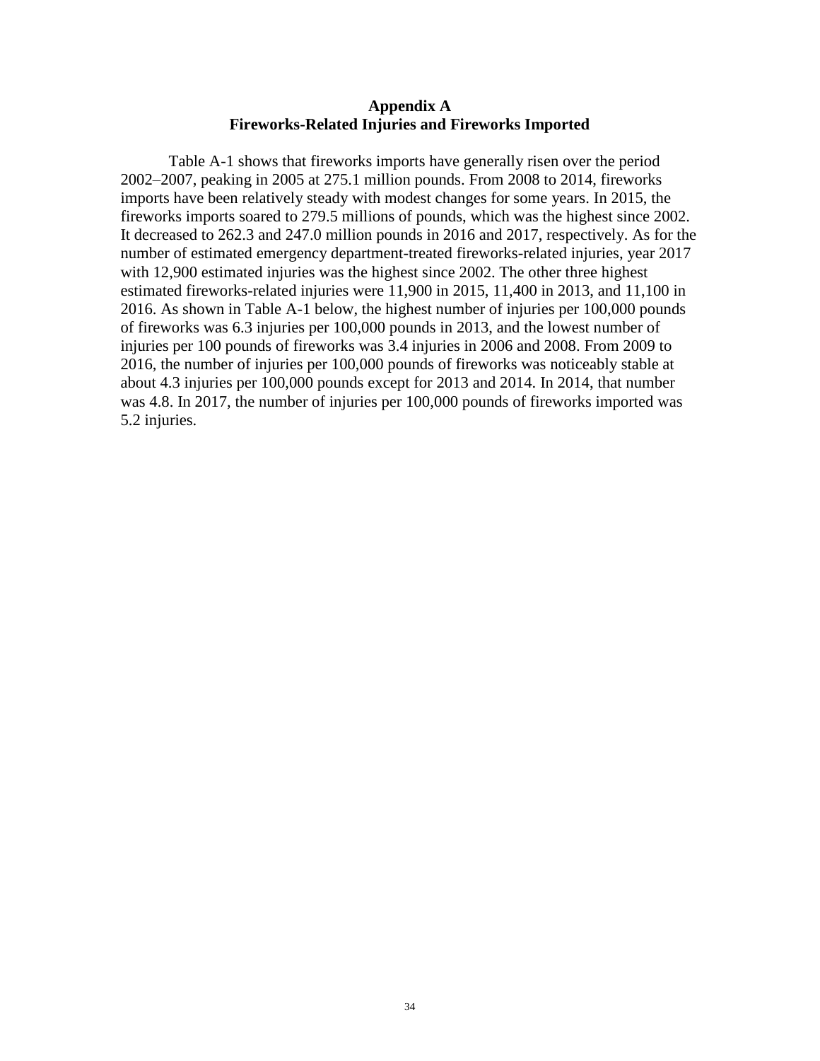# Appendix A
## Fireworks-Related Injuries and Fireworks Imported

Table A-1 shows that fireworks imports have generally risen over the period 2002–2007, peaking in 2005 at 275.1 million pounds. From 2008 to 2014, fireworks imports have been relatively steady with modest changes for some years. In 2015, the fireworks imports soared to 279.5 millions of pounds, which was the highest since 2002. It decreased to 262.3 and 247.0 million pounds in 2016 and 2017, respectively. As for the number of estimated emergency department-treated fireworks-related injuries, year 2017 with 12,900 estimated injuries was the highest since 2002. The other three highest estimated fireworks-related injuries were 11,900 in 2015, 11,400 in 2013, and 11,100 in 2016. As shown in Table A-1 below, the highest number of injuries per 100,000 pounds of fireworks was 6.3 injuries per 100,000 pounds in 2013, and the lowest number of injuries per 100 pounds of fireworks was 3.4 injuries in 2006 and 2008. From 2009 to 2016, the number of injuries per 100,000 pounds of fireworks was noticeably stable at about 4.3 injuries per 100,000 pounds except for 2013 and 2014. In 2014, that number was 4.8. In 2017, the number of injuries per 100,000 pounds of fireworks imported was 5.2 injuries.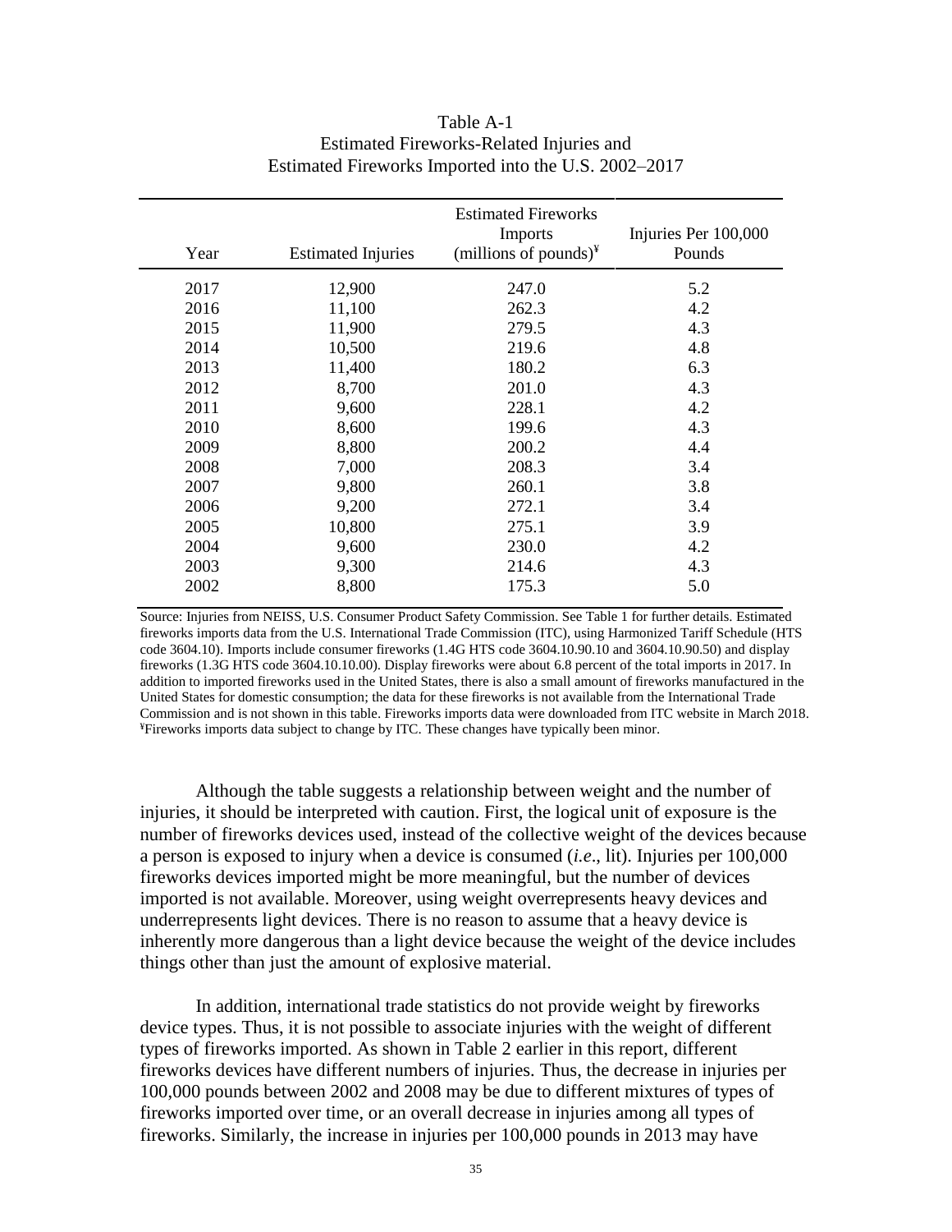Table A-1
Estimated Fireworks-Related Injuries and
Estimated Fireworks Imported into the U.S. 2002–2017

| Year | Estimated Injuries | Estimated Fireworks Imports (millions of pounds)[¥] | Injuries Per 100,000 Pounds |
|---|---|---|---|
| 2017 | 12,900 | 247.0 | 5.2 |
| 2016 | 11,100 | 262.3 | 4.2 |
| 2015 | 11,900 | 279.5 | 4.3 |
| 2014 | 10,500 | 219.6 | 4.8 |
| 2013 | 11,400 | 180.2 | 6.3 |
| 2012 | 8,700 | 201.0 | 4.3 |
| 2011 | 9,600 | 228.1 | 4.2 |
| 2010 | 8,600 | 199.6 | 4.3 |
| 2009 | 8,800 | 200.2 | 4.4 |
| 2008 | 7,000 | 208.3 | 3.4 |
| 2007 | 9,800 | 260.1 | 3.8 |
| 2006 | 9,200 | 272.1 | 3.4 |
| 2005 | 10,800 | 275.1 | 3.9 |
| 2004 | 9,600 | 230.0 | 4.2 |
| 2003 | 9,300 | 214.6 | 4.3 |
| 2002 | 8,800 | 175.3 | 5.0 |

Source: Injuries from NEISS, U.S. Consumer Product Safety Commission. See Table 1 for further details. Estimated fireworks imports data from the U.S. International Trade Commission (ITC), using Harmonized Tariff Schedule (HTS code 3604.10). Imports include consumer fireworks (1.4G HTS code 3604.10.90.10 and 3604.10.90.50) and display fireworks (1.3G HTS code 3604.10.10.00). Display fireworks were about 6.8 percent of the total imports in 2017. In addition to imported fireworks used in the United States, there is also a small amount of fireworks manufactured in the United States for domestic consumption; the data for these fireworks is not available from the International Trade Commission and is not shown in this table. Fireworks imports data were downloaded from ITC website in March 2018.
[¥]Fireworks imports data subject to change by ITC. These changes have typically been minor.

Although the table suggests a relationship between weight and the number of injuries, it should be interpreted with caution. First, the logical unit of exposure is the number of fireworks devices used, instead of the collective weight of the devices because a person is exposed to injury when a device is consumed (*i.e*., lit). Injuries per 100,000 fireworks devices imported might be more meaningful, but the number of devices imported is not available. Moreover, using weight overrepresents heavy devices and underrepresents light devices. There is no reason to assume that a heavy device is inherently more dangerous than a light device because the weight of the device includes things other than just the amount of explosive material.

In addition, international trade statistics do not provide weight by fireworks device types. Thus, it is not possible to associate injuries with the weight of different types of fireworks imported. As shown in Table 2 earlier in this report, different fireworks devices have different numbers of injuries. Thus, the decrease in injuries per 100,000 pounds between 2002 and 2008 may be due to different mixtures of types of fireworks imported over time, or an overall decrease in injuries among all types of fireworks. Similarly, the increase in injuries per 100,000 pounds in 2013 may have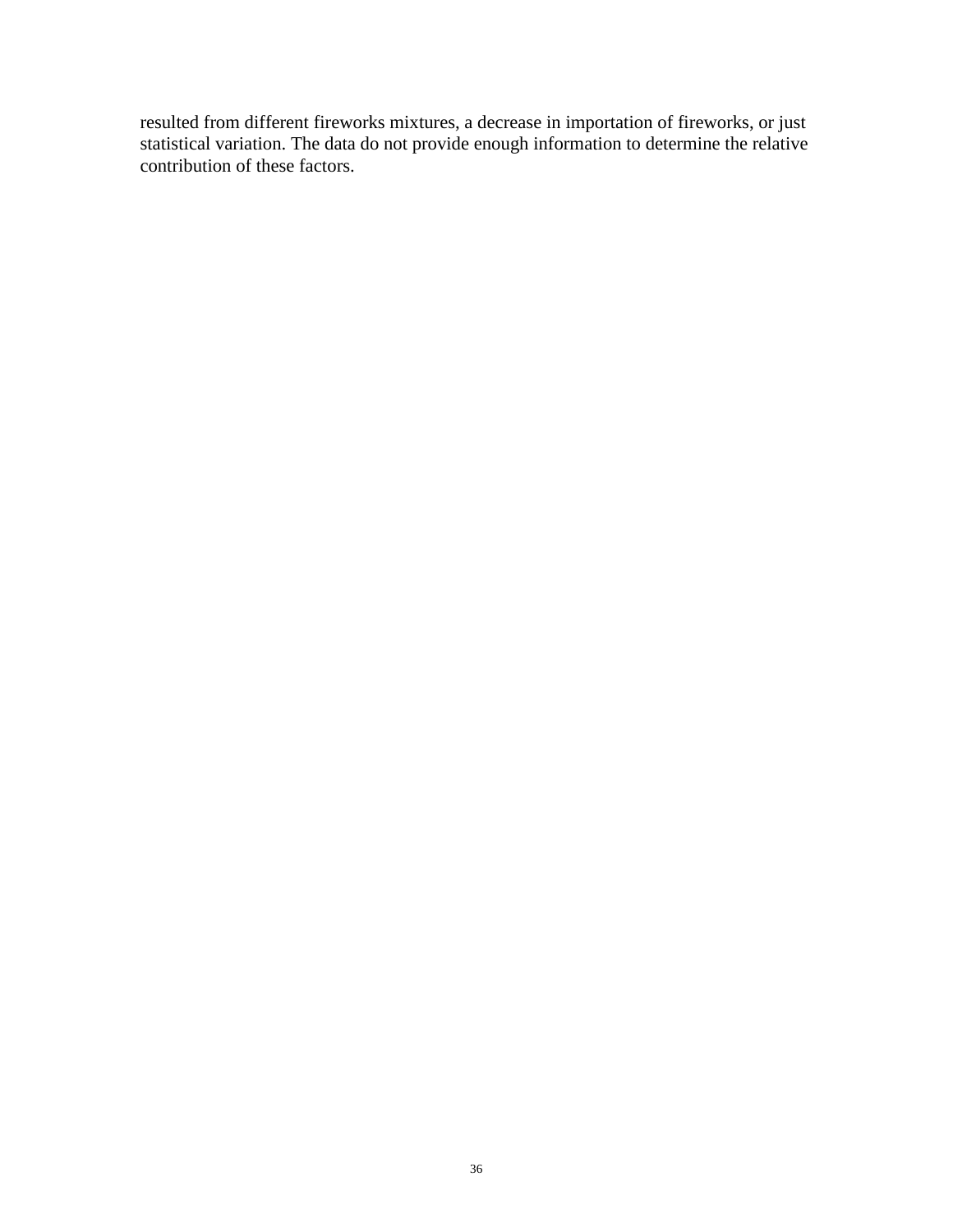resulted from different fireworks mixtures, a decrease in importation of fireworks, or just statistical variation. The data do not provide enough information to determine the relative contribution of these factors.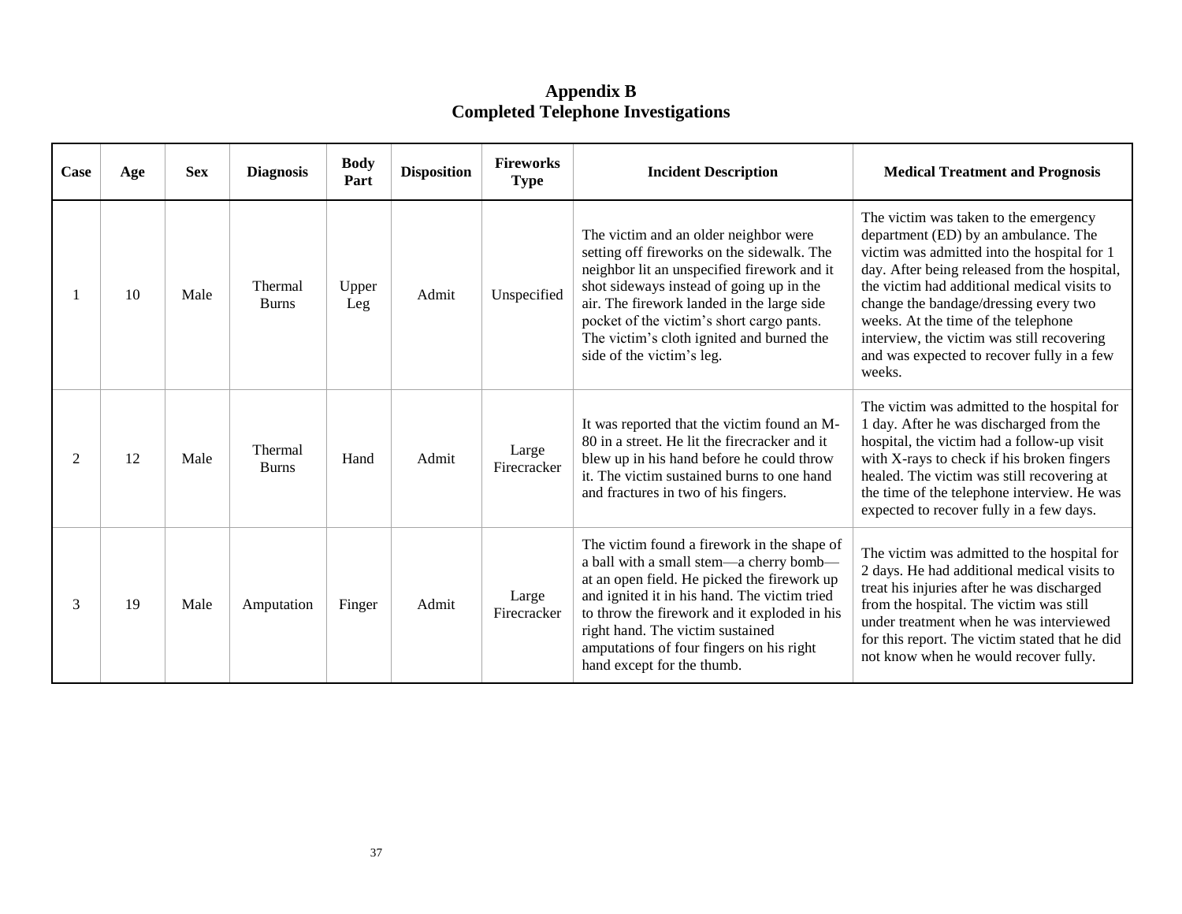# Appendix B
## Completed Telephone Investigations

| Case | Age | Sex | Diagnosis | Body Part | Disposition | Fireworks Type | Incident Description | Medical Treatment and Prognosis |
|---|---|---|---|---|---|---|---|---|
| 1 | 10 | Male | Thermal Burns | Upper Leg | Admit | Unspecified | The victim and an older neighbor were setting off fireworks on the sidewalk. The neighbor lit an unspecified firework and it shot sideways instead of going up in the air. The firework landed in the large side pocket of the victim's short cargo pants. The victim's cloth ignited and burned the side of the victim's leg. | The victim was taken to the emergency department (ED) by an ambulance. The victim was admitted into the hospital for 1 day. After being released from the hospital, the victim had additional medical visits to change the bandage/dressing every two weeks. At the time of the telephone interview, the victim was still recovering and was expected to recover fully in a few weeks. |
| 2 | 12 | Male | Thermal Burns | Hand | Admit | Large Firecracker | It was reported that the victim found an M-80 in a street. He lit the firecracker and it blew up in his hand before he could throw it. The victim sustained burns to one hand and fractures in two of his fingers. | The victim was admitted to the hospital for 1 day. After he was discharged from the hospital, the victim had a follow-up visit with X-rays to check if his broken fingers healed. The victim was still recovering at the time of the telephone interview. He was expected to recover fully in a few days. |
| 3 | 19 | Male | Amputation | Finger | Admit | Large Firecracker | The victim found a firework in the shape of a ball with a small stem—a cherry bomb—at an open field. He picked the firework up and ignited it in his hand. The victim tried to throw the firework and it exploded in his right hand. The victim sustained amputations of four fingers on his right hand except for the thumb. | The victim was admitted to the hospital for 2 days. He had additional medical visits to treat his injuries after he was discharged from the hospital. The victim was still under treatment when he was interviewed for this report. The victim stated that he did not know when he would recover fully. |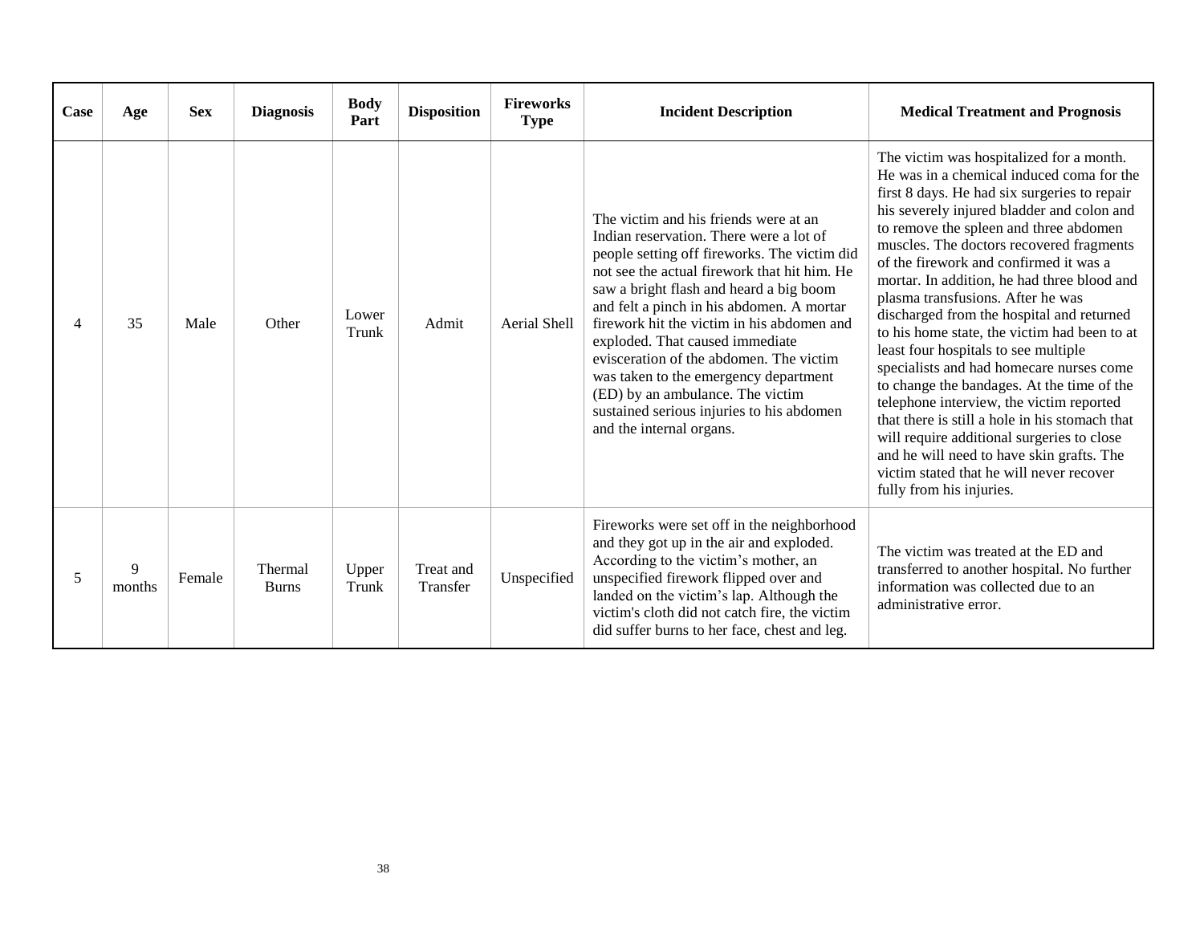| Case | Age | Sex | Diagnosis | Body Part | Disposition | Fireworks Type | Incident Description | Medical Treatment and Prognosis |
| --- | --- | --- | --- | --- | --- | --- | --- | --- |
| 4 | 35 | Male | Other | Lower Trunk | Admit | Aerial Shell | The victim and his friends were at an Indian reservation. There were a lot of people setting off fireworks. The victim did not see the actual firework that hit him. He saw a bright flash and heard a big boom and felt a pinch in his abdomen. A mortar firework hit the victim in his abdomen and exploded. That caused immediate evisceration of the abdomen. The victim was taken to the emergency department (ED) by an ambulance. The victim sustained serious injuries to his abdomen and the internal organs. | The victim was hospitalized for a month. He was in a chemical induced coma for the first 8 days. He had six surgeries to repair his severely injured bladder and colon and to remove the spleen and three abdomen muscles. The doctors recovered fragments of the firework and confirmed it was a mortar. In addition, he had three blood and plasma transfusions. After he was discharged from the hospital and returned to his home state, the victim had been to at least four hospitals to see multiple specialists and had homecare nurses come to change the bandages. At the time of the telephone interview, the victim reported that there is still a hole in his stomach that will require additional surgeries to close and he will need to have skin grafts. The victim stated that he will never recover fully from his injuries. |
| 5 | 9 months | Female | Thermal Burns | Upper Trunk | Treat and Transfer | Unspecified | Fireworks were set off in the neighborhood and they got up in the air and exploded. According to the victim's mother, an unspecified firework flipped over and landed on the victim's lap. Although the victim's cloth did not catch fire, the victim did suffer burns to her face, chest and leg. | The victim was treated at the ED and transferred to another hospital. No further information was collected due to an administrative error. |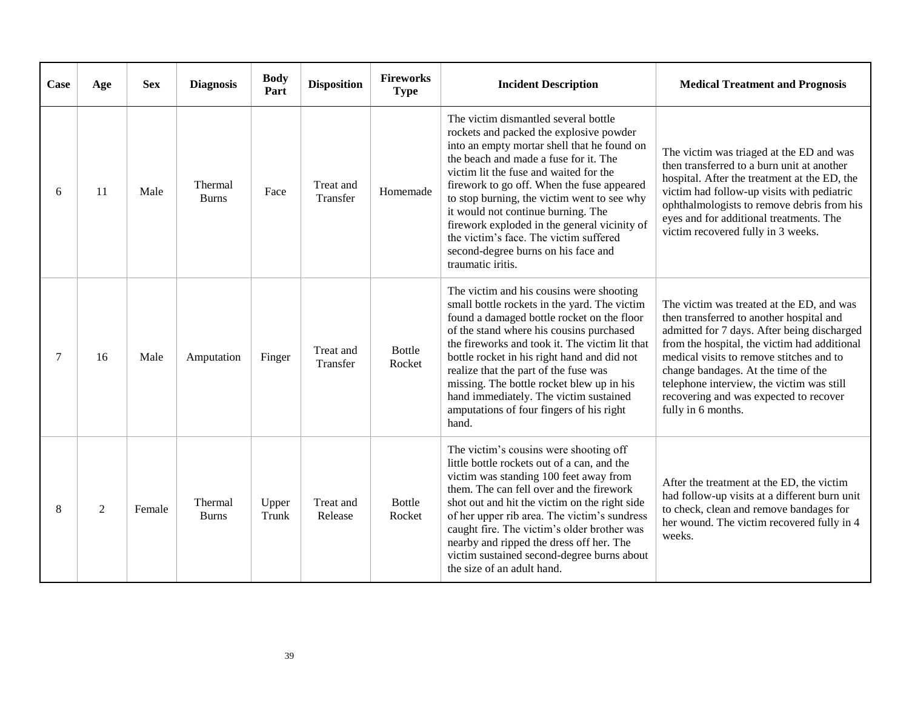| Case | Age | Sex | Diagnosis | Body Part | Disposition | Fireworks Type | Incident Description | Medical Treatment and Prognosis |
|---|---|---|---|---|---|---|---|---|
| 6 | 11 | Male | Thermal Burns | Face | Treat and Transfer | Homemade | The victim dismantled several bottle rockets and packed the explosive powder into an empty mortar shell that he found on the beach and made a fuse for it. The victim lit the fuse and waited for the firework to go off. When the fuse appeared to stop burning, the victim went to see why it would not continue burning. The firework exploded in the general vicinity of the victim's face. The victim suffered second-degree burns on his face and traumatic iritis. | The victim was triaged at the ED and was then transferred to a burn unit at another hospital. After the treatment at the ED, the victim had follow-up visits with pediatric ophthalmologists to remove debris from his eyes and for additional treatments. The victim recovered fully in 3 weeks. |
| 7 | 16 | Male | Amputation | Finger | Treat and Transfer | Bottle Rocket | The victim and his cousins were shooting small bottle rockets in the yard. The victim found a damaged bottle rocket on the floor of the stand where his cousins purchased the fireworks and took it. The victim lit that bottle rocket in his right hand and did not realize that the part of the fuse was missing. The bottle rocket blew up in his hand immediately. The victim sustained amputations of four fingers of his right hand. | The victim was treated at the ED, and was then transferred to another hospital and admitted for 7 days. After being discharged from the hospital, the victim had additional medical visits to remove stitches and to change bandages. At the time of the telephone interview, the victim was still recovering and was expected to recover fully in 6 months. |
| 8 | 2 | Female | Thermal Burns | Upper Trunk | Treat and Release | Bottle Rocket | The victim's cousins were shooting off little bottle rockets out of a can, and the victim was standing 100 feet away from them. The can fell over and the firework shot out and hit the victim on the right side of her upper rib area. The victim's sundress caught fire. The victim's older brother was nearby and ripped the dress off her. The victim sustained second-degree burns about the size of an adult hand. | After the treatment at the ED, the victim had follow-up visits at a different burn unit to check, clean and remove bandages for her wound. The victim recovered fully in 4 weeks. |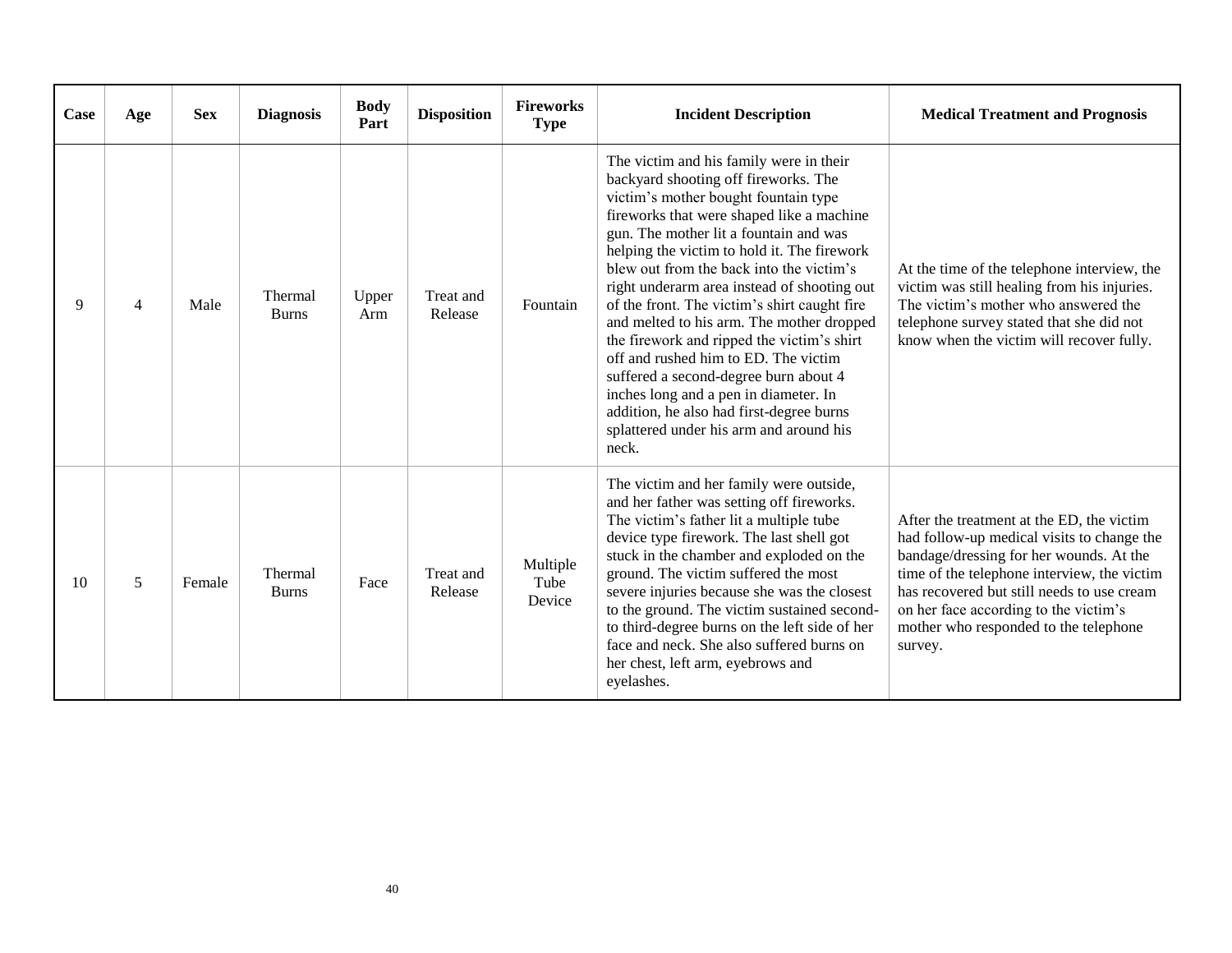| Case | Age | Sex | Diagnosis | Body Part | Disposition | Fireworks Type | Incident Description | Medical Treatment and Prognosis |
|---|---|---|---|---|---|---|---|---|
| 9 | 4 | Male | Thermal Burns | Upper Arm | Treat and Release | Fountain | The victim and his family were in their backyard shooting off fireworks. The victim's mother bought fountain type fireworks that were shaped like a machine gun. The mother lit a fountain and was helping the victim to hold it. The firework blew out from the back into the victim's right underarm area instead of shooting out of the front. The victim's shirt caught fire and melted to his arm. The mother dropped the firework and ripped the victim's shirt off and rushed him to ED. The victim suffered a second-degree burn about 4 inches long and a pen in diameter. In addition, he also had first-degree burns splattered under his arm and around his neck. | At the time of the telephone interview, the victim was still healing from his injuries. The victim's mother who answered the telephone survey stated that she did not know when the victim will recover fully. |
| 10 | 5 | Female | Thermal Burns | Face | Treat and Release | Multiple Tube Device | The victim and her family were outside, and her father was setting off fireworks. The victim's father lit a multiple tube device type firework. The last shell got stuck in the chamber and exploded on the ground. The victim suffered the most severe injuries because she was the closest to the ground. The victim sustained second- to third-degree burns on the left side of her face and neck. She also suffered burns on her chest, left arm, eyebrows and eyelashes. | After the treatment at the ED, the victim had follow-up medical visits to change the bandage/dressing for her wounds. At the time of the telephone interview, the victim has recovered but still needs to use cream on her face according to the victim's mother who responded to the telephone survey. |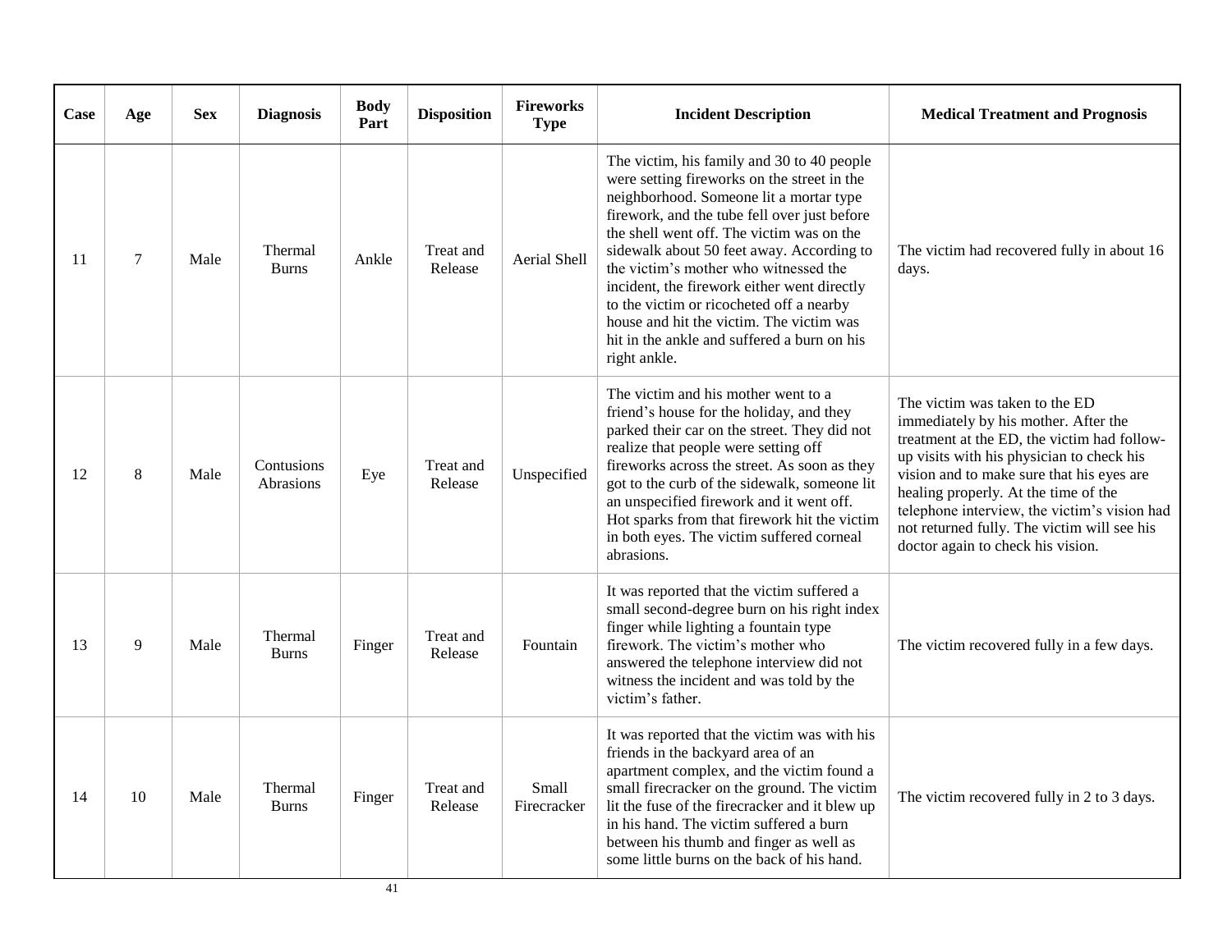| Case | Age | Sex | Diagnosis | Body Part | Disposition | Fireworks Type | Incident Description | Medical Treatment and Prognosis |
|---|---|---|---|---|---|---|---|---|
| 11 | 7 | Male | Thermal Burns | Ankle | Treat and Release | Aerial Shell | The victim, his family and 30 to 40 people were setting fireworks on the street in the neighborhood. Someone lit a mortar type firework, and the tube fell over just before the shell went off. The victim was on the sidewalk about 50 feet away. According to the victim's mother who witnessed the incident, the firework either went directly to the victim or ricocheted off a nearby house and hit the victim. The victim was hit in the ankle and suffered a burn on his right ankle. | The victim had recovered fully in about 16 days. |
| 12 | 8 | Male | Contusions Abrasions | Eye | Treat and Release | Unspecified | The victim and his mother went to a friend's house for the holiday, and they parked their car on the street. They did not realize that people were setting off fireworks across the street. As soon as they got to the curb of the sidewalk, someone lit an unspecified firework and it went off. Hot sparks from that firework hit the victim in both eyes. The victim suffered corneal abrasions. | The victim was taken to the ED immediately by his mother. After the treatment at the ED, the victim had follow-up visits with his physician to check his vision and to make sure that his eyes are healing properly. At the time of the telephone interview, the victim's vision had not returned fully. The victim will see his doctor again to check his vision. |
| 13 | 9 | Male | Thermal Burns | Finger | Treat and Release | Fountain | It was reported that the victim suffered a small second-degree burn on his right index finger while lighting a fountain type firework. The victim's mother who answered the telephone interview did not witness the incident and was told by the victim's father. | The victim recovered fully in a few days. |
| 14 | 10 | Male | Thermal Burns | Finger | Treat and Release | Small Firecracker | It was reported that the victim was with his friends in the backyard area of an apartment complex, and the victim found a small firecracker on the ground. The victim lit the fuse of the firecracker and it blew up in his hand. The victim suffered a burn between his thumb and finger as well as some little burns on the back of his hand. | The victim recovered fully in 2 to 3 days. |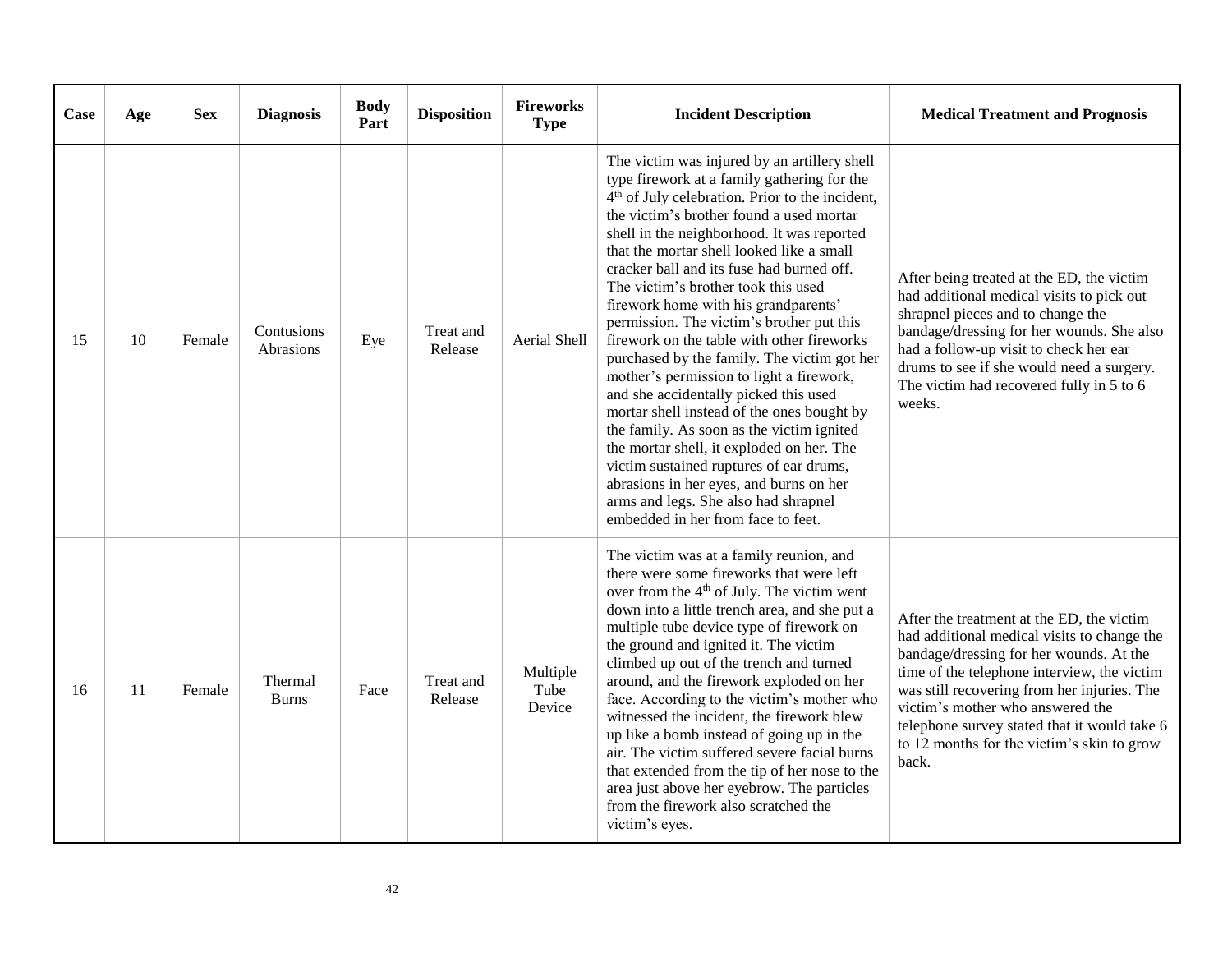| Case | Age | Sex | Diagnosis | Body Part | Disposition | Fireworks Type | Incident Description | Medical Treatment and Prognosis |
|---|---|---|---|---|---|---|---|---|
| 15 | 10 | Female | Contusions Abrasions | Eye | Treat and Release | Aerial Shell | The victim was injured by an artillery shell type firework at a family gathering for the 4th of July celebration. Prior to the incident, the victim's brother found a used mortar shell in the neighborhood. It was reported that the mortar shell looked like a small cracker ball and its fuse had burned off. The victim's brother took this used firework home with his grandparents' permission. The victim's brother put this firework on the table with other fireworks purchased by the family. The victim got her mother's permission to light a firework, and she accidentally picked this used mortar shell instead of the ones bought by the family. As soon as the victim ignited the mortar shell, it exploded on her. The victim sustained ruptures of ear drums, abrasions in her eyes, and burns on her arms and legs. She also had shrapnel embedded in her from face to feet. | After being treated at the ED, the victim had additional medical visits to pick out shrapnel pieces and to change the bandage/dressing for her wounds. She also had a follow-up visit to check her ear drums to see if she would need a surgery. The victim had recovered fully in 5 to 6 weeks. |
| 16 | 11 | Female | Thermal Burns | Face | Treat and Release | Multiple Tube Device | The victim was at a family reunion, and there were some fireworks that were left over from the 4th of July. The victim went down into a little trench area, and she put a multiple tube device type of firework on the ground and ignited it. The victim climbed up out of the trench and turned around, and the firework exploded on her face. According to the victim's mother who witnessed the incident, the firework blew up like a bomb instead of going up in the air. The victim suffered severe facial burns that extended from the tip of her nose to the area just above her eyebrow. The particles from the firework also scratched the victim's eyes. | After the treatment at the ED, the victim had additional medical visits to change the bandage/dressing for her wounds. At the time of the telephone interview, the victim was still recovering from her injuries. The victim's mother who answered the telephone survey stated that it would take 6 to 12 months for the victim's skin to grow back. |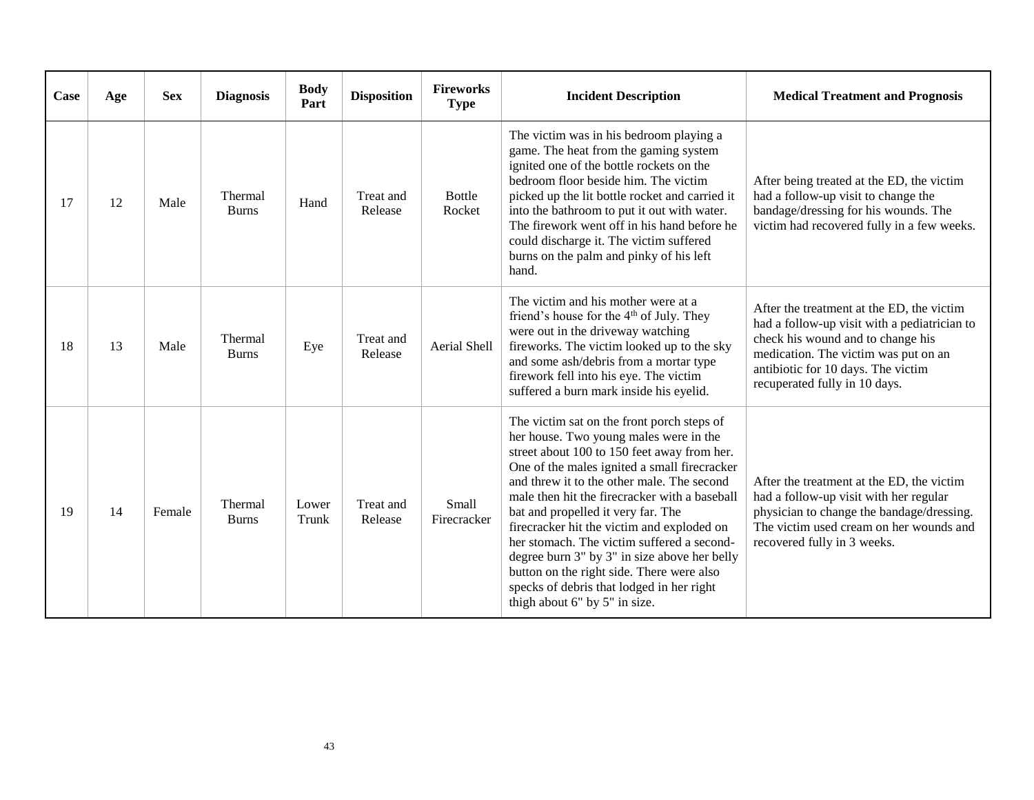| Case | Age | Sex | Diagnosis | Body Part | Disposition | Fireworks Type | Incident Description | Medical Treatment and Prognosis |
|---|---|---|---|---|---|---|---|---|
| 17 | 12 | Male | Thermal Burns | Hand | Treat and Release | Bottle Rocket | The victim was in his bedroom playing a game. The heat from the gaming system ignited one of the bottle rockets on the bedroom floor beside him. The victim picked up the lit bottle rocket and carried it into the bathroom to put it out with water. The firework went off in his hand before he could discharge it. The victim suffered burns on the palm and pinky of his left hand. | After being treated at the ED, the victim had a follow-up visit to change the bandage/dressing for his wounds. The victim had recovered fully in a few weeks. |
| 18 | 13 | Male | Thermal Burns | Eye | Treat and Release | Aerial Shell | The victim and his mother were at a friend's house for the 4th of July. They were out in the driveway watching fireworks. The victim looked up to the sky and some ash/debris from a mortar type firework fell into his eye. The victim suffered a burn mark inside his eyelid. | After the treatment at the ED, the victim had a follow-up visit with a pediatrician to check his wound and to change his medication. The victim was put on an antibiotic for 10 days. The victim recuperated fully in 10 days. |
| 19 | 14 | Female | Thermal Burns | Lower Trunk | Treat and Release | Small Firecracker | The victim sat on the front porch steps of her house. Two young males were in the street about 100 to 150 feet away from her. One of the males ignited a small firecracker and threw it to the other male. The second male then hit the firecracker with a baseball bat and propelled it very far. The firecracker hit the victim and exploded on her stomach. The victim suffered a second-degree burn 3" by 3" in size above her belly button on the right side. There were also specks of debris that lodged in her right thigh about 6" by 5" in size. | After the treatment at the ED, the victim had a follow-up visit with her regular physician to change the bandage/dressing. The victim used cream on her wounds and recovered fully in 3 weeks. |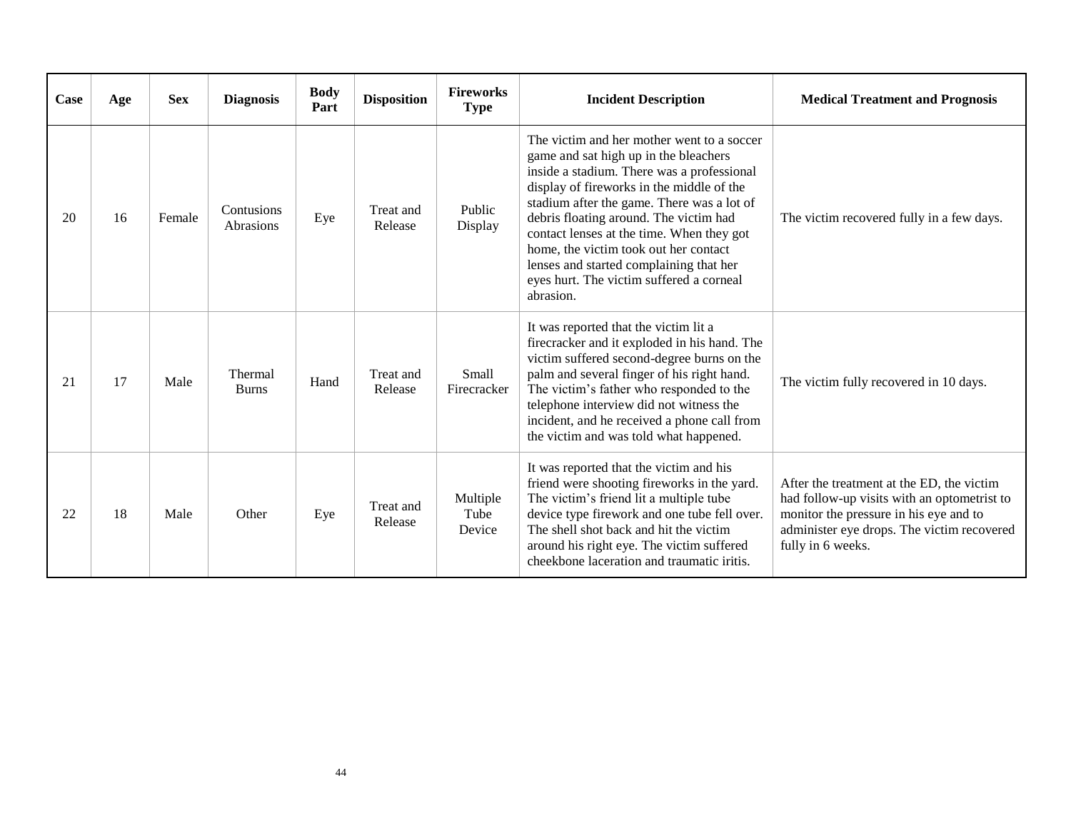| Case | Age | Sex | Diagnosis | Body Part | Disposition | Fireworks Type | Incident Description | Medical Treatment and Prognosis |
|---|---|---|---|---|---|---|---|---|
| 20 | 16 | Female | Contusions Abrasions | Eye | Treat and Release | Public Display | The victim and her mother went to a soccer game and sat high up in the bleachers inside a stadium. There was a professional display of fireworks in the middle of the stadium after the game. There was a lot of debris floating around. The victim had contact lenses at the time. When they got home, the victim took out her contact lenses and started complaining that her eyes hurt. The victim suffered a corneal abrasion. | The victim recovered fully in a few days. |
| 21 | 17 | Male | Thermal Burns | Hand | Treat and Release | Small Firecracker | It was reported that the victim lit a firecracker and it exploded in his hand. The victim suffered second-degree burns on the palm and several finger of his right hand. The victim's father who responded to the telephone interview did not witness the incident, and he received a phone call from the victim and was told what happened. | The victim fully recovered in 10 days. |
| 22 | 18 | Male | Other | Eye | Treat and Release | Multiple Tube Device | It was reported that the victim and his friend were shooting fireworks in the yard. The victim's friend lit a multiple tube device type firework and one tube fell over. The shell shot back and hit the victim around his right eye. The victim suffered cheekbone laceration and traumatic iritis. | After the treatment at the ED, the victim had follow-up visits with an optometrist to monitor the pressure in his eye and to administer eye drops. The victim recovered fully in 6 weeks. |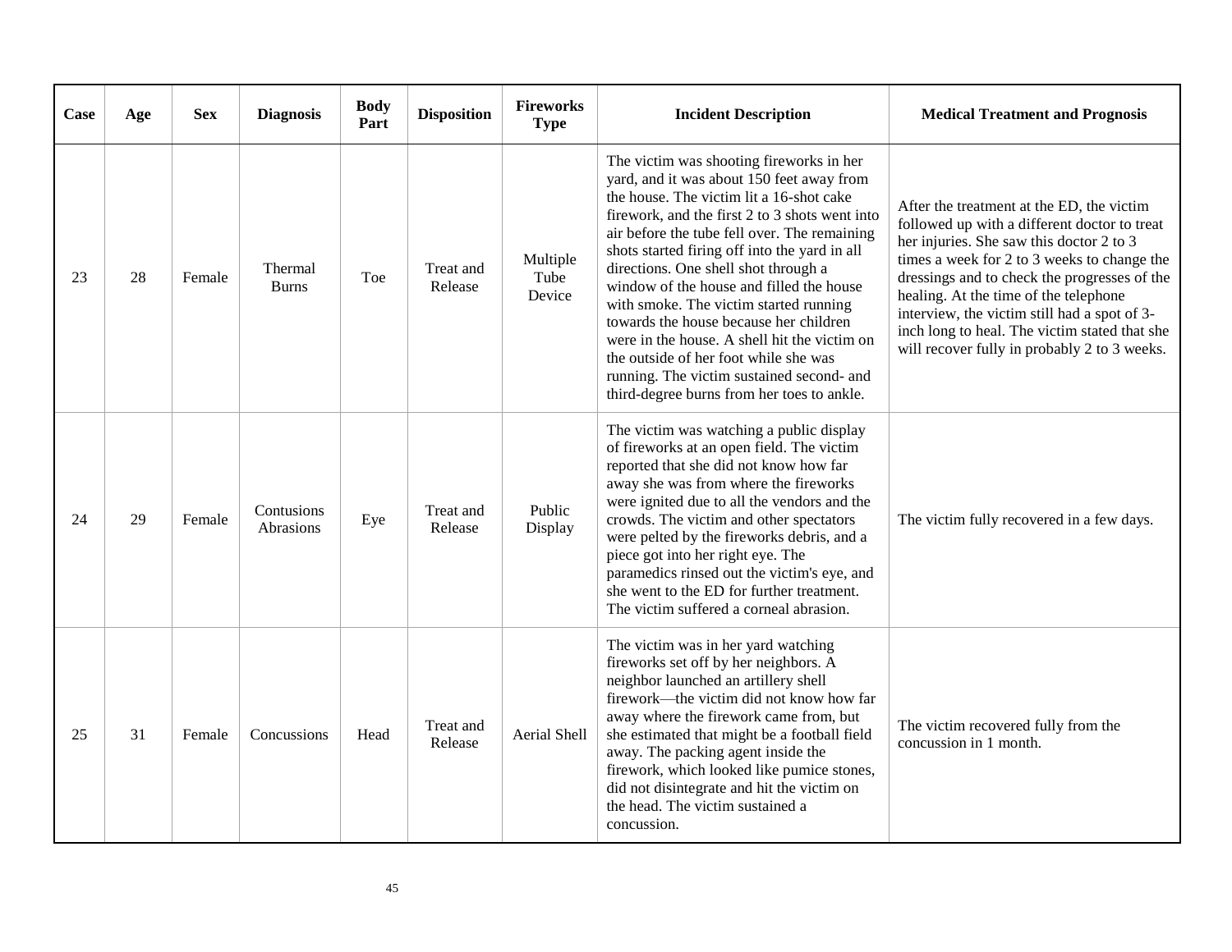| Case | Age | Sex | Diagnosis | Body Part | Disposition | Fireworks Type | Incident Description | Medical Treatment and Prognosis |
|---|---|---|---|---|---|---|---|---|
| 23 | 28 | Female | Thermal Burns | Toe | Treat and Release | Multiple Tube Device | The victim was shooting fireworks in her yard, and it was about 150 feet away from the house. The victim lit a 16-shot cake firework, and the first 2 to 3 shots went into air before the tube fell over. The remaining shots started firing off into the yard in all directions. One shell shot through a window of the house and filled the house with smoke. The victim started running towards the house because her children were in the house. A shell hit the victim on the outside of her foot while she was running. The victim sustained second- and third-degree burns from her toes to ankle. | After the treatment at the ED, the victim followed up with a different doctor to treat her injuries. She saw this doctor 2 to 3 times a week for 2 to 3 weeks to change the dressings and to check the progresses of the healing. At the time of the telephone interview, the victim still had a spot of 3-inch long to heal. The victim stated that she will recover fully in probably 2 to 3 weeks. |
| 24 | 29 | Female | Contusions Abrasions | Eye | Treat and Release | Public Display | The victim was watching a public display of fireworks at an open field. The victim reported that she did not know how far away she was from where the fireworks were ignited due to all the vendors and the crowds. The victim and other spectators were pelted by the fireworks debris, and a piece got into her right eye. The paramedics rinsed out the victim's eye, and she went to the ED for further treatment. The victim suffered a corneal abrasion. | The victim fully recovered in a few days. |
| 25 | 31 | Female | Concussions | Head | Treat and Release | Aerial Shell | The victim was in her yard watching fireworks set off by her neighbors. A neighbor launched an artillery shell firework—the victim did not know how far away where the firework came from, but she estimated that might be a football field away. The packing agent inside the firework, which looked like pumice stones, did not disintegrate and hit the victim on the head. The victim sustained a concussion. | The victim recovered fully from the concussion in 1 month. |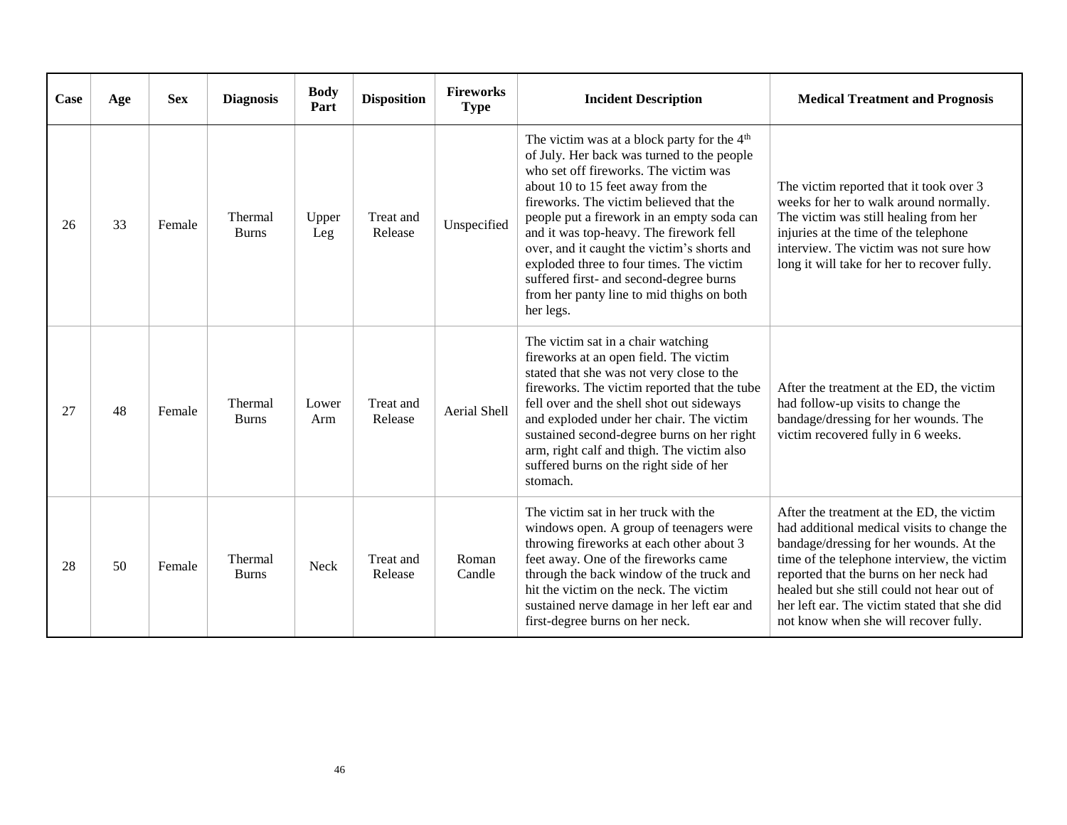| Case | Age | Sex | Diagnosis | Body Part | Disposition | Fireworks Type | Incident Description | Medical Treatment and Prognosis |
|---|---|---|---|---|---|---|---|---|
| 26 | 33 | Female | Thermal Burns | Upper Leg | Treat and Release | Unspecified | The victim was at a block party for the 4th of July. Her back was turned to the people who set off fireworks. The victim was about 10 to 15 feet away from the fireworks. The victim believed that the people put a firework in an empty soda can and it was top-heavy. The firework fell over, and it caught the victim's shorts and exploded three to four times. The victim suffered first- and second-degree burns from her panty line to mid thighs on both her legs. | The victim reported that it took over 3 weeks for her to walk around normally. The victim was still healing from her injuries at the time of the telephone interview. The victim was not sure how long it will take for her to recover fully. |
| 27 | 48 | Female | Thermal Burns | Lower Arm | Treat and Release | Aerial Shell | The victim sat in a chair watching fireworks at an open field. The victim stated that she was not very close to the fireworks. The victim reported that the tube fell over and the shell shot out sideways and exploded under her chair. The victim sustained second-degree burns on her right arm, right calf and thigh. The victim also suffered burns on the right side of her stomach. | After the treatment at the ED, the victim had follow-up visits to change the bandage/dressing for her wounds. The victim recovered fully in 6 weeks. |
| 28 | 50 | Female | Thermal Burns | Neck | Treat and Release | Roman Candle | The victim sat in her truck with the windows open. A group of teenagers were throwing fireworks at each other about 3 feet away. One of the fireworks came through the back window of the truck and hit the victim on the neck. The victim sustained nerve damage in her left ear and first-degree burns on her neck. | After the treatment at the ED, the victim had additional medical visits to change the bandage/dressing for her wounds. At the time of the telephone interview, the victim reported that the burns on her neck had healed but she still could not hear out of her left ear. The victim stated that she did not know when she will recover fully. |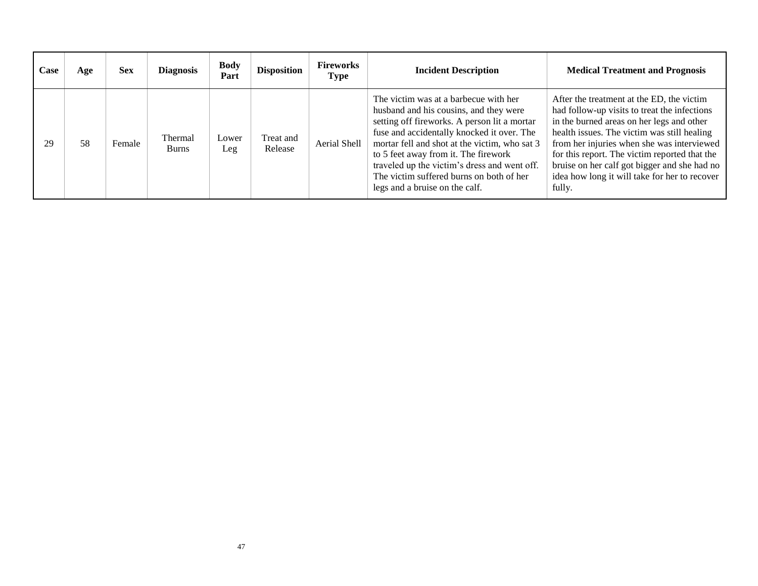| Case | Age | Sex | Diagnosis | Body Part | Disposition | Fireworks Type | Incident Description | Medical Treatment and Prognosis |
|---|---|---|---|---|---|---|---|---|
| 29 | 58 | Female | Thermal Burns | Lower Leg | Treat and Release | Aerial Shell | The victim was at a barbecue with her husband and his cousins, and they were setting off fireworks. A person lit a mortar fuse and accidentally knocked it over. The mortar fell and shot at the victim, who sat 3 to 5 feet away from it. The firework traveled up the victim's dress and went off. The victim suffered burns on both of her legs and a bruise on the calf. | After the treatment at the ED, the victim had follow-up visits to treat the infections in the burned areas on her legs and other health issues. The victim was still healing from her injuries when she was interviewed for this report. The victim reported that the bruise on her calf got bigger and she had no idea how long it will take for her to recover fully. |